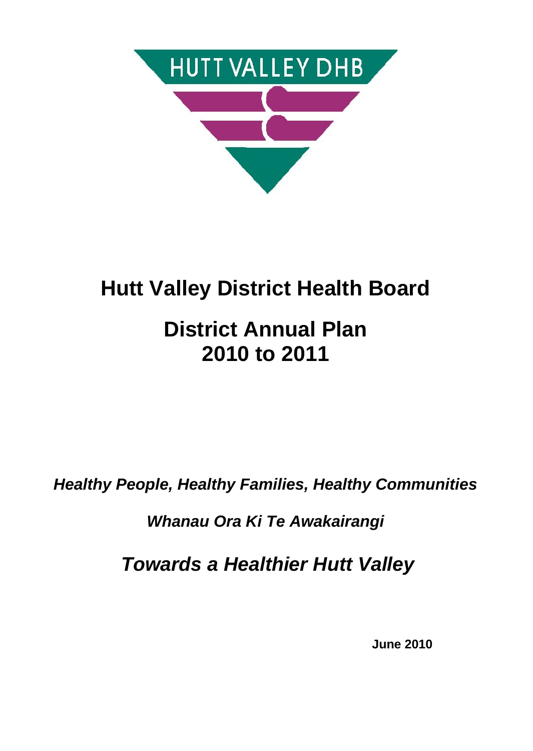HUTT VALLEY DHB

# Hutt Valley District Health Board

# District Annual Plan 2010 to 2011

***Healthy People, Healthy Families, Healthy Communities***

***Whanau Ora Ki Te Awakairangi***

***Towards a Healthier Hutt Valley***

**June 2010**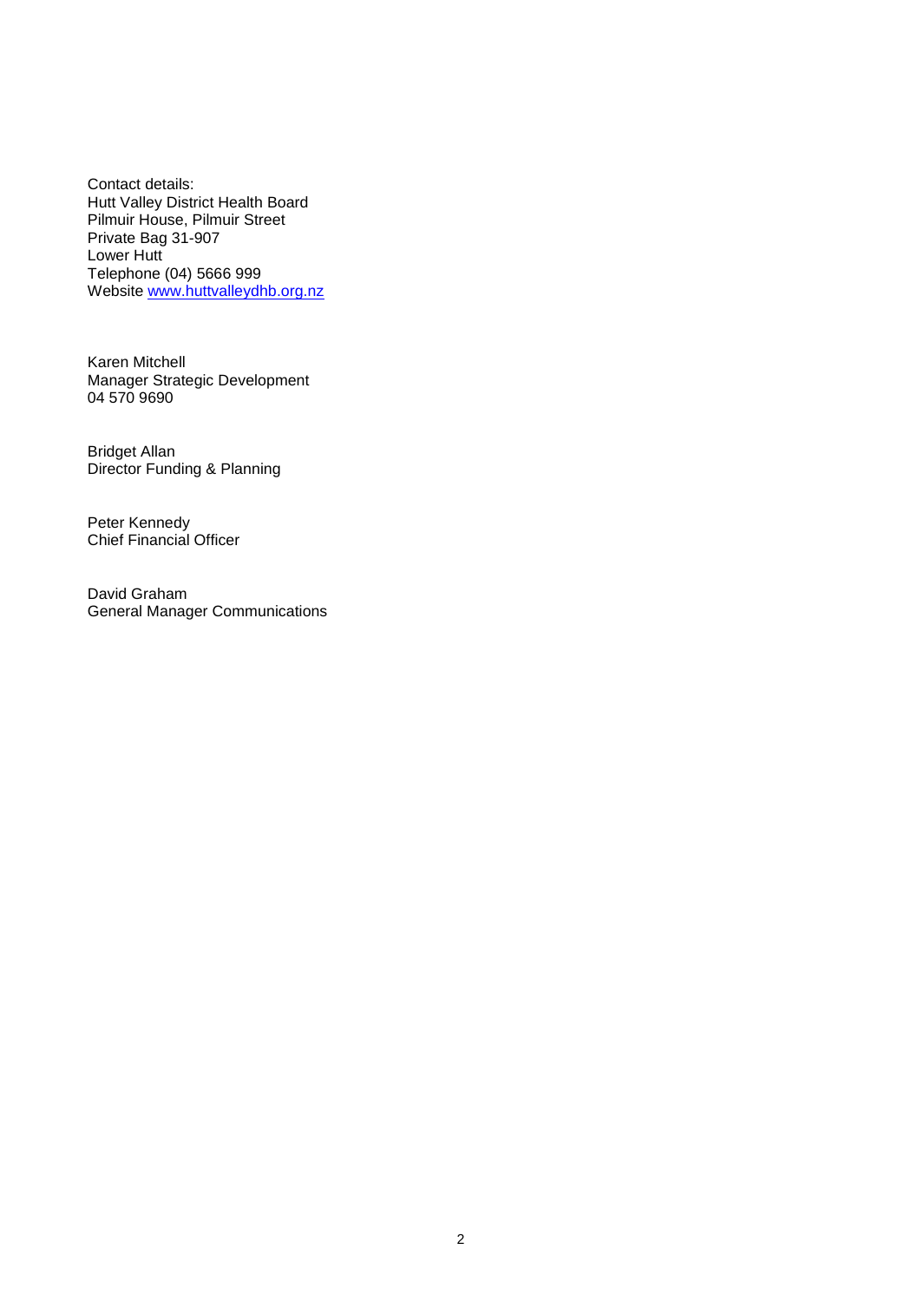Contact details:
Hutt Valley District Health Board
Pilmuir House, Pilmuir Street
Private Bag 31-907
Lower Hutt
Telephone (04) 5666 999
Website [www.huttvalleydhb.org.nz](http://www.huttvalleydhb.org.nz)

Karen Mitchell
Manager Strategic Development
04 570 9690

Bridget Allan
Director Funding & Planning

Peter Kennedy
Chief Financial Officer

David Graham
General Manager Communications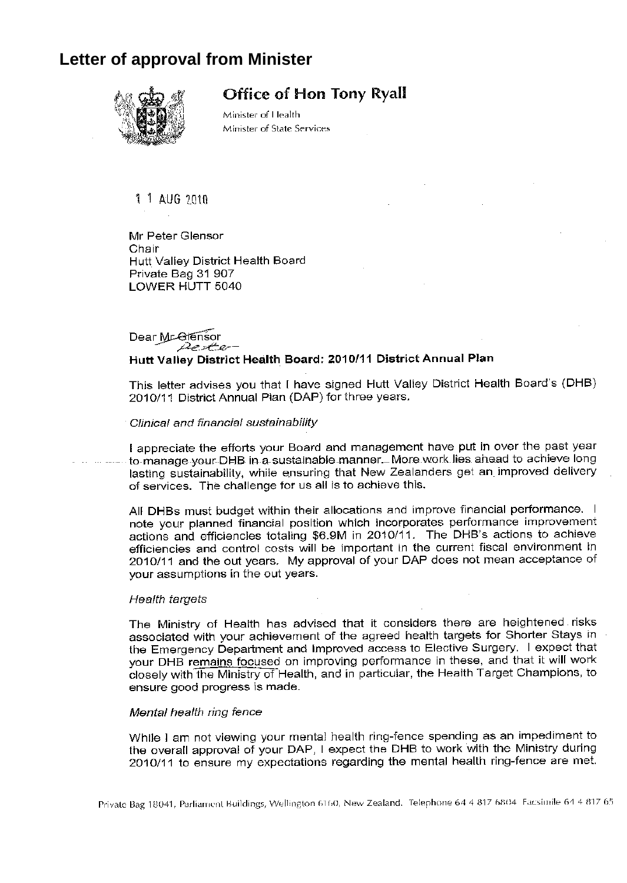# Letter of approval from Minister

## Office of Hon Tony Ryall

Minister of Health
Minister of State Services

11 AUG 2010

Mr Peter Glensor
Chair
Hutt Valley District Health Board
Private Bag 31 907
LOWER HUTT 5040

Dear ~~Mr Glensor~~ Peter

**Hutt Valley District Health Board: 2010/11 District Annual Plan**

This letter advises you that I have signed Hutt Valley District Health Board's (DHB) 2010/11 District Annual Plan (DAP) for three years.

*Clinical and financial sustainability*

I appreciate the efforts your Board and management have put in over the past year to manage your DHB in a sustainable manner. More work lies ahead to achieve long lasting sustainability, while ensuring that New Zealanders get an improved delivery of services. The challenge for us all is to achieve this.

All DHBs must budget within their allocations and improve financial performance. I note your planned financial position which incorporates performance improvement actions and efficiencies totaling $6.9M in 2010/11. The DHB's actions to achieve efficiencies and control costs will be important in the current fiscal environment in 2010/11 and the out years. My approval of your DAP does not mean acceptance of your assumptions in the out years.

*Health targets*

The Ministry of Health has advised that it considers there are heightened risks associated with your achievement of the agreed health targets for Shorter Stays in the Emergency Department and Improved access to Elective Surgery. I expect that your DHB remains focused on improving performance in these, and that it will work closely with the Ministry of Health, and in particular, the Health Target Champions, to ensure good progress is made.

*Mental health ring fence*

While I am not viewing your mental health ring-fence spending as an impediment to the overall approval of your DAP, I expect the DHB to work with the Ministry during 2010/11 to ensure my expectations regarding the mental health ring-fence are met.

Private Bag 18041, Parliament Buildings, Wellington 6160, New Zealand. Telephone 64 4 817 6804 Facsimile 64 4 817 65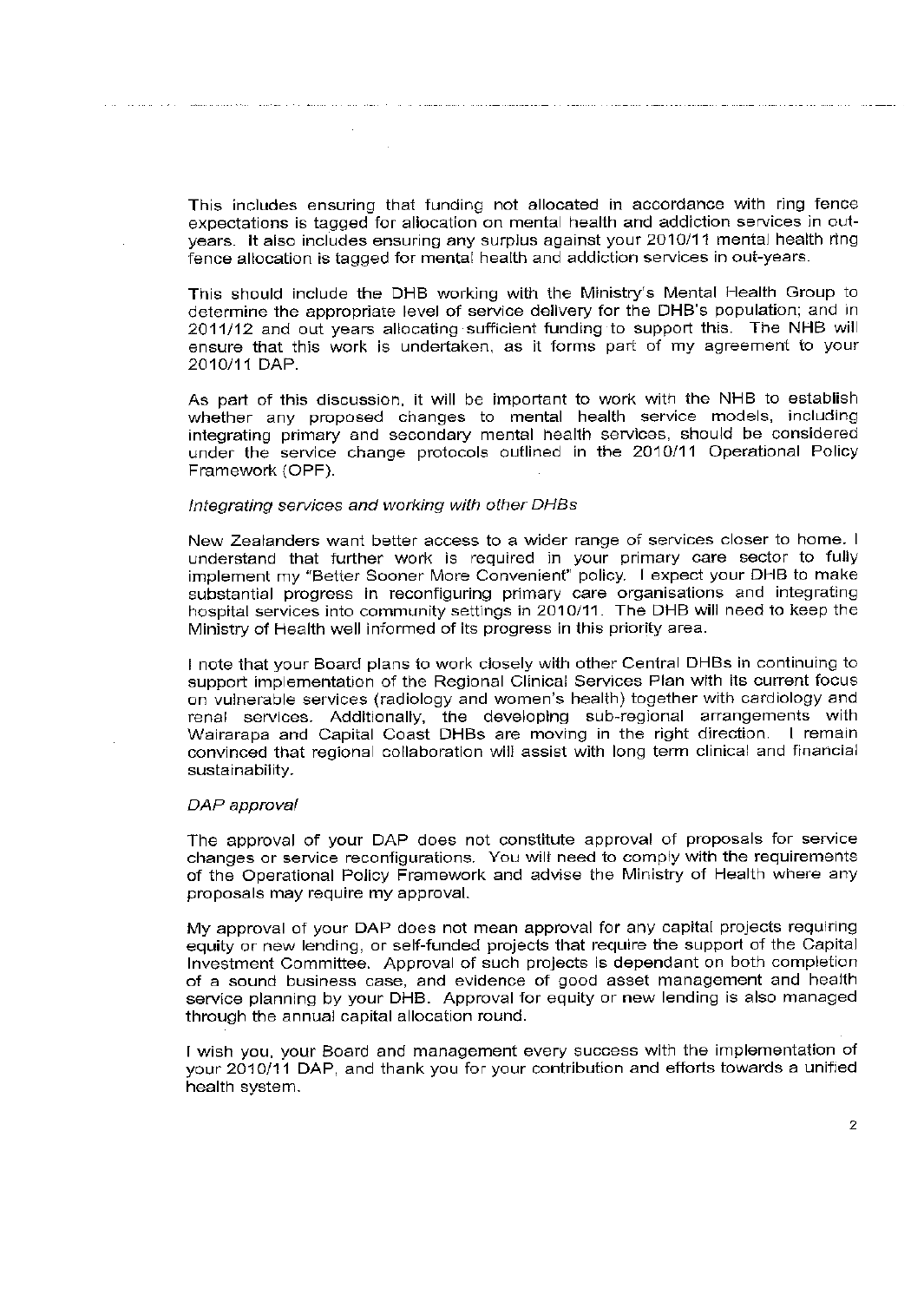This includes ensuring that funding not allocated in accordance with ring fence expectations is tagged for allocation on mental health and addiction services in out-years. It also includes ensuring any surplus against your 2010/11 mental health ring fence allocation is tagged for mental health and addiction services in out-years.

This should include the DHB working with the Ministry's Mental Health Group to determine the appropriate level of service delivery for the DHB's population; and in 2011/12 and out years allocating sufficient funding to support this. The NHB will ensure that this work is undertaken, as it forms part of my agreement to your 2010/11 DAP.

As part of this discussion, it will be important to work with the NHB to establish whether any proposed changes to mental health service models, including integrating primary and secondary mental health services, should be considered under the service change protocols outlined in the 2010/11 Operational Policy Framework (OPF).

*Integrating services and working with other DHBs*

New Zealanders want better access to a wider range of services closer to home. I understand that further work is required in your primary care sector to fully implement my "Better Sooner More Convenient" policy. I expect your DHB to make substantial progress in reconfiguring primary care organisations and integrating hospital services into community settings in 2010/11. The DHB will need to keep the Ministry of Health well informed of its progress in this priority area.

I note that your Board plans to work closely with other Central DHBs in continuing to support implementation of the Regional Clinical Services Plan with its current focus on vulnerable services (radiology and women's health) together with cardiology and renal services. Additionally, the developing sub-regional arrangements with Wairarapa and Capital Coast DHBs are moving in the right direction. I remain convinced that regional collaboration will assist with long term clinical and financial sustainability.

*DAP approval*

The approval of your DAP does not constitute approval of proposals for service changes or service reconfigurations. You will need to comply with the requirements of the Operational Policy Framework and advise the Ministry of Health where any proposals may require my approval.

My approval of your DAP does not mean approval for any capital projects requiring equity or new lending, or self-funded projects that require the support of the Capital Investment Committee. Approval of such projects is dependant on both completion of a sound business case, and evidence of good asset management and health service planning by your DHB. Approval for equity or new lending is also managed through the annual capital allocation round.

I wish you, your Board and management every success with the implementation of your 2010/11 DAP, and thank you for your contribution and efforts towards a unified health system.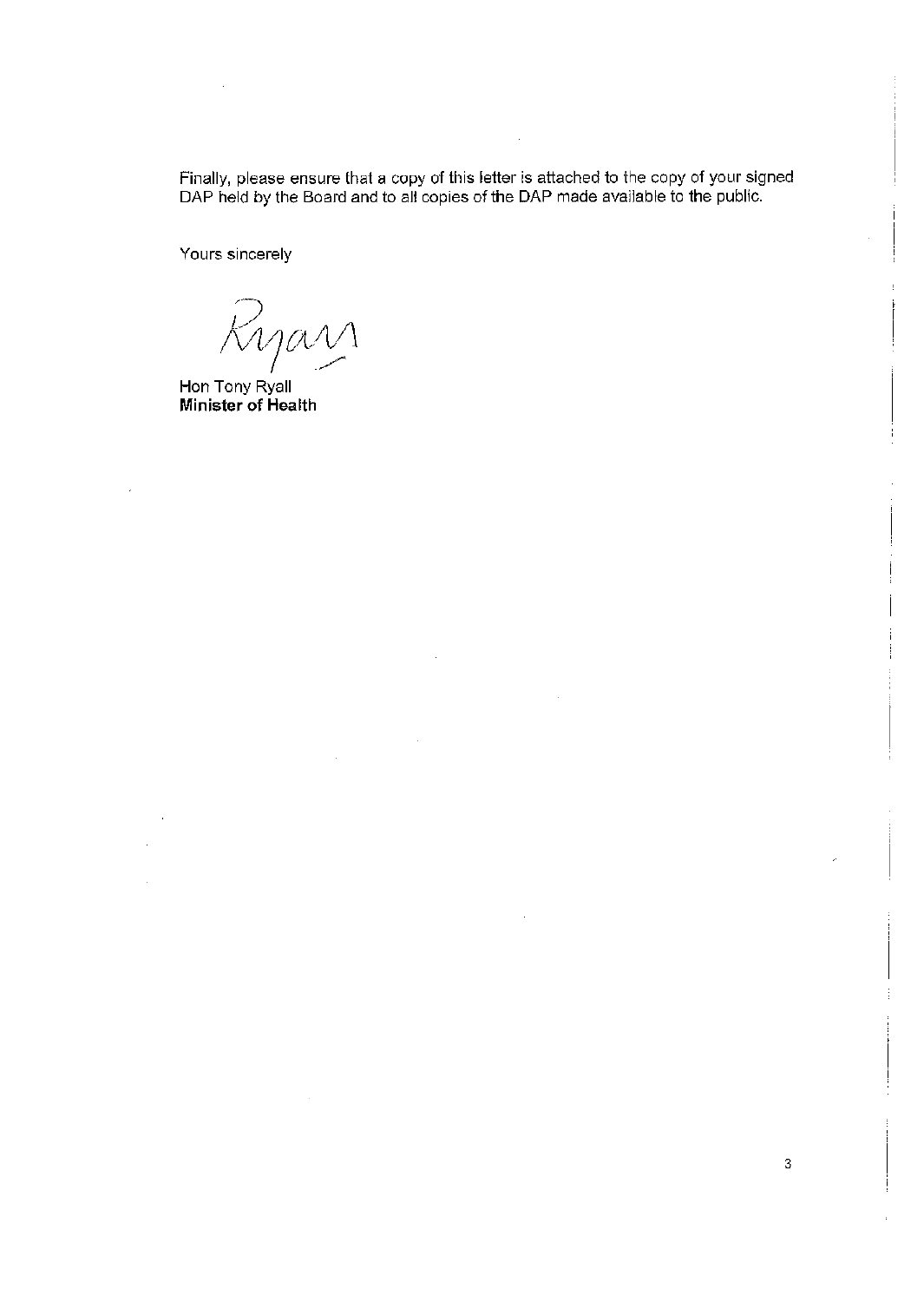Finally, please ensure that a copy of this letter is attached to the copy of your signed DAP held by the Board and to all copies of the DAP made available to the public.

Yours sincerely

Hon Tony Ryall
**Minister of Health**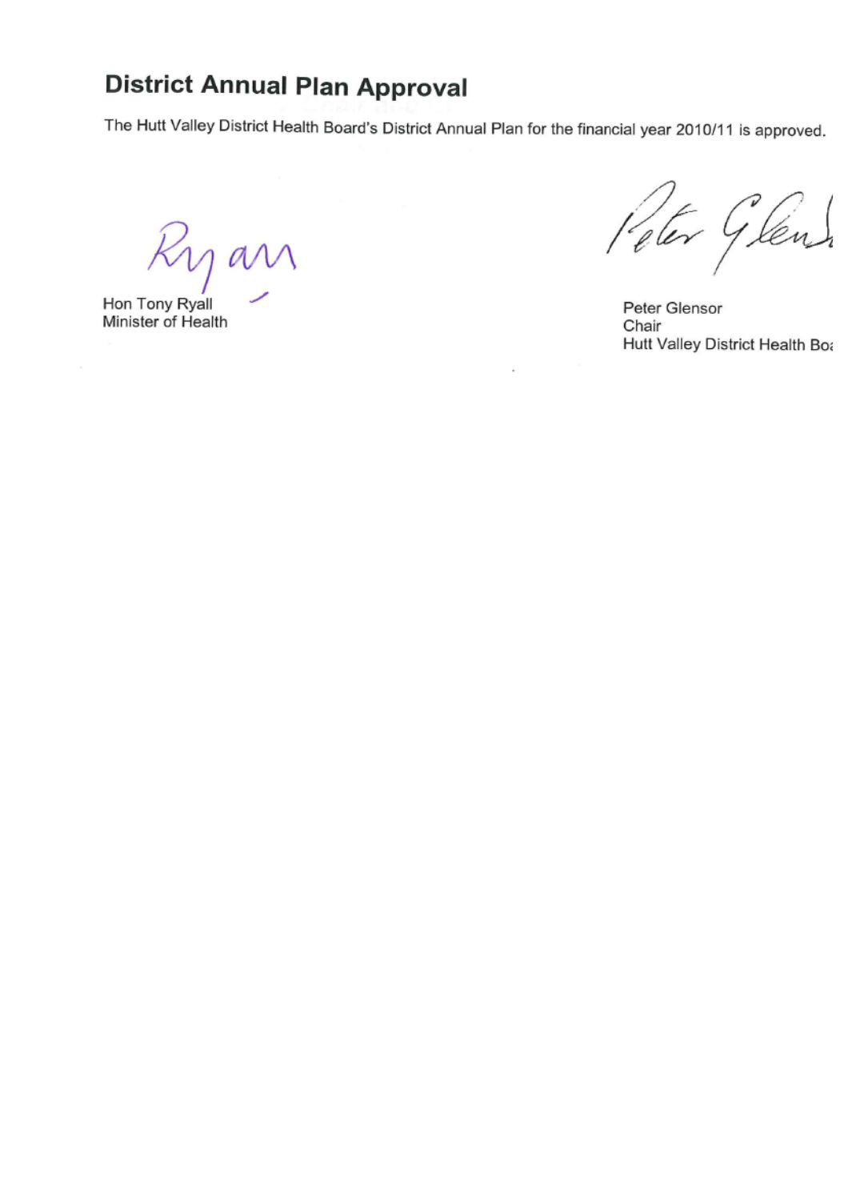## District Annual Plan Approval

The Hutt Valley District Health Board's District Annual Plan for the financial year 2010/11 is approved.

Hon Tony Ryall
Minister of Health

Peter Glensor
Chair
Hutt Valley District Health Boa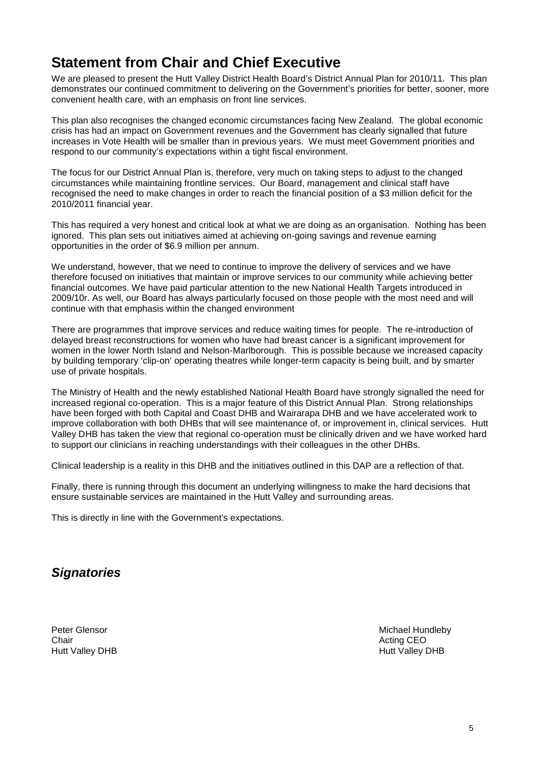# Statement from Chair and Chief Executive

We are pleased to present the Hutt Valley District Health Board's District Annual Plan for 2010/11. This plan demonstrates our continued commitment to delivering on the Government's priorities for better, sooner, more convenient health care, with an emphasis on front line services.

This plan also recognises the changed economic circumstances facing New Zealand. The global economic crisis has had an impact on Government revenues and the Government has clearly signalled that future increases in Vote Health will be smaller than in previous years. We must meet Government priorities and respond to our community's expectations within a tight fiscal environment.

The focus for our District Annual Plan is, therefore, very much on taking steps to adjust to the changed circumstances while maintaining frontline services. Our Board, management and clinical staff have recognised the need to make changes in order to reach the financial position of a $3 million deficit for the 2010/2011 financial year.

This has required a very honest and critical look at what we are doing as an organisation. Nothing has been ignored. This plan sets out initiatives aimed at achieving on-going savings and revenue earning opportunities in the order of $6.9 million per annum.

We understand, however, that we need to continue to improve the delivery of services and we have therefore focused on initiatives that maintain or improve services to our community while achieving better financial outcomes. We have paid particular attention to the new National Health Targets introduced in 2009/10r. As well, our Board has always particularly focused on those people with the most need and will continue with that emphasis within the changed environment

There are programmes that improve services and reduce waiting times for people. The re-introduction of delayed breast reconstructions for women who have had breast cancer is a significant improvement for women in the lower North Island and Nelson-Marlborough. This is possible because we increased capacity by building temporary 'clip-on' operating theatres while longer-term capacity is being built, and by smarter use of private hospitals.

The Ministry of Health and the newly established National Health Board have strongly signalled the need for increased regional co-operation. This is a major feature of this District Annual Plan. Strong relationships have been forged with both Capital and Coast DHB and Wairarapa DHB and we have accelerated work to improve collaboration with both DHBs that will see maintenance of, or improvement in, clinical services. Hutt Valley DHB has taken the view that regional co-operation must be clinically driven and we have worked hard to support our clinicians in reaching understandings with their colleagues in the other DHBs.

Clinical leadership is a reality in this DHB and the initiatives outlined in this DAP are a reflection of that.

Finally, there is running through this document an underlying willingness to make the hard decisions that ensure sustainable services are maintained in the Hutt Valley and surrounding areas.

This is directly in line with the Government's expectations.

## *Signatories*

Peter Glensor
Chair
Hutt Valley DHB

Michael Hundleby
Acting CEO
Hutt Valley DHB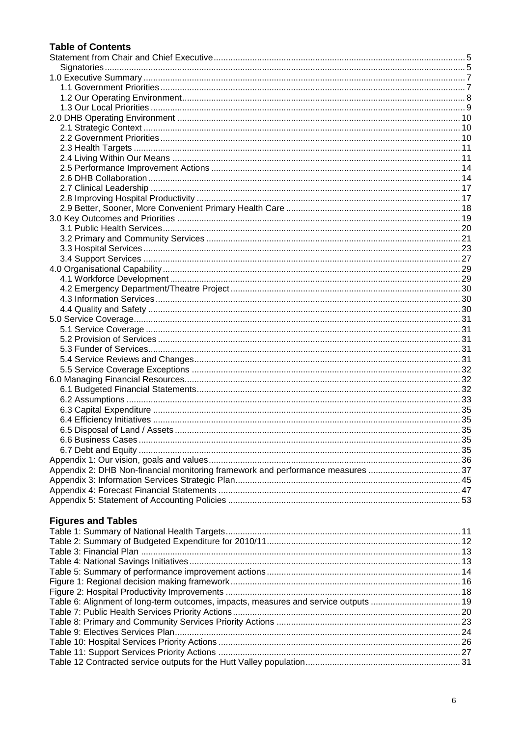## Table of Contents

Statement from Chair and Chief Executive ..... 5
- Signatories ..... 5

1.0 Executive Summary ..... 7
- 1.1 Government Priorities ..... 7
- 1.2 Our Operating Environment ..... 8
- 1.3 Our Local Priorities ..... 9

2.0 DHB Operating Environment ..... 10
- 2.1 Strategic Context ..... 10
- 2.2 Government Priorities ..... 10
- 2.3 Health Targets ..... 11
- 2.4 Living Within Our Means ..... 11
- 2.5 Performance Improvement Actions ..... 14
- 2.6 DHB Collaboration ..... 14
- 2.7 Clinical Leadership ..... 17
- 2.8 Improving Hospital Productivity ..... 17
- 2.9 Better, Sooner, More Convenient Primary Health Care ..... 18

3.0 Key Outcomes and Priorities ..... 19
- 3.1 Public Health Services ..... 20
- 3.2 Primary and Community Services ..... 21
- 3.3 Hospital Services ..... 23
- 3.4 Support Services ..... 27

4.0 Organisational Capability ..... 29
- 4.1 Workforce Development ..... 29
- 4.2 Emergency Department/Theatre Project ..... 30
- 4.3 Information Services ..... 30
- 4.4 Quality and Safety ..... 30

5.0 Service Coverage ..... 31
- 5.1 Service Coverage ..... 31
- 5.2 Provision of Services ..... 31
- 5.3 Funder of Services ..... 31
- 5.4 Service Reviews and Changes ..... 31
- 5.5 Service Coverage Exceptions ..... 32

6.0 Managing Financial Resources ..... 32
- 6.1 Budgeted Financial Statements ..... 32
- 6.2 Assumptions ..... 33
- 6.3 Capital Expenditure ..... 35
- 6.4 Efficiency Initiatives ..... 35
- 6.5 Disposal of Land / Assets ..... 35
- 6.6 Business Cases ..... 35
- 6.7 Debt and Equity ..... 35

Appendix 1: Our vision, goals and values ..... 36
Appendix 2: DHB Non-financial monitoring framework and performance measures ..... 37
Appendix 3: Information Services Strategic Plan ..... 45
Appendix 4: Forecast Financial Statements ..... 47
Appendix 5: Statement of Accounting Policies ..... 53

## Figures and Tables

Table 1: Summary of National Health Targets ..... 11
Table 2: Summary of Budgeted Expenditure for 2010/11 ..... 12
Table 3: Financial Plan ..... 13
Table 4: National Savings Initiatives ..... 13
Table 5: Summary of performance improvement actions ..... 14
Figure 1: Regional decision making framework ..... 16
Figure 2: Hospital Productivity Improvements ..... 18
Table 6: Alignment of long-term outcomes, impacts, measures and service outputs ..... 19
Table 7: Public Health Services Priority Actions ..... 20
Table 8: Primary and Community Services Priority Actions ..... 23
Table 9: Electives Services Plan ..... 24
Table 10: Hospital Services Priority Actions ..... 26
Table 11: Support Services Priority Actions ..... 27
Table 12 Contracted service outputs for the Hutt Valley population ..... 31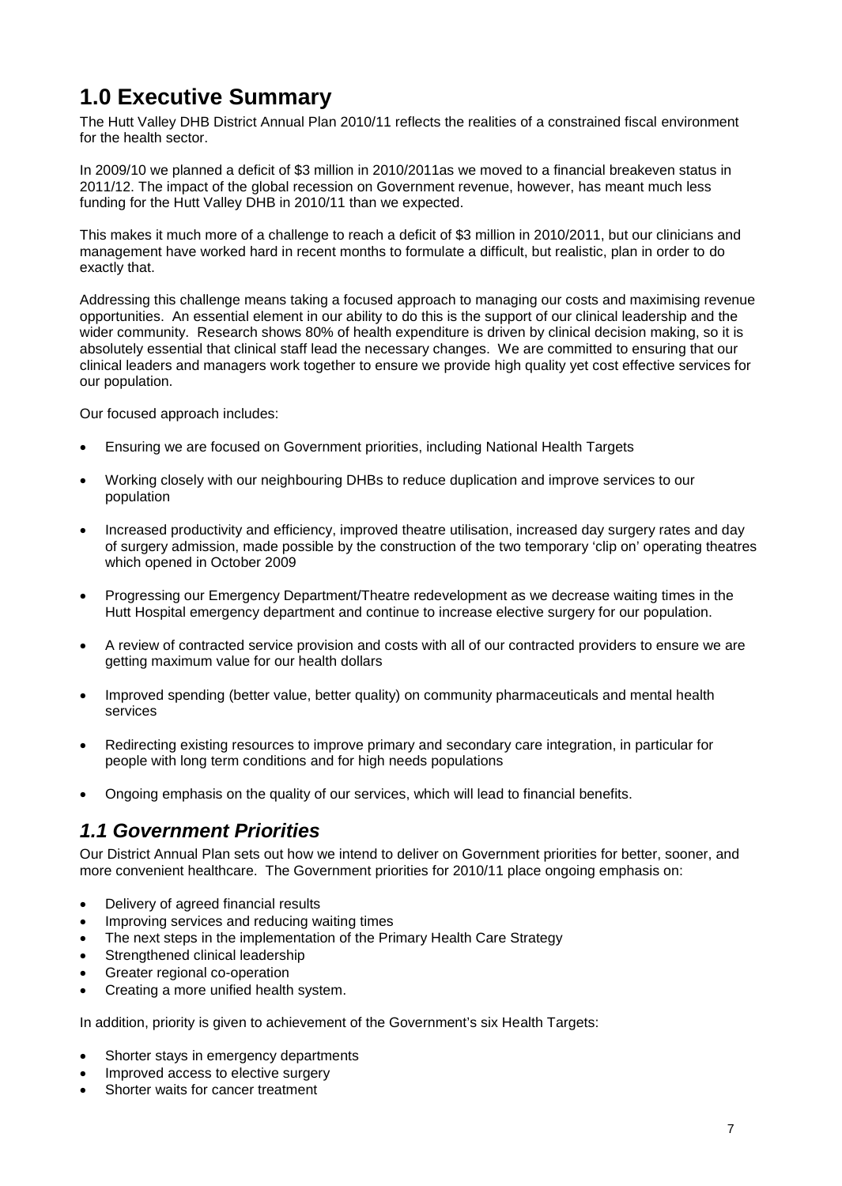# 1.0 Executive Summary

The Hutt Valley DHB District Annual Plan 2010/11 reflects the realities of a constrained fiscal environment for the health sector.

In 2009/10 we planned a deficit of $3 million in 2010/2011as we moved to a financial breakeven status in 2011/12. The impact of the global recession on Government revenue, however, has meant much less funding for the Hutt Valley DHB in 2010/11 than we expected.

This makes it much more of a challenge to reach a deficit of $3 million in 2010/2011, but our clinicians and management have worked hard in recent months to formulate a difficult, but realistic, plan in order to do exactly that.

Addressing this challenge means taking a focused approach to managing our costs and maximising revenue opportunities. An essential element in our ability to do this is the support of our clinical leadership and the wider community. Research shows 80% of health expenditure is driven by clinical decision making, so it is absolutely essential that clinical staff lead the necessary changes. We are committed to ensuring that our clinical leaders and managers work together to ensure we provide high quality yet cost effective services for our population.

Our focused approach includes:

- Ensuring we are focused on Government priorities, including National Health Targets
- Working closely with our neighbouring DHBs to reduce duplication and improve services to our population
- Increased productivity and efficiency, improved theatre utilisation, increased day surgery rates and day of surgery admission, made possible by the construction of the two temporary 'clip on' operating theatres which opened in October 2009
- Progressing our Emergency Department/Theatre redevelopment as we decrease waiting times in the Hutt Hospital emergency department and continue to increase elective surgery for our population.
- A review of contracted service provision and costs with all of our contracted providers to ensure we are getting maximum value for our health dollars
- Improved spending (better value, better quality) on community pharmaceuticals and mental health services
- Redirecting existing resources to improve primary and secondary care integration, in particular for people with long term conditions and for high needs populations
- Ongoing emphasis on the quality of our services, which will lead to financial benefits.

## *1.1 Government Priorities*

Our District Annual Plan sets out how we intend to deliver on Government priorities for better, sooner, and more convenient healthcare. The Government priorities for 2010/11 place ongoing emphasis on:

- Delivery of agreed financial results
- Improving services and reducing waiting times
- The next steps in the implementation of the Primary Health Care Strategy
- Strengthened clinical leadership
- Greater regional co-operation
- Creating a more unified health system.

In addition, priority is given to achievement of the Government's six Health Targets:

- Shorter stays in emergency departments
- Improved access to elective surgery
- Shorter waits for cancer treatment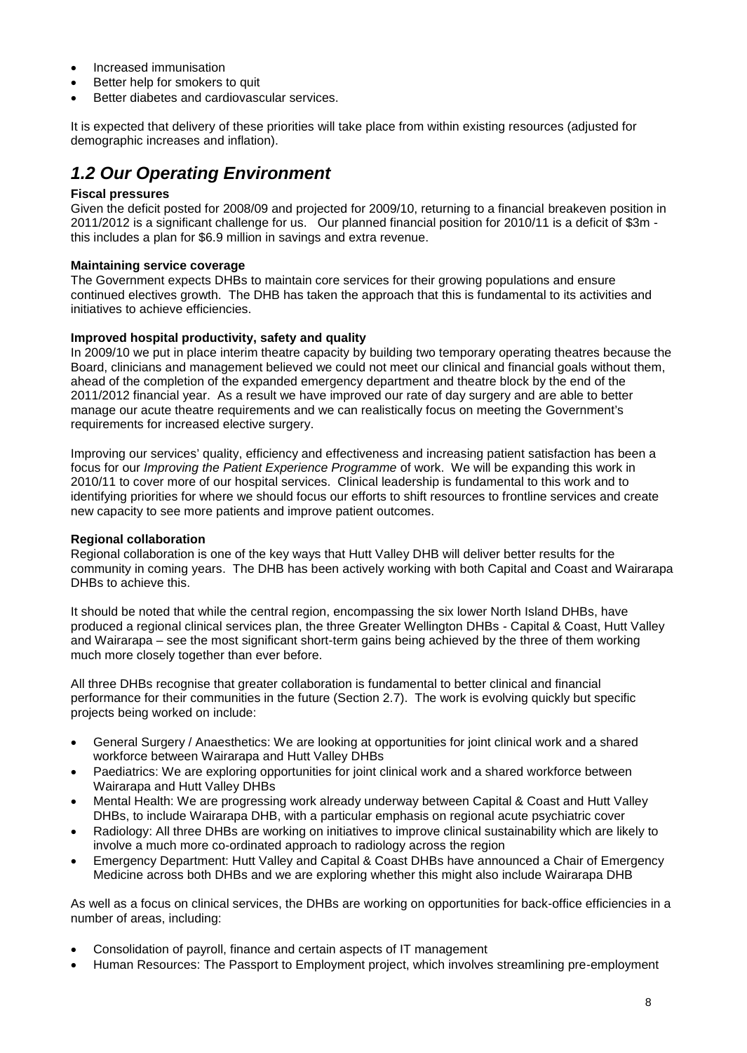- Increased immunisation
- Better help for smokers to quit
- Better diabetes and cardiovascular services.

It is expected that delivery of these priorities will take place from within existing resources (adjusted for demographic increases and inflation).

## *1.2 Our Operating Environment*

**Fiscal pressures**

Given the deficit posted for 2008/09 and projected for 2009/10, returning to a financial breakeven position in 2011/2012 is a significant challenge for us. Our planned financial position for 2010/11 is a deficit of $3m - this includes a plan for $6.9 million in savings and extra revenue.

**Maintaining service coverage**

The Government expects DHBs to maintain core services for their growing populations and ensure continued electives growth. The DHB has taken the approach that this is fundamental to its activities and initiatives to achieve efficiencies.

**Improved hospital productivity, safety and quality**

In 2009/10 we put in place interim theatre capacity by building two temporary operating theatres because the Board, clinicians and management believed we could not meet our clinical and financial goals without them, ahead of the completion of the expanded emergency department and theatre block by the end of the 2011/2012 financial year. As a result we have improved our rate of day surgery and are able to better manage our acute theatre requirements and we can realistically focus on meeting the Government's requirements for increased elective surgery.

Improving our services' quality, efficiency and effectiveness and increasing patient satisfaction has been a focus for our *Improving the Patient Experience Programme* of work. We will be expanding this work in 2010/11 to cover more of our hospital services. Clinical leadership is fundamental to this work and to identifying priorities for where we should focus our efforts to shift resources to frontline services and create new capacity to see more patients and improve patient outcomes.

**Regional collaboration**

Regional collaboration is one of the key ways that Hutt Valley DHB will deliver better results for the community in coming years. The DHB has been actively working with both Capital and Coast and Wairarapa DHBs to achieve this.

It should be noted that while the central region, encompassing the six lower North Island DHBs, have produced a regional clinical services plan, the three Greater Wellington DHBs - Capital & Coast, Hutt Valley and Wairarapa – see the most significant short-term gains being achieved by the three of them working much more closely together than ever before.

All three DHBs recognise that greater collaboration is fundamental to better clinical and financial performance for their communities in the future (Section 2.7). The work is evolving quickly but specific projects being worked on include:

- General Surgery / Anaesthetics: We are looking at opportunities for joint clinical work and a shared workforce between Wairarapa and Hutt Valley DHBs
- Paediatrics: We are exploring opportunities for joint clinical work and a shared workforce between Wairarapa and Hutt Valley DHBs
- Mental Health: We are progressing work already underway between Capital & Coast and Hutt Valley DHBs, to include Wairarapa DHB, with a particular emphasis on regional acute psychiatric cover
- Radiology: All three DHBs are working on initiatives to improve clinical sustainability which are likely to involve a much more co-ordinated approach to radiology across the region
- Emergency Department: Hutt Valley and Capital & Coast DHBs have announced a Chair of Emergency Medicine across both DHBs and we are exploring whether this might also include Wairarapa DHB

As well as a focus on clinical services, the DHBs are working on opportunities for back-office efficiencies in a number of areas, including:

- Consolidation of payroll, finance and certain aspects of IT management
- Human Resources: The Passport to Employment project, which involves streamlining pre-employment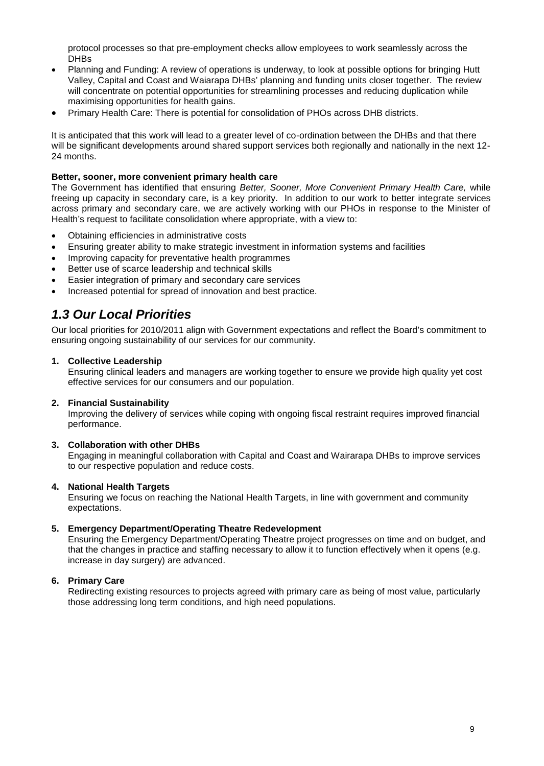protocol processes so that pre-employment checks allow employees to work seamlessly across the DHBs

- Planning and Funding: A review of operations is underway, to look at possible options for bringing Hutt Valley, Capital and Coast and Waiarapa DHBs' planning and funding units closer together. The review will concentrate on potential opportunities for streamlining processes and reducing duplication while maximising opportunities for health gains.
- Primary Health Care: There is potential for consolidation of PHOs across DHB districts.

It is anticipated that this work will lead to a greater level of co-ordination between the DHBs and that there will be significant developments around shared support services both regionally and nationally in the next 12-24 months.

**Better, sooner, more convenient primary health care**

The Government has identified that ensuring *Better, Sooner, More Convenient Primary Health Care,* while freeing up capacity in secondary care, is a key priority. In addition to our work to better integrate services across primary and secondary care, we are actively working with our PHOs in response to the Minister of Health's request to facilitate consolidation where appropriate, with a view to:

- Obtaining efficiencies in administrative costs
- Ensuring greater ability to make strategic investment in information systems and facilities
- Improving capacity for preventative health programmes
- Better use of scarce leadership and technical skills
- Easier integration of primary and secondary care services
- Increased potential for spread of innovation and best practice.

## *1.3 Our Local Priorities*

Our local priorities for 2010/2011 align with Government expectations and reflect the Board's commitment to ensuring ongoing sustainability of our services for our community.

1. **Collective Leadership**
   Ensuring clinical leaders and managers are working together to ensure we provide high quality yet cost effective services for our consumers and our population.

2. **Financial Sustainability**
   Improving the delivery of services while coping with ongoing fiscal restraint requires improved financial performance.

3. **Collaboration with other DHBs**
   Engaging in meaningful collaboration with Capital and Coast and Wairarapa DHBs to improve services to our respective population and reduce costs.

4. **National Health Targets**
   Ensuring we focus on reaching the National Health Targets, in line with government and community expectations.

5. **Emergency Department/Operating Theatre Redevelopment**
   Ensuring the Emergency Department/Operating Theatre project progresses on time and on budget, and that the changes in practice and staffing necessary to allow it to function effectively when it opens (e.g. increase in day surgery) are advanced.

6. **Primary Care**
   Redirecting existing resources to projects agreed with primary care as being of most value, particularly those addressing long term conditions, and high need populations.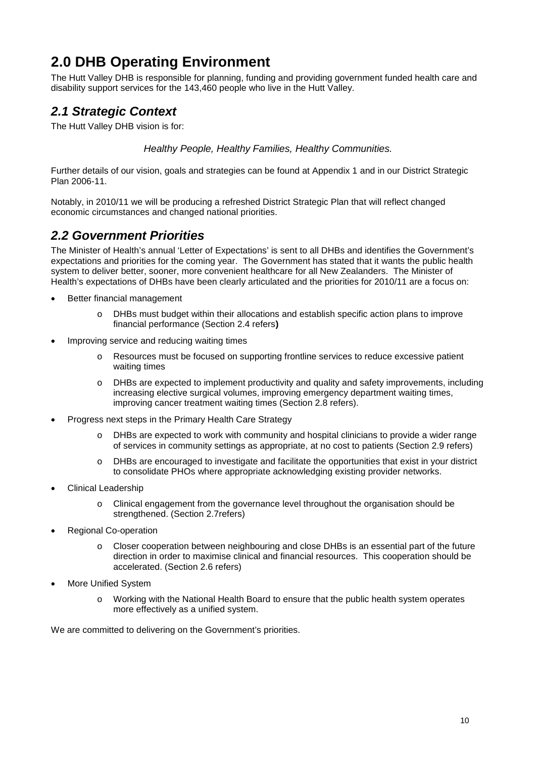# 2.0 DHB Operating Environment

The Hutt Valley DHB is responsible for planning, funding and providing government funded health care and disability support services for the 143,460 people who live in the Hutt Valley.

## *2.1 Strategic Context*

The Hutt Valley DHB vision is for:

*Healthy People, Healthy Families, Healthy Communities.*

Further details of our vision, goals and strategies can be found at Appendix 1 and in our District Strategic Plan 2006-11.

Notably, in 2010/11 we will be producing a refreshed District Strategic Plan that will reflect changed economic circumstances and changed national priorities.

## *2.2 Government Priorities*

The Minister of Health's annual 'Letter of Expectations' is sent to all DHBs and identifies the Government's expectations and priorities for the coming year. The Government has stated that it wants the public health system to deliver better, sooner, more convenient healthcare for all New Zealanders. The Minister of Health's expectations of DHBs have been clearly articulated and the priorities for 2010/11 are a focus on:

- Better financial management
  - DHBs must budget within their allocations and establish specific action plans to improve financial performance (Section 2.4 refers**)**
- Improving service and reducing waiting times
  - Resources must be focused on supporting frontline services to reduce excessive patient waiting times
  - DHBs are expected to implement productivity and quality and safety improvements, including increasing elective surgical volumes, improving emergency department waiting times, improving cancer treatment waiting times (Section 2.8 refers).
- Progress next steps in the Primary Health Care Strategy
  - DHBs are expected to work with community and hospital clinicians to provide a wider range of services in community settings as appropriate, at no cost to patients (Section 2.9 refers)
  - DHBs are encouraged to investigate and facilitate the opportunities that exist in your district to consolidate PHOs where appropriate acknowledging existing provider networks.
- Clinical Leadership
  - Clinical engagement from the governance level throughout the organisation should be strengthened. (Section 2.7refers)
- Regional Co-operation
  - Closer cooperation between neighbouring and close DHBs is an essential part of the future direction in order to maximise clinical and financial resources. This cooperation should be accelerated. (Section 2.6 refers)
- More Unified System
  - Working with the National Health Board to ensure that the public health system operates more effectively as a unified system.

We are committed to delivering on the Government's priorities.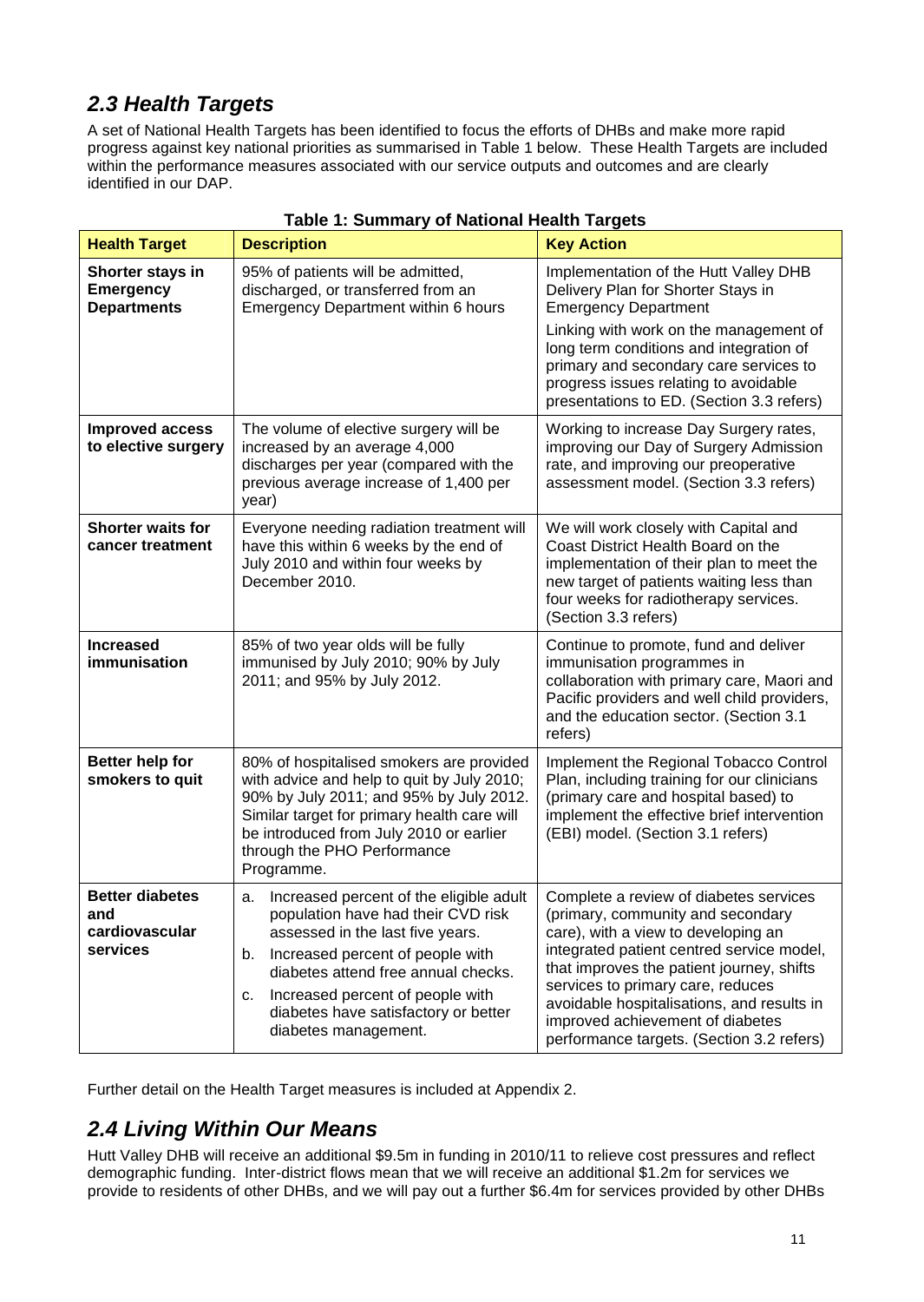## *2.3 Health Targets*

A set of National Health Targets has been identified to focus the efforts of DHBs and make more rapid progress against key national priorities as summarised in Table 1 below. These Health Targets are included within the performance measures associated with our service outputs and outcomes and are clearly identified in our DAP.

**Table 1: Summary of National Health Targets**

| Health Target | Description | Key Action |
|---|---|---|
| **Shorter stays in Emergency Departments** | 95% of patients will be admitted, discharged, or transferred from an Emergency Department within 6 hours | Implementation of the Hutt Valley DHB Delivery Plan for Shorter Stays in Emergency Department<br><br>Linking with work on the management of long term conditions and integration of primary and secondary care services to progress issues relating to avoidable presentations to ED. (Section 3.3 refers) |
| **Improved access to elective surgery** | The volume of elective surgery will be increased by an average 4,000 discharges per year (compared with the previous average increase of 1,400 per year) | Working to increase Day Surgery rates, improving our Day of Surgery Admission rate, and improving our preoperative assessment model. (Section 3.3 refers) |
| **Shorter waits for cancer treatment** | Everyone needing radiation treatment will have this within 6 weeks by the end of July 2010 and within four weeks by December 2010. | We will work closely with Capital and Coast District Health Board on the implementation of their plan to meet the new target of patients waiting less than four weeks for radiotherapy services. (Section 3.3 refers) |
| **Increased immunisation** | 85% of two year olds will be fully immunised by July 2010; 90% by July 2011; and 95% by July 2012. | Continue to promote, fund and deliver immunisation programmes in collaboration with primary care, Maori and Pacific providers and well child providers, and the education sector. (Section 3.1 refers) |
| **Better help for smokers to quit** | 80% of hospitalised smokers are provided with advice and help to quit by July 2010; 90% by July 2011; and 95% by July 2012. Similar target for primary health care will be introduced from July 2010 or earlier through the PHO Performance Programme. | Implement the Regional Tobacco Control Plan, including training for our clinicians (primary care and hospital based) to implement the effective brief intervention (EBI) model. (Section 3.1 refers) |
| **Better diabetes and cardiovascular services** | a. Increased percent of the eligible adult population have had their CVD risk assessed in the last five years.<br>b. Increased percent of people with diabetes attend free annual checks.<br>c. Increased percent of people with diabetes have satisfactory or better diabetes management. | Complete a review of diabetes services (primary, community and secondary care), with a view to developing an integrated patient centred service model, that improves the patient journey, shifts services to primary care, reduces avoidable hospitalisations, and results in improved achievement of diabetes performance targets. (Section 3.2 refers) |

Further detail on the Health Target measures is included at Appendix 2.

## *2.4 Living Within Our Means*

Hutt Valley DHB will receive an additional $9.5m in funding in 2010/11 to relieve cost pressures and reflect demographic funding. Inter-district flows mean that we will receive an additional $1.2m for services we provide to residents of other DHBs, and we will pay out a further $6.4m for services provided by other DHBs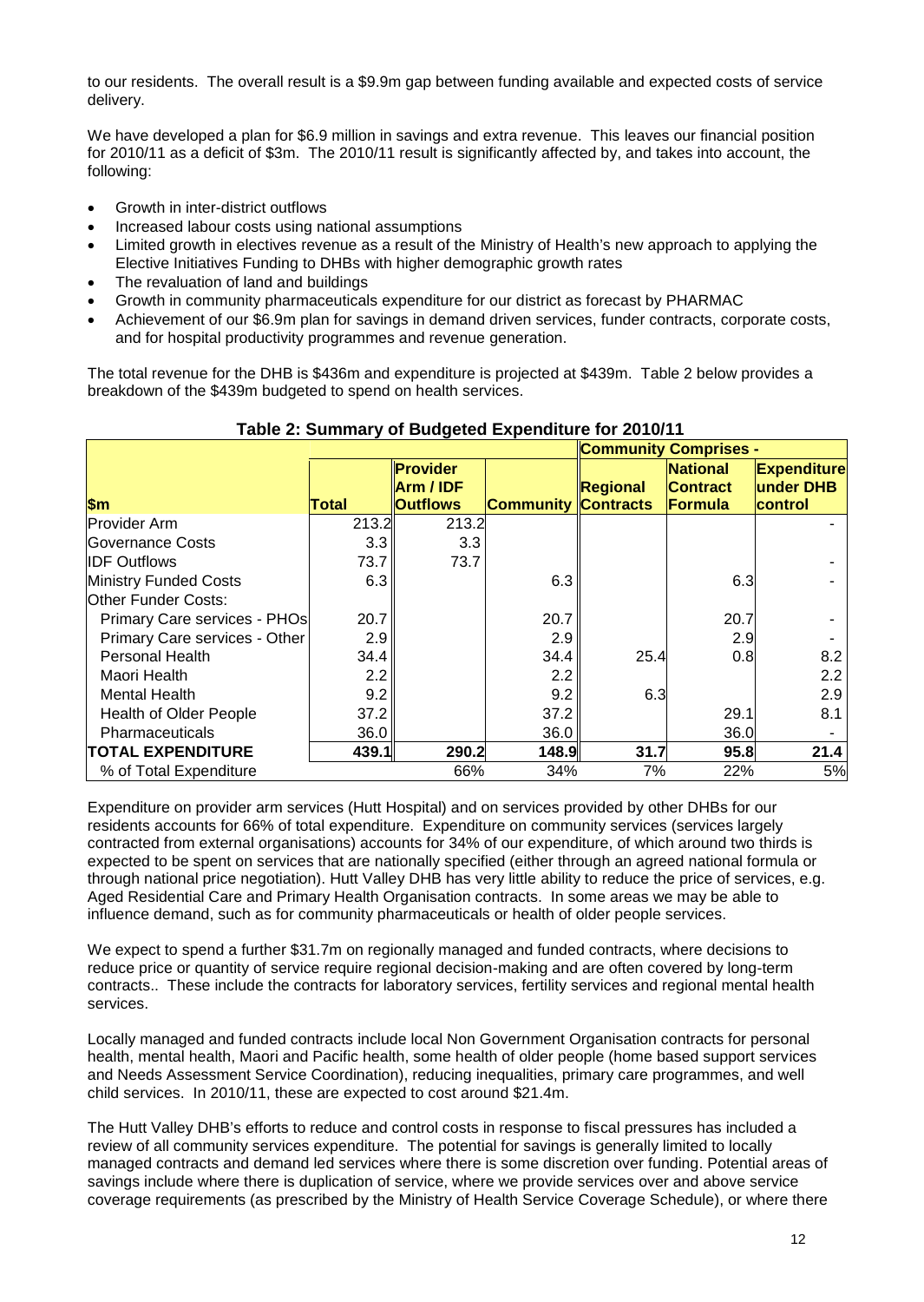to our residents. The overall result is a $9.9m gap between funding available and expected costs of service delivery.

We have developed a plan for $6.9 million in savings and extra revenue. This leaves our financial position for 2010/11 as a deficit of $3m. The 2010/11 result is significantly affected by, and takes into account, the following:

- Growth in inter-district outflows
- Increased labour costs using national assumptions
- Limited growth in electives revenue as a result of the Ministry of Health's new approach to applying the Elective Initiatives Funding to DHBs with higher demographic growth rates
- The revaluation of land and buildings
- Growth in community pharmaceuticals expenditure for our district as forecast by PHARMAC
- Achievement of our $6.9m plan for savings in demand driven services, funder contracts, corporate costs, and for hospital productivity programmes and revenue generation.

The total revenue for the DHB is $436m and expenditure is projected at $439m. Table 2 below provides a breakdown of the $439m budgeted to spend on health services.

**Table 2: Summary of Budgeted Expenditure for 2010/11**

| | | | | Community Comprises - | | |
|---|---|---|---|---|---|---|
| **$m** | **Total** | **Provider Arm / IDF Outflows** | **Community** | **Regional Contracts** | **National Contract Formula** | **Expenditure under DHB control** |
| Provider Arm | 213.2 | 213.2 | | | | - |
| Governance Costs | 3.3 | 3.3 | | | | |
| IDF Outflows | 73.7 | 73.7 | | | | - |
| Ministry Funded Costs | 6.3 | | 6.3 | | 6.3 | - |
| Other Funder Costs: | | | | | | |
| Primary Care services - PHOs | 20.7 | | 20.7 | | 20.7 | - |
| Primary Care services - Other | 2.9 | | 2.9 | | 2.9 | - |
| Personal Health | 34.4 | | 34.4 | 25.4 | 0.8 | 8.2 |
| Maori Health | 2.2 | | 2.2 | | | 2.2 |
| Mental Health | 9.2 | | 9.2 | 6.3 | | 2.9 |
| Health of Older People | 37.2 | | 37.2 | | 29.1 | 8.1 |
| Pharmaceuticals | 36.0 | | 36.0 | | 36.0 | - |
| **TOTAL EXPENDITURE** | **439.1** | **290.2** | **148.9** | **31.7** | **95.8** | **21.4** |
| % of Total Expenditure | | 66% | 34% | 7% | 22% | 5% |

Expenditure on provider arm services (Hutt Hospital) and on services provided by other DHBs for our residents accounts for 66% of total expenditure. Expenditure on community services (services largely contracted from external organisations) accounts for 34% of our expenditure, of which around two thirds is expected to be spent on services that are nationally specified (either through an agreed national formula or through national price negotiation). Hutt Valley DHB has very little ability to reduce the price of services, e.g. Aged Residential Care and Primary Health Organisation contracts. In some areas we may be able to influence demand, such as for community pharmaceuticals or health of older people services.

We expect to spend a further $31.7m on regionally managed and funded contracts, where decisions to reduce price or quantity of service require regional decision-making and are often covered by long-term contracts.. These include the contracts for laboratory services, fertility services and regional mental health services.

Locally managed and funded contracts include local Non Government Organisation contracts for personal health, mental health, Maori and Pacific health, some health of older people (home based support services and Needs Assessment Service Coordination), reducing inequalities, primary care programmes, and well child services. In 2010/11, these are expected to cost around $21.4m.

The Hutt Valley DHB's efforts to reduce and control costs in response to fiscal pressures has included a review of all community services expenditure. The potential for savings is generally limited to locally managed contracts and demand led services where there is some discretion over funding. Potential areas of savings include where there is duplication of service, where we provide services over and above service coverage requirements (as prescribed by the Ministry of Health Service Coverage Schedule), or where there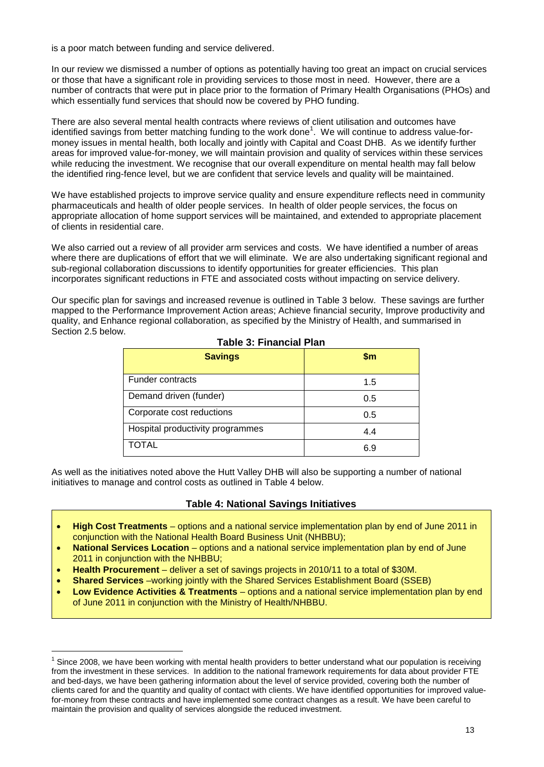is a poor match between funding and service delivered.

In our review we dismissed a number of options as potentially having too great an impact on crucial services or those that have a significant role in providing services to those most in need. However, there are a number of contracts that were put in place prior to the formation of Primary Health Organisations (PHOs) and which essentially fund services that should now be covered by PHO funding.

There are also several mental health contracts where reviews of client utilisation and outcomes have identified savings from better matching funding to the work done[1]. We will continue to address value-for-money issues in mental health, both locally and jointly with Capital and Coast DHB. As we identify further areas for improved value-for-money, we will maintain provision and quality of services within these services while reducing the investment. We recognise that our overall expenditure on mental health may fall below the identified ring-fence level, but we are confident that service levels and quality will be maintained.

We have established projects to improve service quality and ensure expenditure reflects need in community pharmaceuticals and health of older people services. In health of older people services, the focus on appropriate allocation of home support services will be maintained, and extended to appropriate placement of clients in residential care.

We also carried out a review of all provider arm services and costs. We have identified a number of areas where there are duplications of effort that we will eliminate. We are also undertaking significant regional and sub-regional collaboration discussions to identify opportunities for greater efficiencies. This plan incorporates significant reductions in FTE and associated costs without impacting on service delivery.

Our specific plan for savings and increased revenue is outlined in Table 3 below. These savings are further mapped to the Performance Improvement Action areas; Achieve financial security, Improve productivity and quality, and Enhance regional collaboration, as specified by the Ministry of Health, and summarised in Section 2.5 below.

**Table 3: Financial Plan**

| **Savings** | **$m** |
|---|---|
| Funder contracts | 1.5 |
| Demand driven (funder) | 0.5 |
| Corporate cost reductions | 0.5 |
| Hospital productivity programmes | 4.4 |
| TOTAL | 6.9 |

As well as the initiatives noted above the Hutt Valley DHB will also be supporting a number of national initiatives to manage and control costs as outlined in Table 4 below.

**Table 4: National Savings Initiatives**

- **High Cost Treatments** – options and a national service implementation plan by end of June 2011 in conjunction with the National Health Board Business Unit (NHBBU);
- **National Services Location** – options and a national service implementation plan by end of June 2011 in conjunction with the NHBBU;
- **Health Procurement** – deliver a set of savings projects in 2010/11 to a total of $30M.
- **Shared Services** –working jointly with the Shared Services Establishment Board (SSEB)
- **Low Evidence Activities & Treatments** – options and a national service implementation plan by end of June 2011 in conjunction with the Ministry of Health/NHBBU.

[1] Since 2008, we have been working with mental health providers to better understand what our population is receiving from the investment in these services. In addition to the national framework requirements for data about provider FTE and bed-days, we have been gathering information about the level of service provided, covering both the number of clients cared for and the quantity and quality of contact with clients. We have identified opportunities for improved value-for-money from these contracts and have implemented some contract changes as a result. We have been careful to maintain the provision and quality of services alongside the reduced investment.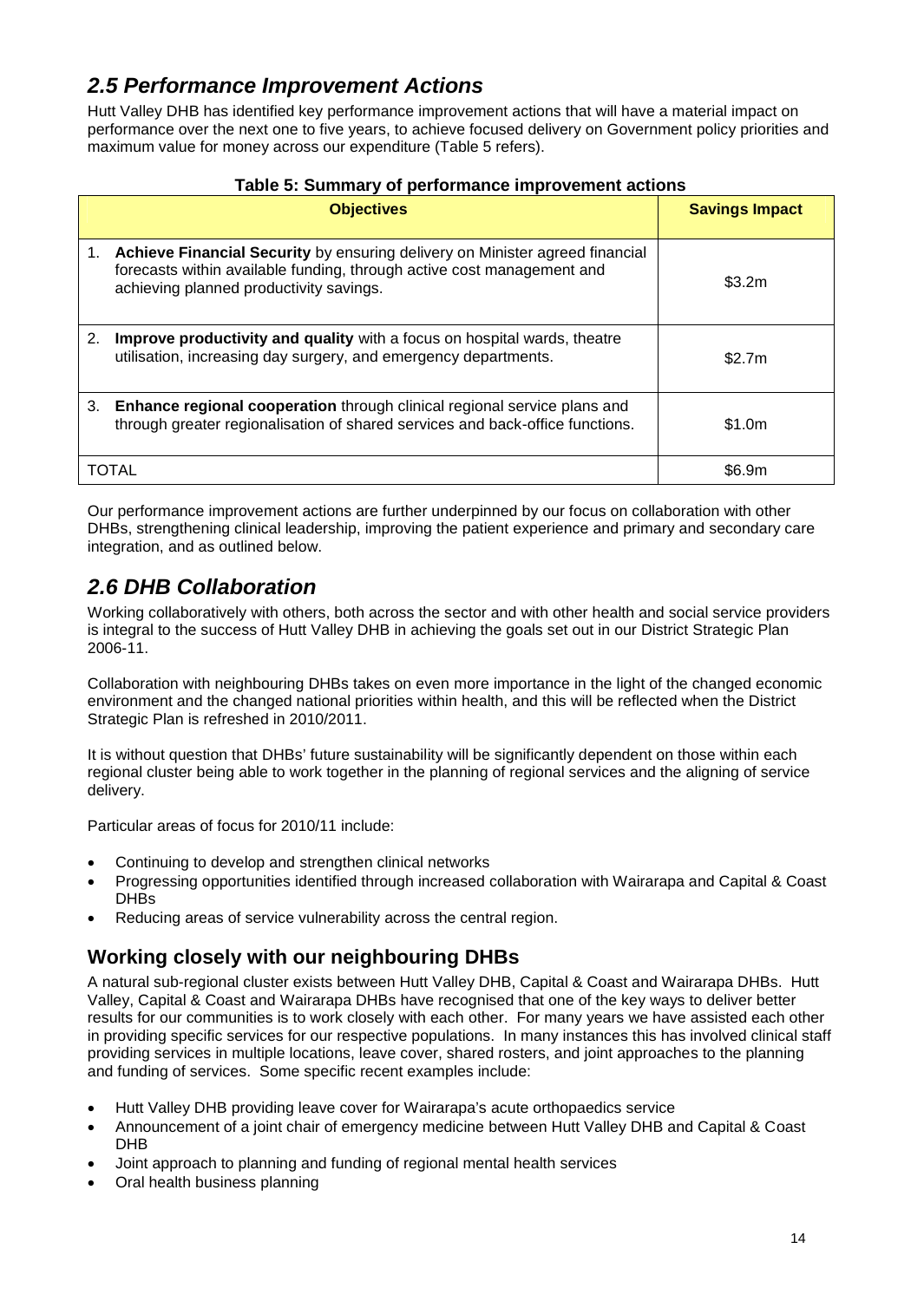## *2.5 Performance Improvement Actions*

Hutt Valley DHB has identified key performance improvement actions that will have a material impact on performance over the next one to five years, to achieve focused delivery on Government policy priorities and maximum value for money across our expenditure (Table 5 refers).

**Table 5: Summary of performance improvement actions**

| Objectives | Savings Impact |
|---|---|
| 1. **Achieve Financial Security** by ensuring delivery on Minister agreed financial forecasts within available funding, through active cost management and achieving planned productivity savings. | \$3.2m |
| 2. **Improve productivity and quality** with a focus on hospital wards, theatre utilisation, increasing day surgery, and emergency departments. | \$2.7m |
| 3. **Enhance regional cooperation** through clinical regional service plans and through greater regionalisation of shared services and back-office functions. | \$1.0m |
| TOTAL | \$6.9m |

Our performance improvement actions are further underpinned by our focus on collaboration with other DHBs, strengthening clinical leadership, improving the patient experience and primary and secondary care integration, and as outlined below.

## *2.6 DHB Collaboration*

Working collaboratively with others, both across the sector and with other health and social service providers is integral to the success of Hutt Valley DHB in achieving the goals set out in our District Strategic Plan 2006-11.

Collaboration with neighbouring DHBs takes on even more importance in the light of the changed economic environment and the changed national priorities within health, and this will be reflected when the District Strategic Plan is refreshed in 2010/2011.

It is without question that DHBs' future sustainability will be significantly dependent on those within each regional cluster being able to work together in the planning of regional services and the aligning of service delivery.

Particular areas of focus for 2010/11 include:

- Continuing to develop and strengthen clinical networks
- Progressing opportunities identified through increased collaboration with Wairarapa and Capital & Coast DHBs
- Reducing areas of service vulnerability across the central region.

### Working closely with our neighbouring DHBs

A natural sub-regional cluster exists between Hutt Valley DHB, Capital & Coast and Wairarapa DHBs. Hutt Valley, Capital & Coast and Wairarapa DHBs have recognised that one of the key ways to deliver better results for our communities is to work closely with each other. For many years we have assisted each other in providing specific services for our respective populations. In many instances this has involved clinical staff providing services in multiple locations, leave cover, shared rosters, and joint approaches to the planning and funding of services. Some specific recent examples include:

- Hutt Valley DHB providing leave cover for Wairarapa's acute orthopaedics service
- Announcement of a joint chair of emergency medicine between Hutt Valley DHB and Capital & Coast DHB
- Joint approach to planning and funding of regional mental health services
- Oral health business planning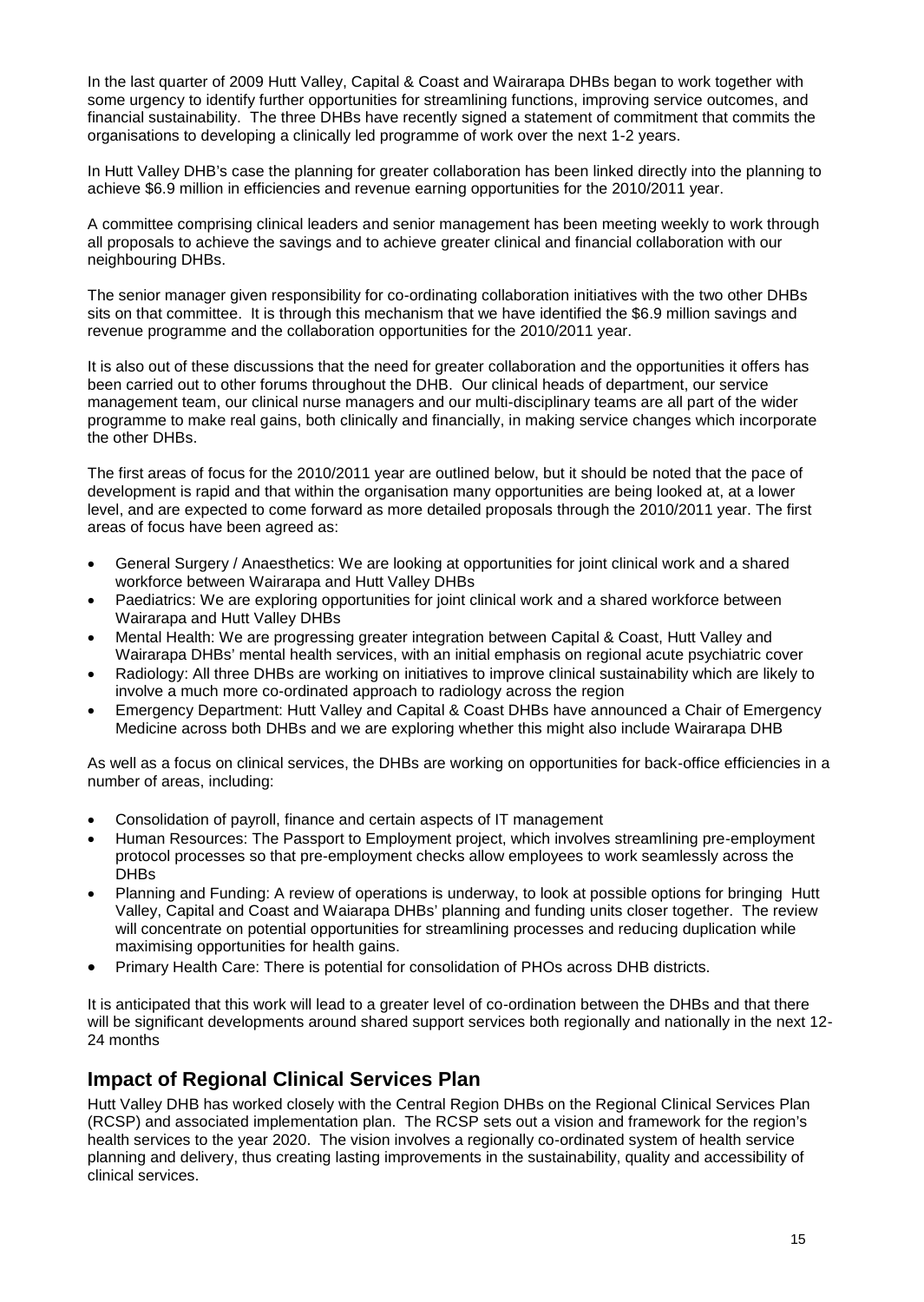In the last quarter of 2009 Hutt Valley, Capital & Coast and Wairarapa DHBs began to work together with some urgency to identify further opportunities for streamlining functions, improving service outcomes, and financial sustainability. The three DHBs have recently signed a statement of commitment that commits the organisations to developing a clinically led programme of work over the next 1-2 years.

In Hutt Valley DHB's case the planning for greater collaboration has been linked directly into the planning to achieve $6.9 million in efficiencies and revenue earning opportunities for the 2010/2011 year.

A committee comprising clinical leaders and senior management has been meeting weekly to work through all proposals to achieve the savings and to achieve greater clinical and financial collaboration with our neighbouring DHBs.

The senior manager given responsibility for co-ordinating collaboration initiatives with the two other DHBs sits on that committee. It is through this mechanism that we have identified the $6.9 million savings and revenue programme and the collaboration opportunities for the 2010/2011 year.

It is also out of these discussions that the need for greater collaboration and the opportunities it offers has been carried out to other forums throughout the DHB. Our clinical heads of department, our service management team, our clinical nurse managers and our multi-disciplinary teams are all part of the wider programme to make real gains, both clinically and financially, in making service changes which incorporate the other DHBs.

The first areas of focus for the 2010/2011 year are outlined below, but it should be noted that the pace of development is rapid and that within the organisation many opportunities are being looked at, at a lower level, and are expected to come forward as more detailed proposals through the 2010/2011 year. The first areas of focus have been agreed as:

- General Surgery / Anaesthetics: We are looking at opportunities for joint clinical work and a shared workforce between Wairarapa and Hutt Valley DHBs
- Paediatrics: We are exploring opportunities for joint clinical work and a shared workforce between Wairarapa and Hutt Valley DHBs
- Mental Health: We are progressing greater integration between Capital & Coast, Hutt Valley and Wairarapa DHBs' mental health services, with an initial emphasis on regional acute psychiatric cover
- Radiology: All three DHBs are working on initiatives to improve clinical sustainability which are likely to involve a much more co-ordinated approach to radiology across the region
- Emergency Department: Hutt Valley and Capital & Coast DHBs have announced a Chair of Emergency Medicine across both DHBs and we are exploring whether this might also include Wairarapa DHB

As well as a focus on clinical services, the DHBs are working on opportunities for back-office efficiencies in a number of areas, including:

- Consolidation of payroll, finance and certain aspects of IT management
- Human Resources: The Passport to Employment project, which involves streamlining pre-employment protocol processes so that pre-employment checks allow employees to work seamlessly across the DHBs
- Planning and Funding: A review of operations is underway, to look at possible options for bringing Hutt Valley, Capital and Coast and Waiarapa DHBs' planning and funding units closer together. The review will concentrate on potential opportunities for streamlining processes and reducing duplication while maximising opportunities for health gains.
- Primary Health Care: There is potential for consolidation of PHOs across DHB districts.

It is anticipated that this work will lead to a greater level of co-ordination between the DHBs and that there will be significant developments around shared support services both regionally and nationally in the next 12-24 months

## Impact of Regional Clinical Services Plan

Hutt Valley DHB has worked closely with the Central Region DHBs on the Regional Clinical Services Plan (RCSP) and associated implementation plan. The RCSP sets out a vision and framework for the region's health services to the year 2020. The vision involves a regionally co-ordinated system of health service planning and delivery, thus creating lasting improvements in the sustainability, quality and accessibility of clinical services.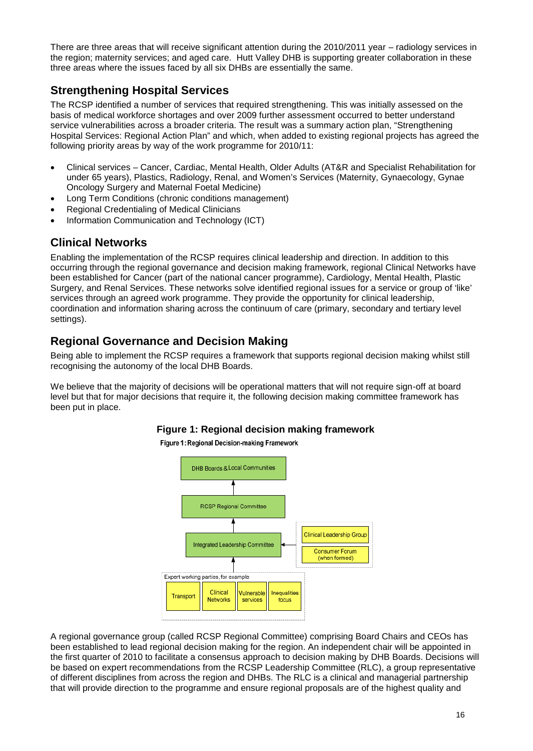There are three areas that will receive significant attention during the 2010/2011 year – radiology services in the region; maternity services; and aged care. Hutt Valley DHB is supporting greater collaboration in these three areas where the issues faced by all six DHBs are essentially the same.

## Strengthening Hospital Services

The RCSP identified a number of services that required strengthening. This was initially assessed on the basis of medical workforce shortages and over 2009 further assessment occurred to better understand service vulnerabilities across a broader criteria. The result was a summary action plan, "Strengthening Hospital Services: Regional Action Plan" and which, when added to existing regional projects has agreed the following priority areas by way of the work programme for 2010/11:

- Clinical services – Cancer, Cardiac, Mental Health, Older Adults (AT&R and Specialist Rehabilitation for under 65 years), Plastics, Radiology, Renal, and Women's Services (Maternity, Gynaecology, Gynae Oncology Surgery and Maternal Foetal Medicine)
- Long Term Conditions (chronic conditions management)
- Regional Credentialing of Medical Clinicians
- Information Communication and Technology (ICT)

## Clinical Networks

Enabling the implementation of the RCSP requires clinical leadership and direction. In addition to this occurring through the regional governance and decision making framework, regional Clinical Networks have been established for Cancer (part of the national cancer programme), Cardiology, Mental Health, Plastic Surgery, and Renal Services. These networks solve identified regional issues for a service or group of 'like' services through an agreed work programme. They provide the opportunity for clinical leadership, coordination and information sharing across the continuum of care (primary, secondary and tertiary level settings).

## Regional Governance and Decision Making

Being able to implement the RCSP requires a framework that supports regional decision making whilst still recognising the autonomy of the local DHB Boards.

We believe that the majority of decisions will be operational matters that will not require sign-off at board level but that for major decisions that require it, the following decision making committee framework has been put in place.

**Figure 1: Regional decision making framework**

Figure 1: Regional Decision-making Framework

DHB Boards & Local Communities

↑

RCSP Regional Committee

↑

Integrated Leadership Committee ← Clinical Leadership Group; Consumer Forum (when formed)

↑

Expert working parties, for example: Transport; Clinical Networks; Vulnerable services; Inequalities focus

A regional governance group (called RCSP Regional Committee) comprising Board Chairs and CEOs has been established to lead regional decision making for the region. An independent chair will be appointed in the first quarter of 2010 to facilitate a consensus approach to decision making by DHB Boards. Decisions will be based on expert recommendations from the RCSP Leadership Committee (RLC), a group representative of different disciplines from across the region and DHBs. The RLC is a clinical and managerial partnership that will provide direction to the programme and ensure regional proposals are of the highest quality and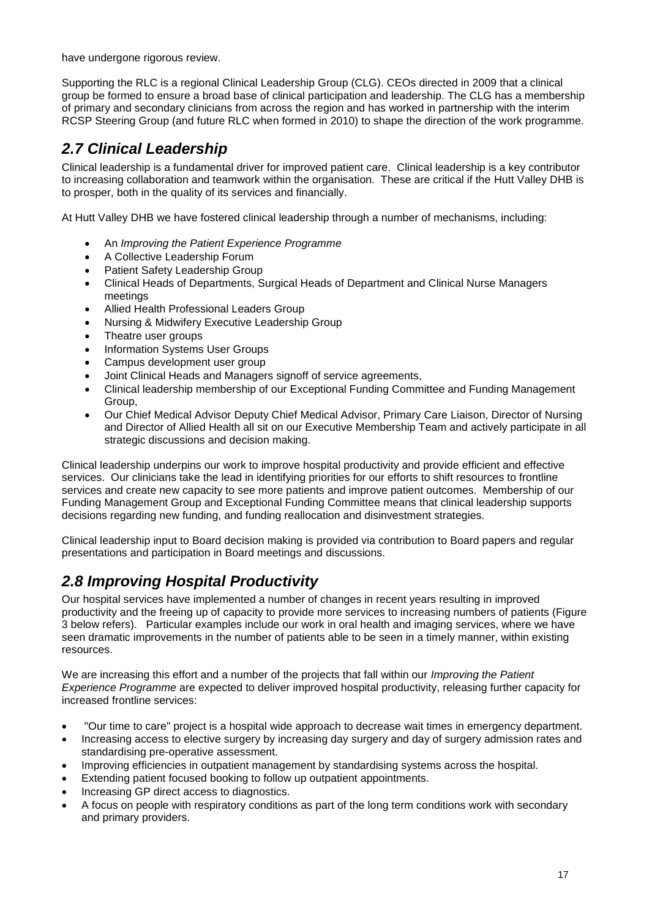have undergone rigorous review.

Supporting the RLC is a regional Clinical Leadership Group (CLG). CEOs directed in 2009 that a clinical group be formed to ensure a broad base of clinical participation and leadership. The CLG has a membership of primary and secondary clinicians from across the region and has worked in partnership with the interim RCSP Steering Group (and future RLC when formed in 2010) to shape the direction of the work programme.

## *2.7 Clinical Leadership*

Clinical leadership is a fundamental driver for improved patient care. Clinical leadership is a key contributor to increasing collaboration and teamwork within the organisation. These are critical if the Hutt Valley DHB is to prosper, both in the quality of its services and financially.

At Hutt Valley DHB we have fostered clinical leadership through a number of mechanisms, including:

- An *Improving the Patient Experience Programme*
- A Collective Leadership Forum
- Patient Safety Leadership Group
- Clinical Heads of Departments, Surgical Heads of Department and Clinical Nurse Managers meetings
- Allied Health Professional Leaders Group
- Nursing & Midwifery Executive Leadership Group
- Theatre user groups
- Information Systems User Groups
- Campus development user group
- Joint Clinical Heads and Managers signoff of service agreements,
- Clinical leadership membership of our Exceptional Funding Committee and Funding Management Group,
- Our Chief Medical Advisor Deputy Chief Medical Advisor, Primary Care Liaison, Director of Nursing and Director of Allied Health all sit on our Executive Membership Team and actively participate in all strategic discussions and decision making.

Clinical leadership underpins our work to improve hospital productivity and provide efficient and effective services. Our clinicians take the lead in identifying priorities for our efforts to shift resources to frontline services and create new capacity to see more patients and improve patient outcomes. Membership of our Funding Management Group and Exceptional Funding Committee means that clinical leadership supports decisions regarding new funding, and funding reallocation and disinvestment strategies.

Clinical leadership input to Board decision making is provided via contribution to Board papers and regular presentations and participation in Board meetings and discussions.

## *2.8 Improving Hospital Productivity*

Our hospital services have implemented a number of changes in recent years resulting in improved productivity and the freeing up of capacity to provide more services to increasing numbers of patients (Figure 3 below refers). Particular examples include our work in oral health and imaging services, where we have seen dramatic improvements in the number of patients able to be seen in a timely manner, within existing resources.

We are increasing this effort and a number of the projects that fall within our *Improving the Patient Experience Programme* are expected to deliver improved hospital productivity, releasing further capacity for increased frontline services:

- "Our time to care" project is a hospital wide approach to decrease wait times in emergency department.
- Increasing access to elective surgery by increasing day surgery and day of surgery admission rates and standardising pre-operative assessment.
- Improving efficiencies in outpatient management by standardising systems across the hospital.
- Extending patient focused booking to follow up outpatient appointments.
- Increasing GP direct access to diagnostics.
- A focus on people with respiratory conditions as part of the long term conditions work with secondary and primary providers.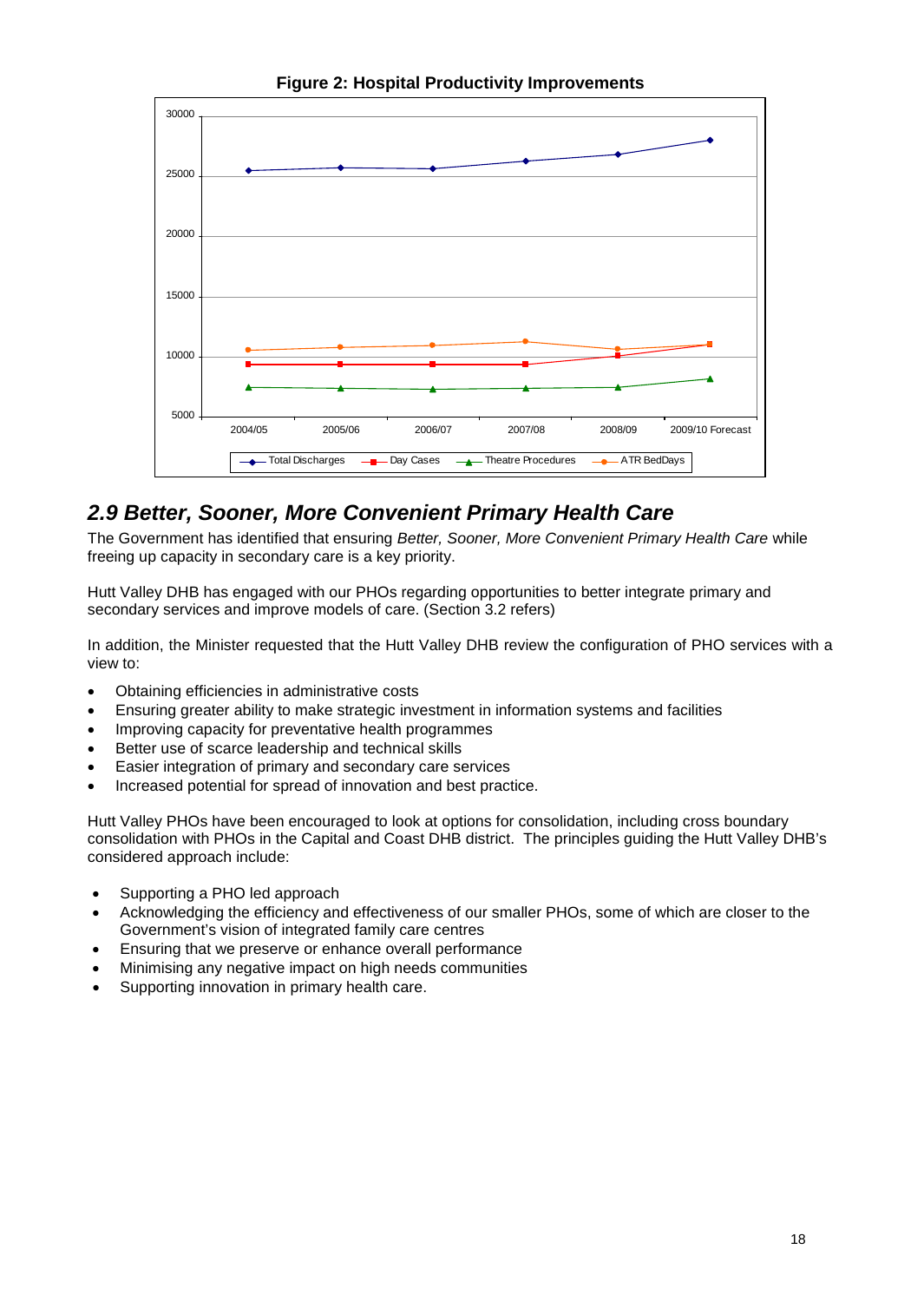**Figure 2: Hospital Productivity Improvements**

## 2.9 Better, Sooner, More Convenient Primary Health Care

The Government has identified that ensuring *Better, Sooner, More Convenient Primary Health Care* while freeing up capacity in secondary care is a key priority.

Hutt Valley DHB has engaged with our PHOs regarding opportunities to better integrate primary and secondary services and improve models of care. (Section 3.2 refers)

In addition, the Minister requested that the Hutt Valley DHB review the configuration of PHO services with a view to:

- Obtaining efficiencies in administrative costs
- Ensuring greater ability to make strategic investment in information systems and facilities
- Improving capacity for preventative health programmes
- Better use of scarce leadership and technical skills
- Easier integration of primary and secondary care services
- Increased potential for spread of innovation and best practice.

Hutt Valley PHOs have been encouraged to look at options for consolidation, including cross boundary consolidation with PHOs in the Capital and Coast DHB district. The principles guiding the Hutt Valley DHB's considered approach include:

- Supporting a PHO led approach
- Acknowledging the efficiency and effectiveness of our smaller PHOs, some of which are closer to the Government's vision of integrated family care centres
- Ensuring that we preserve or enhance overall performance
- Minimising any negative impact on high needs communities
- Supporting innovation in primary health care.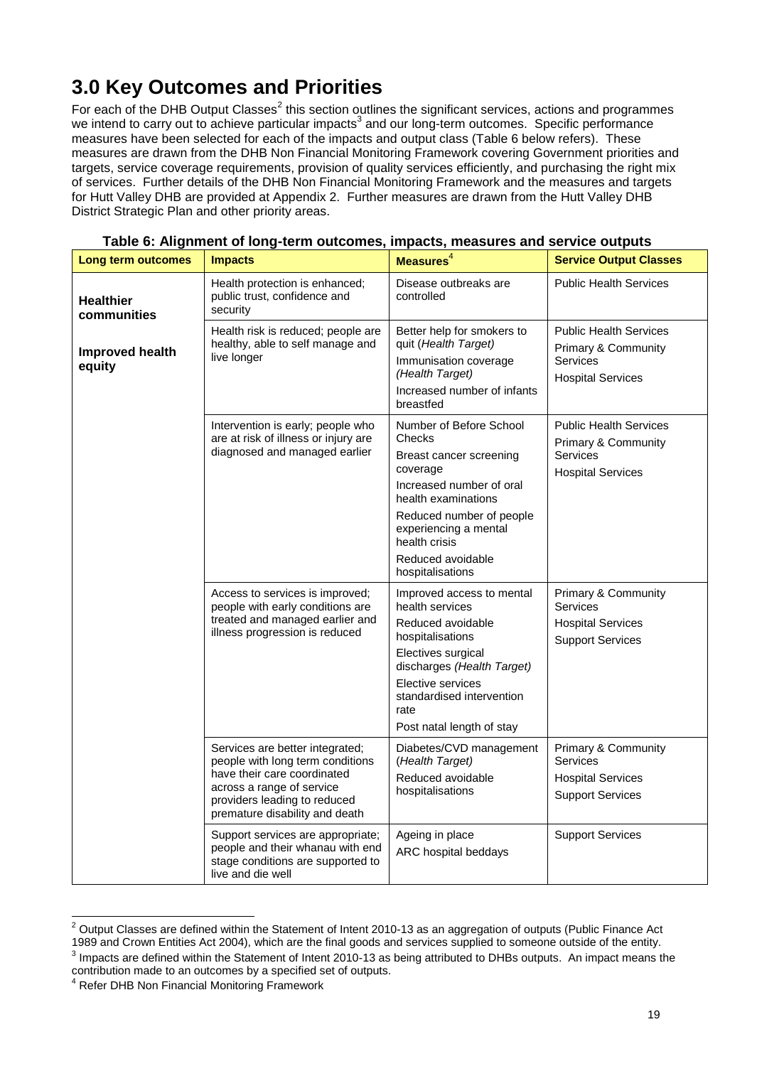# 3.0 Key Outcomes and Priorities

For each of the DHB Output Classes[2] this section outlines the significant services, actions and programmes we intend to carry out to achieve particular impacts[3] and our long-term outcomes. Specific performance measures have been selected for each of the impacts and output class (Table 6 below refers). These measures are drawn from the DHB Non Financial Monitoring Framework covering Government priorities and targets, service coverage requirements, provision of quality services efficiently, and purchasing the right mix of services. Further details of the DHB Non Financial Monitoring Framework and the measures and targets for Hutt Valley DHB are provided at Appendix 2. Further measures are drawn from the Hutt Valley DHB District Strategic Plan and other priority areas.

**Table 6: Alignment of long-term outcomes, impacts, measures and service outputs**

| Long term outcomes | Impacts | Measures[4] | Service Output Classes |
|---|---|---|---|
| **Healthier communities**<br><br>**Improved health equity** | Health protection is enhanced; public trust, confidence and security | Disease outbreaks are controlled | Public Health Services |
| | Health risk is reduced; people are healthy, able to self manage and live longer | Better help for smokers to quit (*Health Target*)<br>Immunisation coverage (*Health Target*)<br>Increased number of infants breastfed | Public Health Services<br>Primary & Community Services<br>Hospital Services |
| | Intervention is early; people who are at risk of illness or injury are diagnosed and managed earlier | Number of Before School Checks<br>Breast cancer screening coverage<br>Increased number of oral health examinations<br>Reduced number of people experiencing a mental health crisis<br>Reduced avoidable hospitalisations | Public Health Services<br>Primary & Community Services<br>Hospital Services |
| | Access to services is improved; people with early conditions are treated and managed earlier and illness progression is reduced | Improved access to mental health services<br>Reduced avoidable hospitalisations<br>Electives surgical discharges (*Health Target*)<br>Elective services standardised intervention rate<br>Post natal length of stay | Primary & Community Services<br>Hospital Services<br>Support Services |
| | Services are better integrated; people with long term conditions have their care coordinated across a range of service providers leading to reduced premature disability and death | Diabetes/CVD management (*Health Target*)<br>Reduced avoidable hospitalisations | Primary & Community Services<br>Hospital Services<br>Support Services |
| | Support services are appropriate; people and their whanau with end stage conditions are supported to live and die well | Ageing in place<br>ARC hospital beddays | Support Services |

[2] Output Classes are defined within the Statement of Intent 2010-13 as an aggregation of outputs (Public Finance Act 1989 and Crown Entities Act 2004), which are the final goods and services supplied to someone outside of the entity.

[3] Impacts are defined within the Statement of Intent 2010-13 as being attributed to DHBs outputs. An impact means the contribution made to an outcomes by a specified set of outputs.

[4] Refer DHB Non Financial Monitoring Framework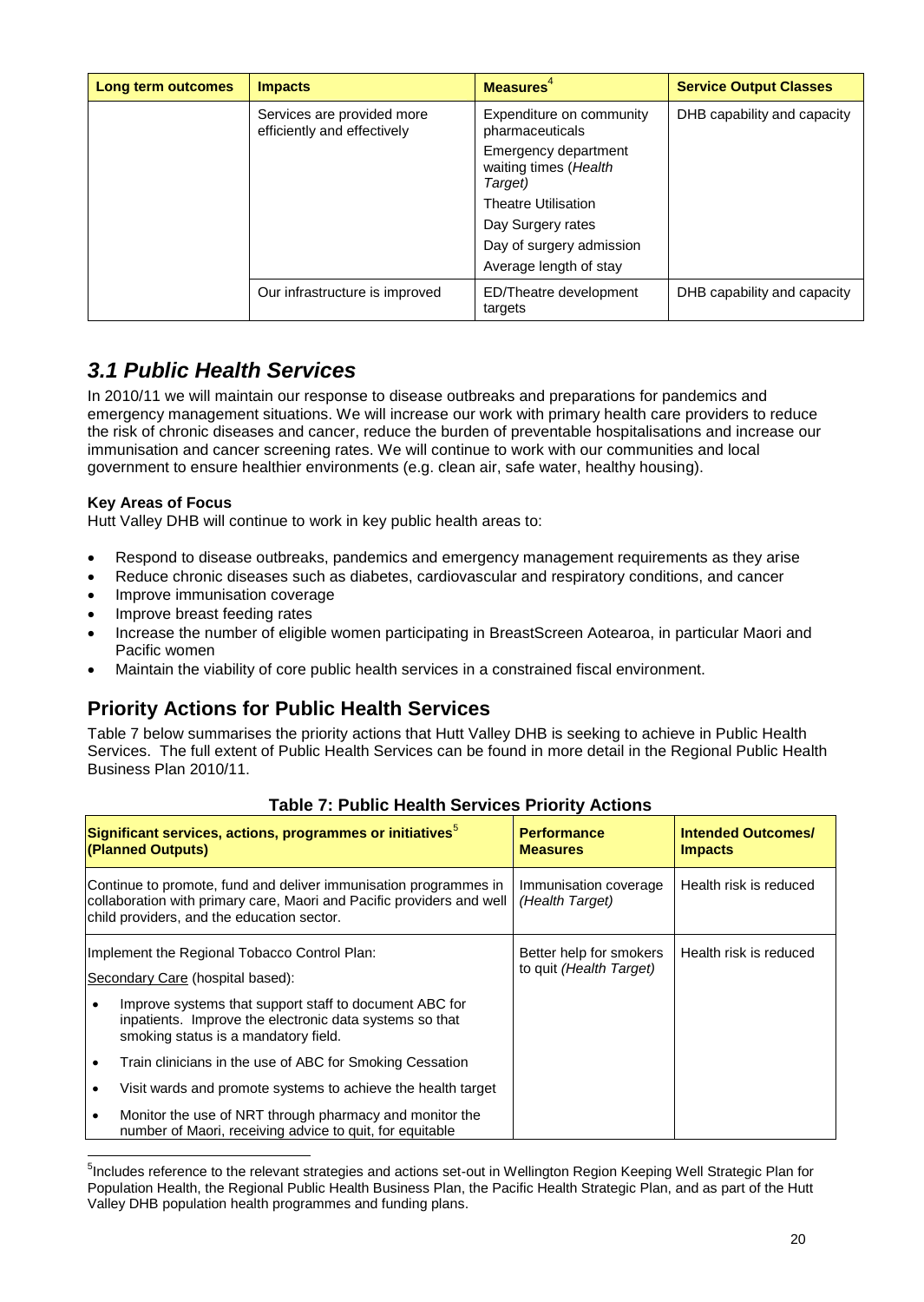| Long term outcomes | Impacts | Measures[4] | Service Output Classes |
|---|---|---|---|
| | Services are provided more efficiently and effectively | Expenditure on community pharmaceuticals<br>Emergency department waiting times (*Health Target*)<br>Theatre Utilisation<br>Day Surgery rates<br>Day of surgery admission<br>Average length of stay | DHB capability and capacity |
| | Our infrastructure is improved | ED/Theatre development targets | DHB capability and capacity |

## *3.1 Public Health Services*

In 2010/11 we will maintain our response to disease outbreaks and preparations for pandemics and emergency management situations. We will increase our work with primary health care providers to reduce the risk of chronic diseases and cancer, reduce the burden of preventable hospitalisations and increase our immunisation and cancer screening rates. We will continue to work with our communities and local government to ensure healthier environments (e.g. clean air, safe water, healthy housing).

**Key Areas of Focus**

Hutt Valley DHB will continue to work in key public health areas to:

- Respond to disease outbreaks, pandemics and emergency management requirements as they arise
- Reduce chronic diseases such as diabetes, cardiovascular and respiratory conditions, and cancer
- Improve immunisation coverage
- Improve breast feeding rates
- Increase the number of eligible women participating in BreastScreen Aotearoa, in particular Maori and Pacific women
- Maintain the viability of core public health services in a constrained fiscal environment.

## Priority Actions for Public Health Services

Table 7 below summarises the priority actions that Hutt Valley DHB is seeking to achieve in Public Health Services. The full extent of Public Health Services can be found in more detail in the Regional Public Health Business Plan 2010/11.

**Table 7: Public Health Services Priority Actions**

| Significant services, actions, programmes or initiatives[5] (Planned Outputs) | Performance Measures | Intended Outcomes/ Impacts |
|---|---|---|
| Continue to promote, fund and deliver immunisation programmes in collaboration with primary care, Maori and Pacific providers and well child providers, and the education sector. | Immunisation coverage *(Health Target)* | Health risk is reduced |
| Implement the Regional Tobacco Control Plan:<br>Secondary Care (hospital based):<br>• Improve systems that support staff to document ABC for inpatients. Improve the electronic data systems so that smoking status is a mandatory field.<br>• Train clinicians in the use of ABC for Smoking Cessation<br>• Visit wards and promote systems to achieve the health target<br>• Monitor the use of NRT through pharmacy and monitor the number of Maori, receiving advice to quit, for equitable | Better help for smokers to quit *(Health Target)* | Health risk is reduced |

[5]Includes reference to the relevant strategies and actions set-out in Wellington Region Keeping Well Strategic Plan for Population Health, the Regional Public Health Business Plan, the Pacific Health Strategic Plan, and as part of the Hutt Valley DHB population health programmes and funding plans.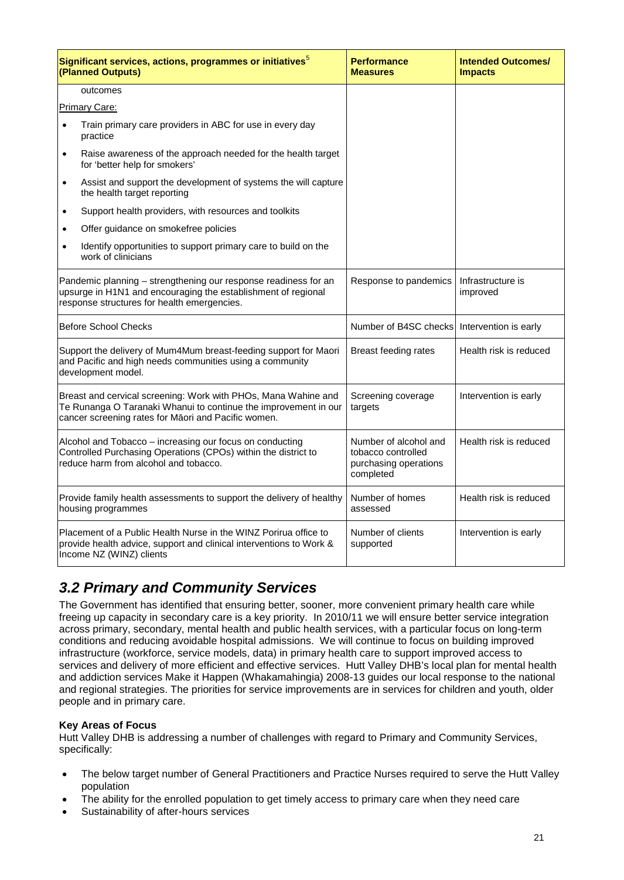| Significant services, actions, programmes or initiatives[5] (Planned Outputs) | Performance Measures | Intended Outcomes/ Impacts |
|---|---|---|
| outcomes<br>Primary Care:<br>• Train primary care providers in ABC for use in every day practice<br>• Raise awareness of the approach needed for the health target for 'better help for smokers'<br>• Assist and support the development of systems the will capture the health target reporting<br>• Support health providers, with resources and toolkits<br>• Offer guidance on smokefree policies<br>• Identify opportunities to support primary care to build on the work of clinicians | | |
| Pandemic planning – strengthening our response readiness for an upsurge in H1N1 and encouraging the establishment of regional response structures for health emergencies. | Response to pandemics | Infrastructure is improved |
| Before School Checks | Number of B4SC checks | Intervention is early |
| Support the delivery of Mum4Mum breast-feeding support for Maori and Pacific and high needs communities using a community development model. | Breast feeding rates | Health risk is reduced |
| Breast and cervical screening: Work with PHOs, Mana Wahine and Te Runanga O Taranaki Whanui to continue the improvement in our cancer screening rates for Māori and Pacific women. | Screening coverage targets | Intervention is early |
| Alcohol and Tobacco – increasing our focus on conducting Controlled Purchasing Operations (CPOs) within the district to reduce harm from alcohol and tobacco. | Number of alcohol and tobacco controlled purchasing operations completed | Health risk is reduced |
| Provide family health assessments to support the delivery of healthy housing programmes | Number of homes assessed | Health risk is reduced |
| Placement of a Public Health Nurse in the WINZ Porirua office to provide health advice, support and clinical interventions to Work & Income NZ (WINZ) clients | Number of clients supported | Intervention is early |

## *3.2 Primary and Community Services*

The Government has identified that ensuring better, sooner, more convenient primary health care while freeing up capacity in secondary care is a key priority. In 2010/11 we will ensure better service integration across primary, secondary, mental health and public health services, with a particular focus on long-term conditions and reducing avoidable hospital admissions. We will continue to focus on building improved infrastructure (workforce, service models, data) in primary health care to support improved access to services and delivery of more efficient and effective services. Hutt Valley DHB's local plan for mental health and addiction services Make it Happen (Whakamahingia) 2008-13 guides our local response to the national and regional strategies. The priorities for service improvements are in services for children and youth, older people and in primary care.

**Key Areas of Focus**

Hutt Valley DHB is addressing a number of challenges with regard to Primary and Community Services, specifically:

- The below target number of General Practitioners and Practice Nurses required to serve the Hutt Valley population
- The ability for the enrolled population to get timely access to primary care when they need care
- Sustainability of after-hours services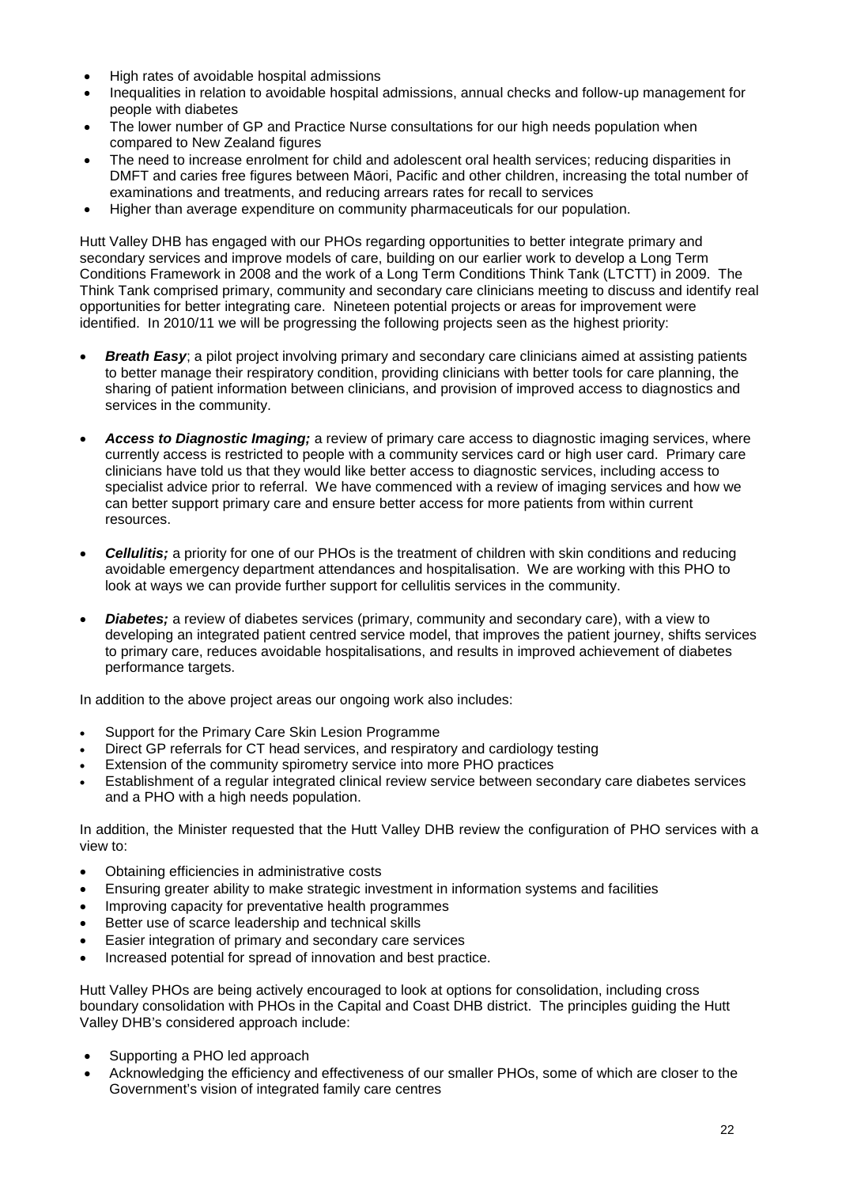- High rates of avoidable hospital admissions
- Inequalities in relation to avoidable hospital admissions, annual checks and follow-up management for people with diabetes
- The lower number of GP and Practice Nurse consultations for our high needs population when compared to New Zealand figures
- The need to increase enrolment for child and adolescent oral health services; reducing disparities in DMFT and caries free figures between Māori, Pacific and other children, increasing the total number of examinations and treatments, and reducing arrears rates for recall to services
- Higher than average expenditure on community pharmaceuticals for our population.

Hutt Valley DHB has engaged with our PHOs regarding opportunities to better integrate primary and secondary services and improve models of care, building on our earlier work to develop a Long Term Conditions Framework in 2008 and the work of a Long Term Conditions Think Tank (LTCTT) in 2009. The Think Tank comprised primary, community and secondary care clinicians meeting to discuss and identify real opportunities for better integrating care. Nineteen potential projects or areas for improvement were identified. In 2010/11 we will be progressing the following projects seen as the highest priority:

- ***Breath Easy***; a pilot project involving primary and secondary care clinicians aimed at assisting patients to better manage their respiratory condition, providing clinicians with better tools for care planning, the sharing of patient information between clinicians, and provision of improved access to diagnostics and services in the community.

- ***Access to Diagnostic Imaging;*** a review of primary care access to diagnostic imaging services, where currently access is restricted to people with a community services card or high user card. Primary care clinicians have told us that they would like better access to diagnostic services, including access to specialist advice prior to referral. We have commenced with a review of imaging services and how we can better support primary care and ensure better access for more patients from within current resources.

- ***Cellulitis;*** a priority for one of our PHOs is the treatment of children with skin conditions and reducing avoidable emergency department attendances and hospitalisation. We are working with this PHO to look at ways we can provide further support for cellulitis services in the community.

- ***Diabetes;*** a review of diabetes services (primary, community and secondary care), with a view to developing an integrated patient centred service model, that improves the patient journey, shifts services to primary care, reduces avoidable hospitalisations, and results in improved achievement of diabetes performance targets.

In addition to the above project areas our ongoing work also includes:

- Support for the Primary Care Skin Lesion Programme
- Direct GP referrals for CT head services, and respiratory and cardiology testing
- Extension of the community spirometry service into more PHO practices
- Establishment of a regular integrated clinical review service between secondary care diabetes services and a PHO with a high needs population.

In addition, the Minister requested that the Hutt Valley DHB review the configuration of PHO services with a view to:

- Obtaining efficiencies in administrative costs
- Ensuring greater ability to make strategic investment in information systems and facilities
- Improving capacity for preventative health programmes
- Better use of scarce leadership and technical skills
- Easier integration of primary and secondary care services
- Increased potential for spread of innovation and best practice.

Hutt Valley PHOs are being actively encouraged to look at options for consolidation, including cross boundary consolidation with PHOs in the Capital and Coast DHB district. The principles guiding the Hutt Valley DHB's considered approach include:

- Supporting a PHO led approach
- Acknowledging the efficiency and effectiveness of our smaller PHOs, some of which are closer to the Government's vision of integrated family care centres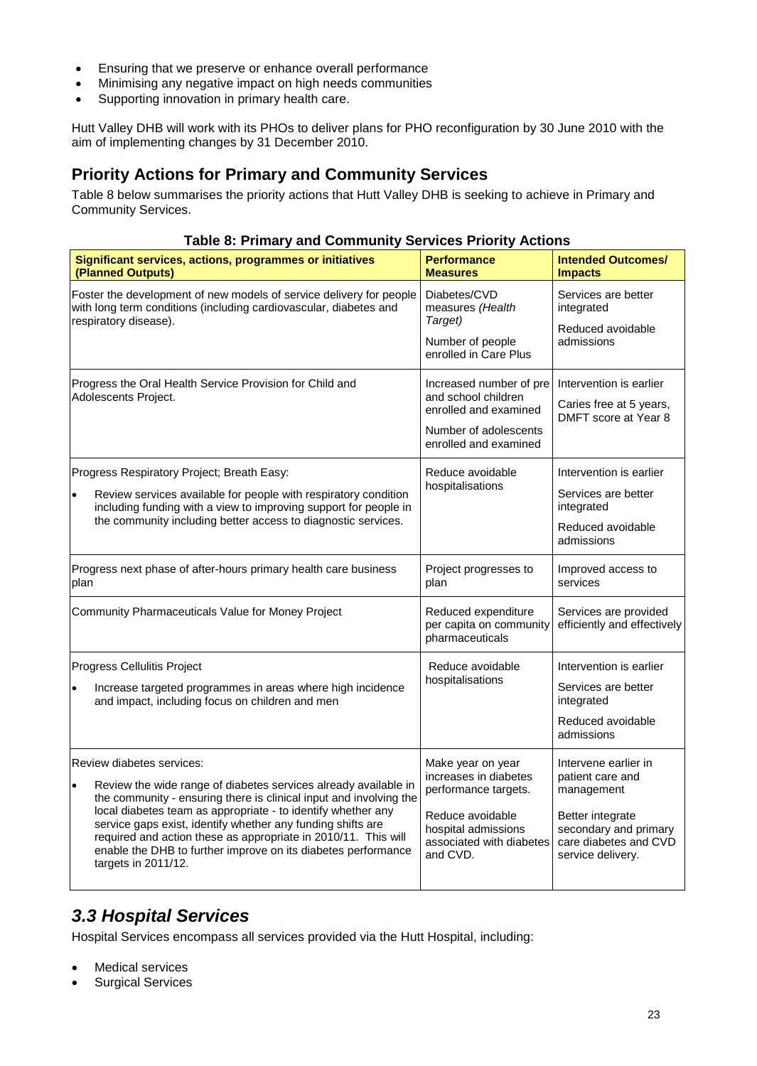- Ensuring that we preserve or enhance overall performance
- Minimising any negative impact on high needs communities
- Supporting innovation in primary health care.

Hutt Valley DHB will work with its PHOs to deliver plans for PHO reconfiguration by 30 June 2010 with the aim of implementing changes by 31 December 2010.

## Priority Actions for Primary and Community Services

Table 8 below summarises the priority actions that Hutt Valley DHB is seeking to achieve in Primary and Community Services.

**Table 8: Primary and Community Services Priority Actions**

| Significant services, actions, programmes or initiatives (Planned Outputs) | Performance Measures | Intended Outcomes/ Impacts |
|---|---|---|
| Foster the development of new models of service delivery for people with long term conditions (including cardiovascular, diabetes and respiratory disease). | Diabetes/CVD measures *(Health Target)*<br><br>Number of people enrolled in Care Plus | Services are better integrated<br><br>Reduced avoidable admissions |
| Progress the Oral Health Service Provision for Child and Adolescents Project. | Increased number of pre and school children enrolled and examined<br><br>Number of adolescents enrolled and examined | Intervention is earlier<br><br>Caries free at 5 years, DMFT score at Year 8 |
| Progress Respiratory Project; Breath Easy:<br>• Review services available for people with respiratory condition including funding with a view to improving support for people in the community including better access to diagnostic services. | Reduce avoidable hospitalisations | Intervention is earlier<br><br>Services are better integrated<br><br>Reduced avoidable admissions |
| Progress next phase of after-hours primary health care business plan | Project progresses to plan | Improved access to services |
| Community Pharmaceuticals Value for Money Project | Reduced expenditure per capita on community pharmaceuticals | Services are provided efficiently and effectively |
| Progress Cellulitis Project<br>• Increase targeted programmes in areas where high incidence and impact, including focus on children and men | Reduce avoidable hospitalisations | Intervention is earlier<br><br>Services are better integrated<br><br>Reduced avoidable admissions |
| Review diabetes services:<br>• Review the wide range of diabetes services already available in the community - ensuring there is clinical input and involving the local diabetes team as appropriate - to identify whether any service gaps exist, identify whether any funding shifts are required and action these as appropriate in 2010/11. This will enable the DHB to further improve on its diabetes performance targets in 2011/12. | Make year on year increases in diabetes performance targets.<br><br>Reduce avoidable hospital admissions associated with diabetes and CVD. | Intervene earlier in patient care and management<br><br>Better integrate secondary and primary care diabetes and CVD service delivery. |

## *3.3 Hospital Services*

Hospital Services encompass all services provided via the Hutt Hospital, including:

- Medical services
- Surgical Services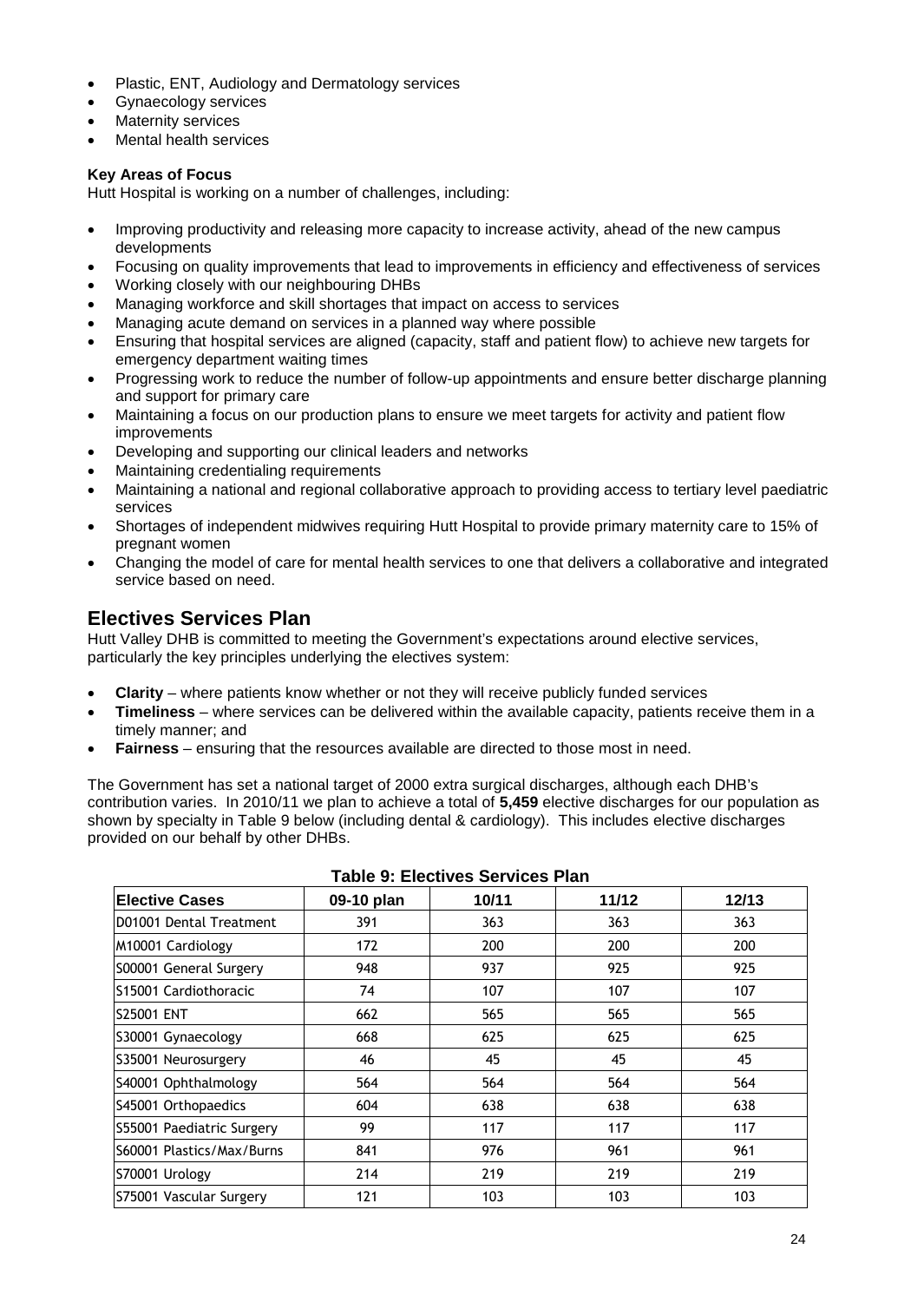- Plastic, ENT, Audiology and Dermatology services
- Gynaecology services
- Maternity services
- Mental health services

**Key Areas of Focus**

Hutt Hospital is working on a number of challenges, including:

- Improving productivity and releasing more capacity to increase activity, ahead of the new campus developments
- Focusing on quality improvements that lead to improvements in efficiency and effectiveness of services
- Working closely with our neighbouring DHBs
- Managing workforce and skill shortages that impact on access to services
- Managing acute demand on services in a planned way where possible
- Ensuring that hospital services are aligned (capacity, staff and patient flow) to achieve new targets for emergency department waiting times
- Progressing work to reduce the number of follow-up appointments and ensure better discharge planning and support for primary care
- Maintaining a focus on our production plans to ensure we meet targets for activity and patient flow improvements
- Developing and supporting our clinical leaders and networks
- Maintaining credentialing requirements
- Maintaining a national and regional collaborative approach to providing access to tertiary level paediatric services
- Shortages of independent midwives requiring Hutt Hospital to provide primary maternity care to 15% of pregnant women
- Changing the model of care for mental health services to one that delivers a collaborative and integrated service based on need.

## Electives Services Plan

Hutt Valley DHB is committed to meeting the Government's expectations around elective services, particularly the key principles underlying the electives system:

- **Clarity** – where patients know whether or not they will receive publicly funded services
- **Timeliness** – where services can be delivered within the available capacity, patients receive them in a timely manner; and
- **Fairness** – ensuring that the resources available are directed to those most in need.

The Government has set a national target of 2000 extra surgical discharges, although each DHB's contribution varies. In 2010/11 we plan to achieve a total of **5,459** elective discharges for our population as shown by specialty in Table 9 below (including dental & cardiology). This includes elective discharges provided on our behalf by other DHBs.

**Table 9: Electives Services Plan**

| Elective Cases | 09-10 plan | 10/11 | 11/12 | 12/13 |
|---|---|---|---|---|
| D01001 Dental Treatment | 391 | 363 | 363 | 363 |
| M10001 Cardiology | 172 | 200 | 200 | 200 |
| S00001 General Surgery | 948 | 937 | 925 | 925 |
| S15001 Cardiothoracic | 74 | 107 | 107 | 107 |
| S25001 ENT | 662 | 565 | 565 | 565 |
| S30001 Gynaecology | 668 | 625 | 625 | 625 |
| S35001 Neurosurgery | 46 | 45 | 45 | 45 |
| S40001 Ophthalmology | 564 | 564 | 564 | 564 |
| S45001 Orthopaedics | 604 | 638 | 638 | 638 |
| S55001 Paediatric Surgery | 99 | 117 | 117 | 117 |
| S60001 Plastics/Max/Burns | 841 | 976 | 961 | 961 |
| S70001 Urology | 214 | 219 | 219 | 219 |
| S75001 Vascular Surgery | 121 | 103 | 103 | 103 |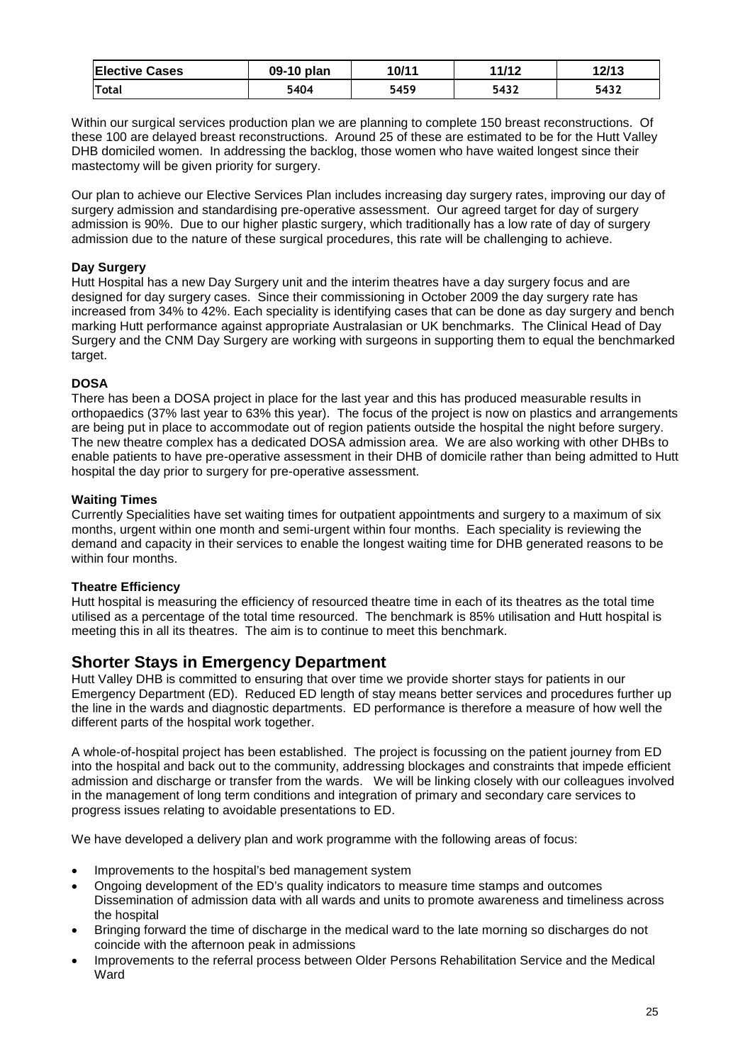| Elective Cases | 09-10 plan | 10/11 | 11/12 | 12/13 |
| --- | --- | --- | --- | --- |
| Total | 5404 | 5459 | 5432 | 5432 |

Within our surgical services production plan we are planning to complete 150 breast reconstructions. Of these 100 are delayed breast reconstructions. Around 25 of these are estimated to be for the Hutt Valley DHB domiciled women. In addressing the backlog, those women who have waited longest since their mastectomy will be given priority for surgery.

Our plan to achieve our Elective Services Plan includes increasing day surgery rates, improving our day of surgery admission and standardising pre-operative assessment. Our agreed target for day of surgery admission is 90%. Due to our higher plastic surgery, which traditionally has a low rate of day of surgery admission due to the nature of these surgical procedures, this rate will be challenging to achieve.

**Day Surgery**
Hutt Hospital has a new Day Surgery unit and the interim theatres have a day surgery focus and are designed for day surgery cases. Since their commissioning in October 2009 the day surgery rate has increased from 34% to 42%. Each speciality is identifying cases that can be done as day surgery and bench marking Hutt performance against appropriate Australasian or UK benchmarks. The Clinical Head of Day Surgery and the CNM Day Surgery are working with surgeons in supporting them to equal the benchmarked target.

**DOSA**
There has been a DOSA project in place for the last year and this has produced measurable results in orthopaedics (37% last year to 63% this year). The focus of the project is now on plastics and arrangements are being put in place to accommodate out of region patients outside the hospital the night before surgery. The new theatre complex has a dedicated DOSA admission area. We are also working with other DHBs to enable patients to have pre-operative assessment in their DHB of domicile rather than being admitted to Hutt hospital the day prior to surgery for pre-operative assessment.

**Waiting Times**
Currently Specialities have set waiting times for outpatient appointments and surgery to a maximum of six months, urgent within one month and semi-urgent within four months. Each speciality is reviewing the demand and capacity in their services to enable the longest waiting time for DHB generated reasons to be within four months.

**Theatre Efficiency**
Hutt hospital is measuring the efficiency of resourced theatre time in each of its theatres as the total time utilised as a percentage of the total time resourced. The benchmark is 85% utilisation and Hutt hospital is meeting this in all its theatres. The aim is to continue to meet this benchmark.

## Shorter Stays in Emergency Department

Hutt Valley DHB is committed to ensuring that over time we provide shorter stays for patients in our Emergency Department (ED). Reduced ED length of stay means better services and procedures further up the line in the wards and diagnostic departments. ED performance is therefore a measure of how well the different parts of the hospital work together.

A whole-of-hospital project has been established. The project is focussing on the patient journey from ED into the hospital and back out to the community, addressing blockages and constraints that impede efficient admission and discharge or transfer from the wards. We will be linking closely with our colleagues involved in the management of long term conditions and integration of primary and secondary care services to progress issues relating to avoidable presentations to ED.

We have developed a delivery plan and work programme with the following areas of focus:

- Improvements to the hospital's bed management system
- Ongoing development of the ED's quality indicators to measure time stamps and outcomes Dissemination of admission data with all wards and units to promote awareness and timeliness across the hospital
- Bringing forward the time of discharge in the medical ward to the late morning so discharges do not coincide with the afternoon peak in admissions
- Improvements to the referral process between Older Persons Rehabilitation Service and the Medical Ward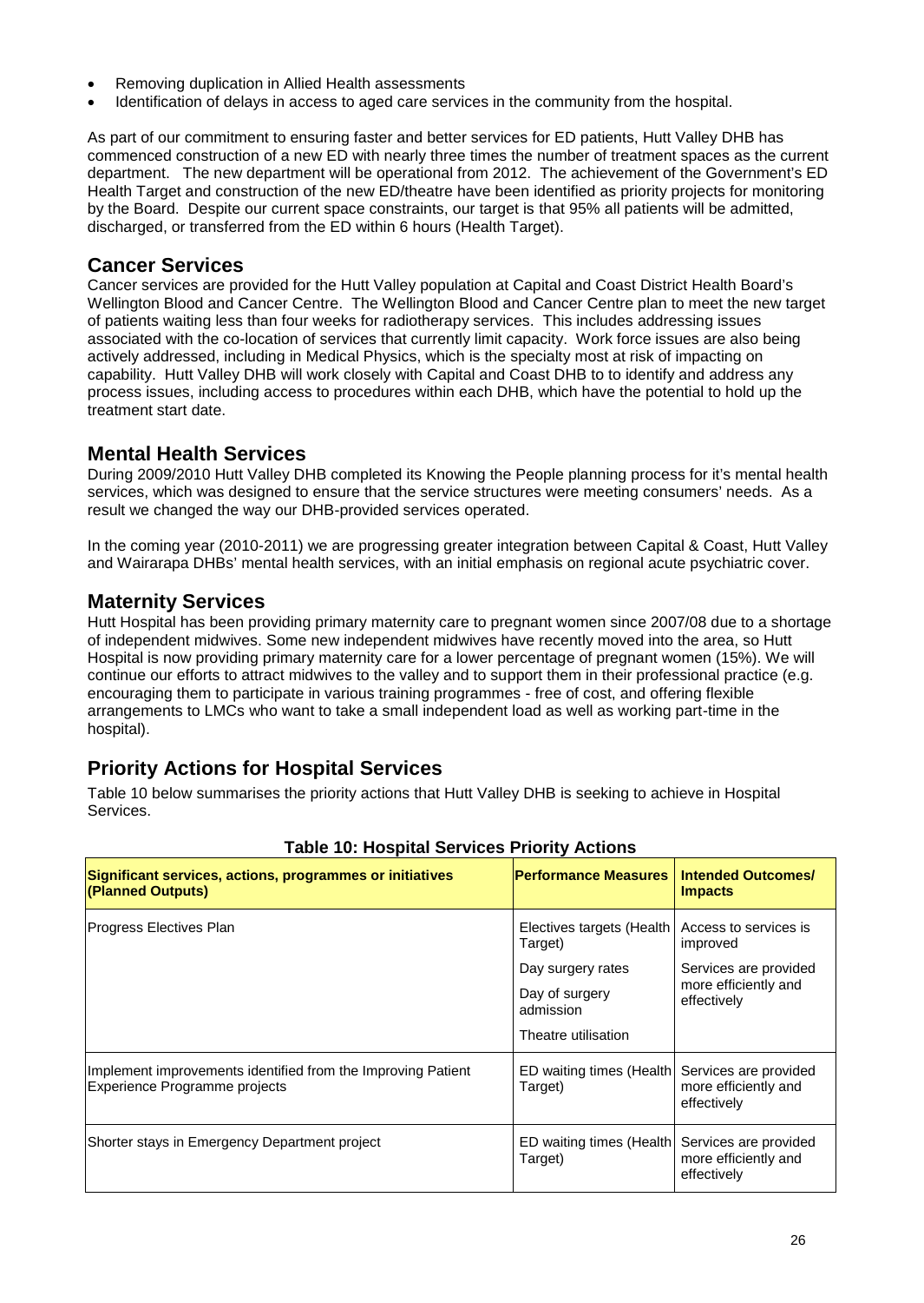- Removing duplication in Allied Health assessments
- Identification of delays in access to aged care services in the community from the hospital.

As part of our commitment to ensuring faster and better services for ED patients, Hutt Valley DHB has commenced construction of a new ED with nearly three times the number of treatment spaces as the current department. The new department will be operational from 2012. The achievement of the Government's ED Health Target and construction of the new ED/theatre have been identified as priority projects for monitoring by the Board. Despite our current space constraints, our target is that 95% all patients will be admitted, discharged, or transferred from the ED within 6 hours (Health Target).

## Cancer Services

Cancer services are provided for the Hutt Valley population at Capital and Coast District Health Board's Wellington Blood and Cancer Centre. The Wellington Blood and Cancer Centre plan to meet the new target of patients waiting less than four weeks for radiotherapy services. This includes addressing issues associated with the co-location of services that currently limit capacity. Work force issues are also being actively addressed, including in Medical Physics, which is the specialty most at risk of impacting on capability. Hutt Valley DHB will work closely with Capital and Coast DHB to to identify and address any process issues, including access to procedures within each DHB, which have the potential to hold up the treatment start date.

## Mental Health Services

During 2009/2010 Hutt Valley DHB completed its Knowing the People planning process for it's mental health services, which was designed to ensure that the service structures were meeting consumers' needs. As a result we changed the way our DHB-provided services operated.

In the coming year (2010-2011) we are progressing greater integration between Capital & Coast, Hutt Valley and Wairarapa DHBs' mental health services, with an initial emphasis on regional acute psychiatric cover.

## Maternity Services

Hutt Hospital has been providing primary maternity care to pregnant women since 2007/08 due to a shortage of independent midwives. Some new independent midwives have recently moved into the area, so Hutt Hospital is now providing primary maternity care for a lower percentage of pregnant women (15%). We will continue our efforts to attract midwives to the valley and to support them in their professional practice (e.g. encouraging them to participate in various training programmes - free of cost, and offering flexible arrangements to LMCs who want to take a small independent load as well as working part-time in the hospital).

## Priority Actions for Hospital Services

Table 10 below summarises the priority actions that Hutt Valley DHB is seeking to achieve in Hospital Services.

**Table 10: Hospital Services Priority Actions**

| Significant services, actions, programmes or initiatives (Planned Outputs) | Performance Measures | Intended Outcomes/ Impacts |
|---|---|---|
| Progress Electives Plan | Electives targets (Health Target)<br>Day surgery rates<br>Day of surgery admission<br>Theatre utilisation | Access to services is improved<br>Services are provided more efficiently and effectively |
| Implement improvements identified from the Improving Patient Experience Programme projects | ED waiting times (Health Target) | Services are provided more efficiently and effectively |
| Shorter stays in Emergency Department project | ED waiting times (Health Target) | Services are provided more efficiently and effectively |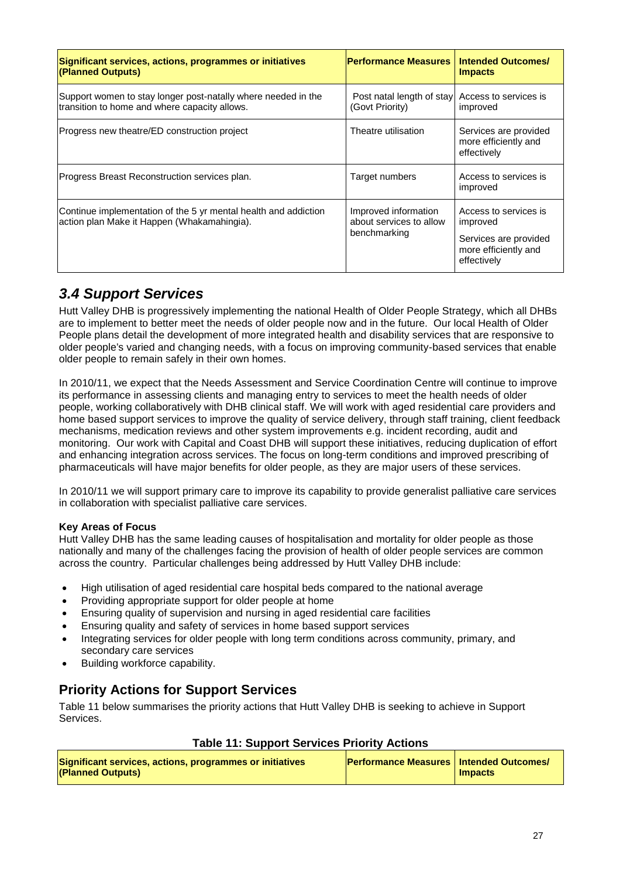| Significant services, actions, programmes or initiatives (Planned Outputs) | Performance Measures | Intended Outcomes/ Impacts |
|---|---|---|
| Support women to stay longer post-natally where needed in the transition to home and where capacity allows. | Post natal length of stay (Govt Priority) | Access to services is improved |
| Progress new theatre/ED construction project | Theatre utilisation | Services are provided more efficiently and effectively |
| Progress Breast Reconstruction services plan. | Target numbers | Access to services is improved |
| Continue implementation of the 5 yr mental health and addiction action plan Make it Happen (Whakamahingia). | Improved information about services to allow benchmarking | Access to services is improved<br><br>Services are provided more efficiently and effectively |

## *3.4 Support Services*

Hutt Valley DHB is progressively implementing the national Health of Older People Strategy, which all DHBs are to implement to better meet the needs of older people now and in the future. Our local Health of Older People plans detail the development of more integrated health and disability services that are responsive to older people's varied and changing needs, with a focus on improving community-based services that enable older people to remain safely in their own homes.

In 2010/11, we expect that the Needs Assessment and Service Coordination Centre will continue to improve its performance in assessing clients and managing entry to services to meet the health needs of older people, working collaboratively with DHB clinical staff. We will work with aged residential care providers and home based support services to improve the quality of service delivery, through staff training, client feedback mechanisms, medication reviews and other system improvements e.g. incident recording, audit and monitoring. Our work with Capital and Coast DHB will support these initiatives, reducing duplication of effort and enhancing integration across services. The focus on long-term conditions and improved prescribing of pharmaceuticals will have major benefits for older people, as they are major users of these services.

In 2010/11 we will support primary care to improve its capability to provide generalist palliative care services in collaboration with specialist palliative care services.

**Key Areas of Focus**

Hutt Valley DHB has the same leading causes of hospitalisation and mortality for older people as those nationally and many of the challenges facing the provision of health of older people services are common across the country. Particular challenges being addressed by Hutt Valley DHB include:

- High utilisation of aged residential care hospital beds compared to the national average
- Providing appropriate support for older people at home
- Ensuring quality of supervision and nursing in aged residential care facilities
- Ensuring quality and safety of services in home based support services
- Integrating services for older people with long term conditions across community, primary, and secondary care services
- Building workforce capability.

## Priority Actions for Support Services

Table 11 below summarises the priority actions that Hutt Valley DHB is seeking to achieve in Support Services.

**Table 11: Support Services Priority Actions**

| Significant services, actions, programmes or initiatives (Planned Outputs) | Performance Measures | Intended Outcomes/ Impacts |
|---|---|---|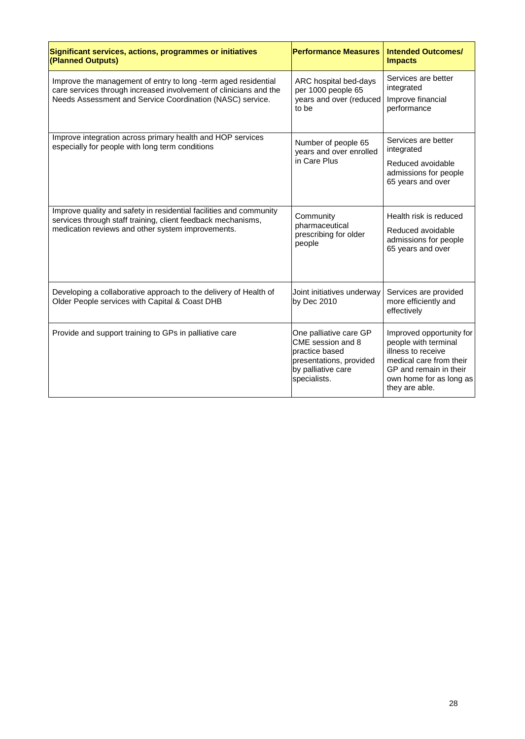| Significant services, actions, programmes or initiatives (Planned Outputs) | Performance Measures | Intended Outcomes/ Impacts |
|---|---|---|
| Improve the management of entry to long -term aged residential care services through increased involvement of clinicians and the Needs Assessment and Service Coordination (NASC) service. | ARC hospital bed-days per 1000 people 65 years and over (reduced to be | Services are better integrated<br>Improve financial performance |
| Improve integration across primary health and HOP services especially for people with long term conditions | Number of people 65 years and over enrolled in Care Plus | Services are better integrated<br>Reduced avoidable admissions for people 65 years and over |
| Improve quality and safety in residential facilities and community services through staff training, client feedback mechanisms, medication reviews and other system improvements. | Community pharmaceutical prescribing for older people | Health risk is reduced<br>Reduced avoidable admissions for people 65 years and over |
| Developing a collaborative approach to the delivery of Health of Older People services with Capital & Coast DHB | Joint initiatives underway by Dec 2010 | Services are provided more efficiently and effectively |
| Provide and support training to GPs in palliative care | One palliative care GP CME session and 8 practice based presentations, provided by palliative care specialists. | Improved opportunity for people with terminal illness to receive medical care from their GP and remain in their own home for as long as they are able. |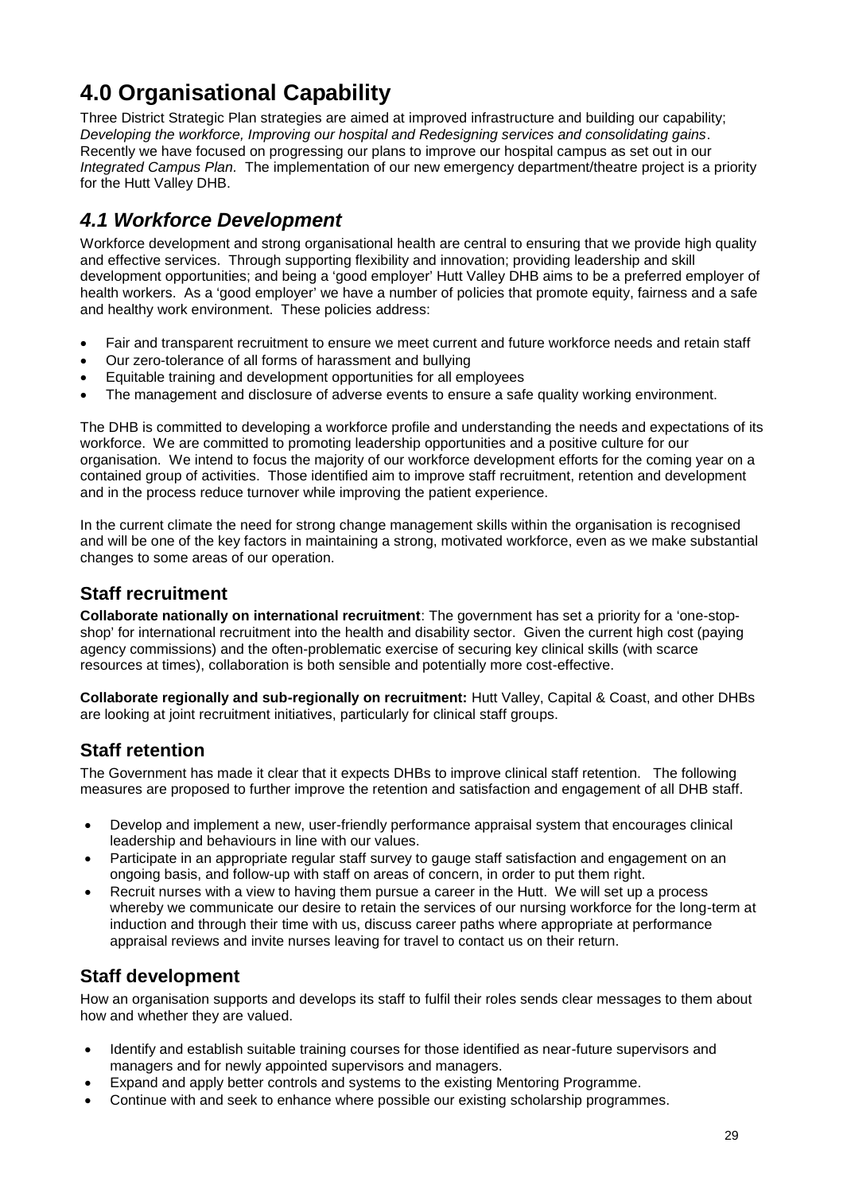# 4.0 Organisational Capability

Three District Strategic Plan strategies are aimed at improved infrastructure and building our capability; *Developing the workforce, Improving our hospital and Redesigning services and consolidating gains*. Recently we have focused on progressing our plans to improve our hospital campus as set out in our *Integrated Campus Plan*. The implementation of our new emergency department/theatre project is a priority for the Hutt Valley DHB.

## *4.1 Workforce Development*

Workforce development and strong organisational health are central to ensuring that we provide high quality and effective services. Through supporting flexibility and innovation; providing leadership and skill development opportunities; and being a 'good employer' Hutt Valley DHB aims to be a preferred employer of health workers. As a 'good employer' we have a number of policies that promote equity, fairness and a safe and healthy work environment. These policies address:

- Fair and transparent recruitment to ensure we meet current and future workforce needs and retain staff
- Our zero-tolerance of all forms of harassment and bullying
- Equitable training and development opportunities for all employees
- The management and disclosure of adverse events to ensure a safe quality working environment.

The DHB is committed to developing a workforce profile and understanding the needs and expectations of its workforce. We are committed to promoting leadership opportunities and a positive culture for our organisation. We intend to focus the majority of our workforce development efforts for the coming year on a contained group of activities. Those identified aim to improve staff recruitment, retention and development and in the process reduce turnover while improving the patient experience.

In the current climate the need for strong change management skills within the organisation is recognised and will be one of the key factors in maintaining a strong, motivated workforce, even as we make substantial changes to some areas of our operation.

### Staff recruitment

**Collaborate nationally on international recruitment**: The government has set a priority for a 'one-stop-shop' for international recruitment into the health and disability sector. Given the current high cost (paying agency commissions) and the often-problematic exercise of securing key clinical skills (with scarce resources at times), collaboration is both sensible and potentially more cost-effective.

**Collaborate regionally and sub-regionally on recruitment:** Hutt Valley, Capital & Coast, and other DHBs are looking at joint recruitment initiatives, particularly for clinical staff groups.

### Staff retention

The Government has made it clear that it expects DHBs to improve clinical staff retention. The following measures are proposed to further improve the retention and satisfaction and engagement of all DHB staff.

- Develop and implement a new, user-friendly performance appraisal system that encourages clinical leadership and behaviours in line with our values.
- Participate in an appropriate regular staff survey to gauge staff satisfaction and engagement on an ongoing basis, and follow-up with staff on areas of concern, in order to put them right.
- Recruit nurses with a view to having them pursue a career in the Hutt. We will set up a process whereby we communicate our desire to retain the services of our nursing workforce for the long-term at induction and through their time with us, discuss career paths where appropriate at performance appraisal reviews and invite nurses leaving for travel to contact us on their return.

### Staff development

How an organisation supports and develops its staff to fulfil their roles sends clear messages to them about how and whether they are valued.

- Identify and establish suitable training courses for those identified as near-future supervisors and managers and for newly appointed supervisors and managers.
- Expand and apply better controls and systems to the existing Mentoring Programme.
- Continue with and seek to enhance where possible our existing scholarship programmes.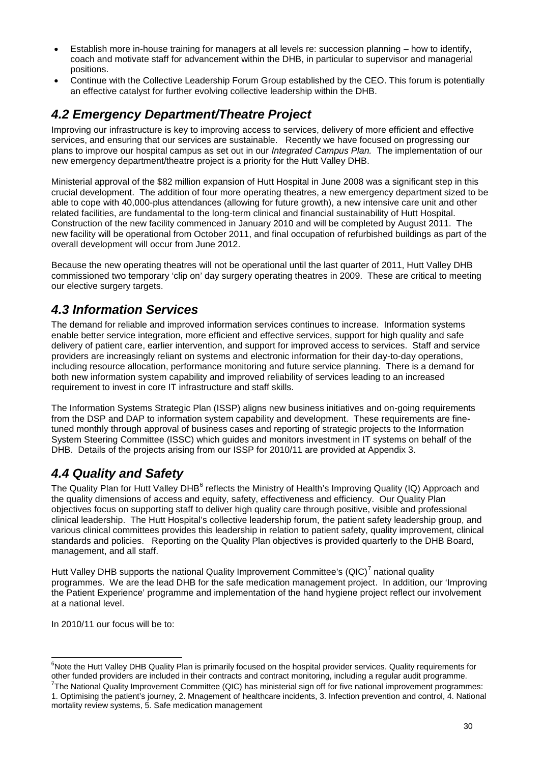- Establish more in-house training for managers at all levels re: succession planning – how to identify, coach and motivate staff for advancement within the DHB, in particular to supervisor and managerial positions.
- Continue with the Collective Leadership Forum Group established by the CEO. This forum is potentially an effective catalyst for further evolving collective leadership within the DHB.

## *4.2 Emergency Department/Theatre Project*

Improving our infrastructure is key to improving access to services, delivery of more efficient and effective services, and ensuring that our services are sustainable. Recently we have focused on progressing our plans to improve our hospital campus as set out in our *Integrated Campus Plan.* The implementation of our new emergency department/theatre project is a priority for the Hutt Valley DHB.

Ministerial approval of the $82 million expansion of Hutt Hospital in June 2008 was a significant step in this crucial development. The addition of four more operating theatres, a new emergency department sized to be able to cope with 40,000-plus attendances (allowing for future growth), a new intensive care unit and other related facilities, are fundamental to the long-term clinical and financial sustainability of Hutt Hospital. Construction of the new facility commenced in January 2010 and will be completed by August 2011. The new facility will be operational from October 2011, and final occupation of refurbished buildings as part of the overall development will occur from June 2012.

Because the new operating theatres will not be operational until the last quarter of 2011, Hutt Valley DHB commissioned two temporary 'clip on' day surgery operating theatres in 2009. These are critical to meeting our elective surgery targets.

## *4.3 Information Services*

The demand for reliable and improved information services continues to increase. Information systems enable better service integration, more efficient and effective services, support for high quality and safe delivery of patient care, earlier intervention, and support for improved access to services. Staff and service providers are increasingly reliant on systems and electronic information for their day-to-day operations, including resource allocation, performance monitoring and future service planning. There is a demand for both new information system capability and improved reliability of services leading to an increased requirement to invest in core IT infrastructure and staff skills.

The Information Systems Strategic Plan (ISSP) aligns new business initiatives and on-going requirements from the DSP and DAP to information system capability and development. These requirements are fine-tuned monthly through approval of business cases and reporting of strategic projects to the Information System Steering Committee (ISSC) which guides and monitors investment in IT systems on behalf of the DHB. Details of the projects arising from our ISSP for 2010/11 are provided at Appendix 3.

## *4.4 Quality and Safety*

The Quality Plan for Hutt Valley DHB[6] reflects the Ministry of Health's Improving Quality (IQ) Approach and the quality dimensions of access and equity, safety, effectiveness and efficiency. Our Quality Plan objectives focus on supporting staff to deliver high quality care through positive, visible and professional clinical leadership. The Hutt Hospital's collective leadership forum, the patient safety leadership group, and various clinical committees provides this leadership in relation to patient safety, quality improvement, clinical standards and policies. Reporting on the Quality Plan objectives is provided quarterly to the DHB Board, management, and all staff.

Hutt Valley DHB supports the national Quality Improvement Committee's (QIC)[7] national quality programmes. We are the lead DHB for the safe medication management project. In addition, our 'Improving the Patient Experience' programme and implementation of the hand hygiene project reflect our involvement at a national level.

In 2010/11 our focus will be to:

---

[6]Note the Hutt Valley DHB Quality Plan is primarily focused on the hospital provider services. Quality requirements for other funded providers are included in their contracts and contract monitoring, including a regular audit programme.

[7]The National Quality Improvement Committee (QIC) has ministerial sign off for five national improvement programmes: 1. Optimising the patient's journey, 2. Mnagement of healthcare incidents, 3. Infection prevention and control, 4. National mortality review systems, 5. Safe medication management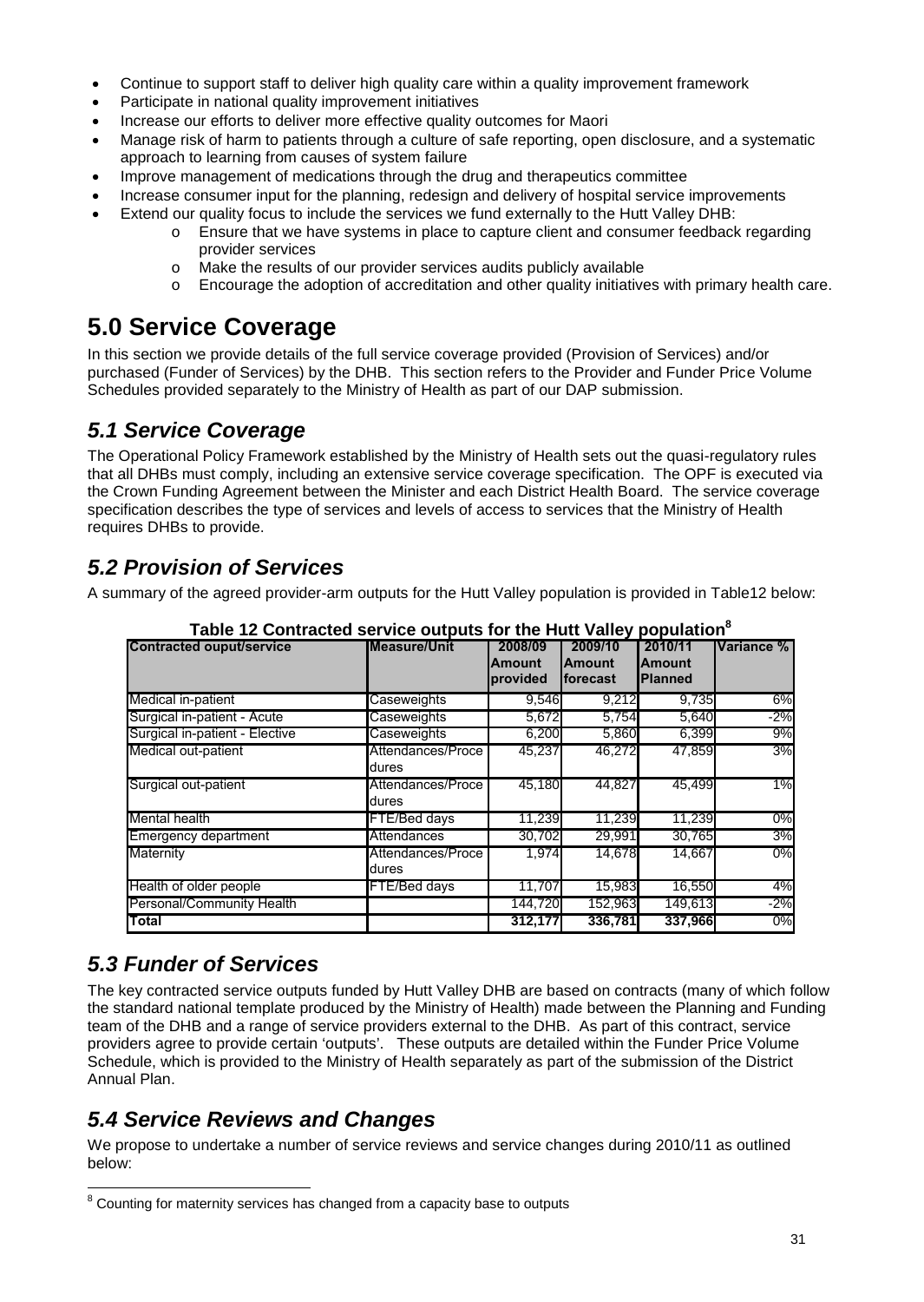- Continue to support staff to deliver high quality care within a quality improvement framework
- Participate in national quality improvement initiatives
- Increase our efforts to deliver more effective quality outcomes for Maori
- Manage risk of harm to patients through a culture of safe reporting, open disclosure, and a systematic approach to learning from causes of system failure
- Improve management of medications through the drug and therapeutics committee
- Increase consumer input for the planning, redesign and delivery of hospital service improvements
- Extend our quality focus to include the services we fund externally to the Hutt Valley DHB:
  - Ensure that we have systems in place to capture client and consumer feedback regarding provider services
  - Make the results of our provider services audits publicly available
  - Encourage the adoption of accreditation and other quality initiatives with primary health care.

# 5.0 Service Coverage

In this section we provide details of the full service coverage provided (Provision of Services) and/or purchased (Funder of Services) by the DHB. This section refers to the Provider and Funder Price Volume Schedules provided separately to the Ministry of Health as part of our DAP submission.

## *5.1 Service Coverage*

The Operational Policy Framework established by the Ministry of Health sets out the quasi-regulatory rules that all DHBs must comply, including an extensive service coverage specification. The OPF is executed via the Crown Funding Agreement between the Minister and each District Health Board. The service coverage specification describes the type of services and levels of access to services that the Ministry of Health requires DHBs to provide.

## *5.2 Provision of Services*

A summary of the agreed provider-arm outputs for the Hutt Valley population is provided in Table12 below:

**Table 12 Contracted service outputs for the Hutt Valley population[8]**

| Contracted ouput/service | Measure/Unit | 2008/09 Amount provided | 2009/10 Amount forecast | 2010/11 Amount Planned | Variance % |
|---|---|---|---|---|---|
| Medical in-patient | Caseweights | 9,546 | 9,212 | 9,735 | 6% |
| Surgical in-patient - Acute | Caseweights | 5,672 | 5,754 | 5,640 | -2% |
| Surgical in-patient - Elective | Caseweights | 6,200 | 5,860 | 6,399 | 9% |
| Medical out-patient | Attendances/Procedures | 45,237 | 46,272 | 47,859 | 3% |
| Surgical out-patient | Attendances/Procedures | 45,180 | 44,827 | 45,499 | 1% |
| Mental health | FTE/Bed days | 11,239 | 11,239 | 11,239 | 0% |
| Emergency department | Attendances | 30,702 | 29,991 | 30,765 | 3% |
| Maternity | Attendances/Procedures | 1,974 | 14,678 | 14,667 | 0% |
| Health of older people | FTE/Bed days | 11,707 | 15,983 | 16,550 | 4% |
| Personal/Community Health | | 144,720 | 152,963 | 149,613 | -2% |
| **Total** | | **312,177** | **336,781** | **337,966** | 0% |

## *5.3 Funder of Services*

The key contracted service outputs funded by Hutt Valley DHB are based on contracts (many of which follow the standard national template produced by the Ministry of Health) made between the Planning and Funding team of the DHB and a range of service providers external to the DHB. As part of this contract, service providers agree to provide certain 'outputs'. These outputs are detailed within the Funder Price Volume Schedule, which is provided to the Ministry of Health separately as part of the submission of the District Annual Plan.

## *5.4 Service Reviews and Changes*

We propose to undertake a number of service reviews and service changes during 2010/11 as outlined below:

[8] Counting for maternity services has changed from a capacity base to outputs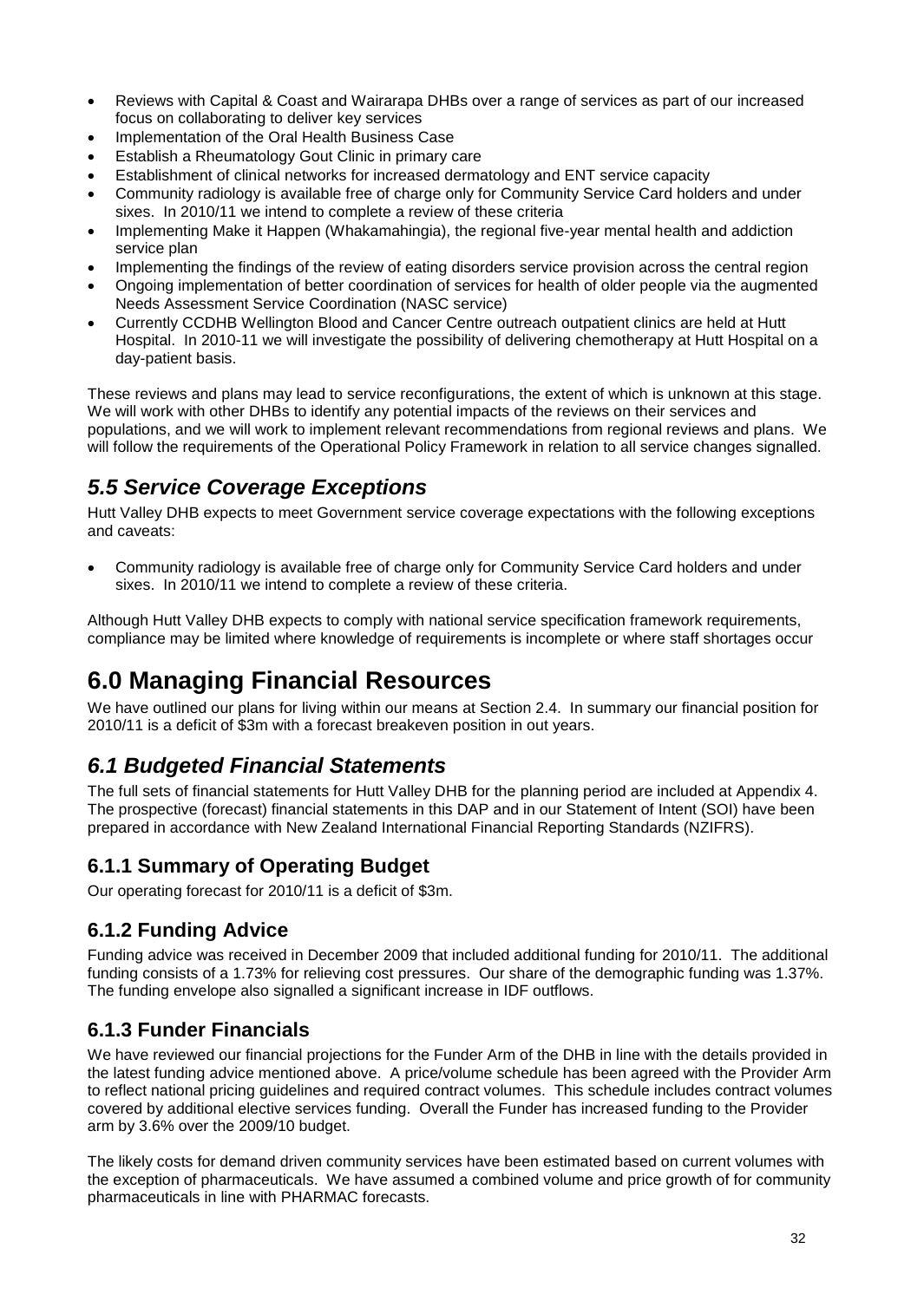- Reviews with Capital & Coast and Wairarapa DHBs over a range of services as part of our increased focus on collaborating to deliver key services
- Implementation of the Oral Health Business Case
- Establish a Rheumatology Gout Clinic in primary care
- Establishment of clinical networks for increased dermatology and ENT service capacity
- Community radiology is available free of charge only for Community Service Card holders and under sixes. In 2010/11 we intend to complete a review of these criteria
- Implementing Make it Happen (Whakamahingia), the regional five-year mental health and addiction service plan
- Implementing the findings of the review of eating disorders service provision across the central region
- Ongoing implementation of better coordination of services for health of older people via the augmented Needs Assessment Service Coordination (NASC service)
- Currently CCDHB Wellington Blood and Cancer Centre outreach outpatient clinics are held at Hutt Hospital. In 2010-11 we will investigate the possibility of delivering chemotherapy at Hutt Hospital on a day-patient basis.

These reviews and plans may lead to service reconfigurations, the extent of which is unknown at this stage. We will work with other DHBs to identify any potential impacts of the reviews on their services and populations, and we will work to implement relevant recommendations from regional reviews and plans. We will follow the requirements of the Operational Policy Framework in relation to all service changes signalled.

## *5.5 Service Coverage Exceptions*

Hutt Valley DHB expects to meet Government service coverage expectations with the following exceptions and caveats:

- Community radiology is available free of charge only for Community Service Card holders and under sixes. In 2010/11 we intend to complete a review of these criteria.

Although Hutt Valley DHB expects to comply with national service specification framework requirements, compliance may be limited where knowledge of requirements is incomplete or where staff shortages occur

# 6.0 Managing Financial Resources

We have outlined our plans for living within our means at Section 2.4. In summary our financial position for 2010/11 is a deficit of $3m with a forecast breakeven position in out years.

## *6.1 Budgeted Financial Statements*

The full sets of financial statements for Hutt Valley DHB for the planning period are included at Appendix 4. The prospective (forecast) financial statements in this DAP and in our Statement of Intent (SOI) have been prepared in accordance with New Zealand International Financial Reporting Standards (NZIFRS).

### 6.1.1 Summary of Operating Budget

Our operating forecast for 2010/11 is a deficit of $3m.

### 6.1.2 Funding Advice

Funding advice was received in December 2009 that included additional funding for 2010/11. The additional funding consists of a 1.73% for relieving cost pressures. Our share of the demographic funding was 1.37%. The funding envelope also signalled a significant increase in IDF outflows.

### 6.1.3 Funder Financials

We have reviewed our financial projections for the Funder Arm of the DHB in line with the details provided in the latest funding advice mentioned above. A price/volume schedule has been agreed with the Provider Arm to reflect national pricing guidelines and required contract volumes. This schedule includes contract volumes covered by additional elective services funding. Overall the Funder has increased funding to the Provider arm by 3.6% over the 2009/10 budget.

The likely costs for demand driven community services have been estimated based on current volumes with the exception of pharmaceuticals. We have assumed a combined volume and price growth of for community pharmaceuticals in line with PHARMAC forecasts.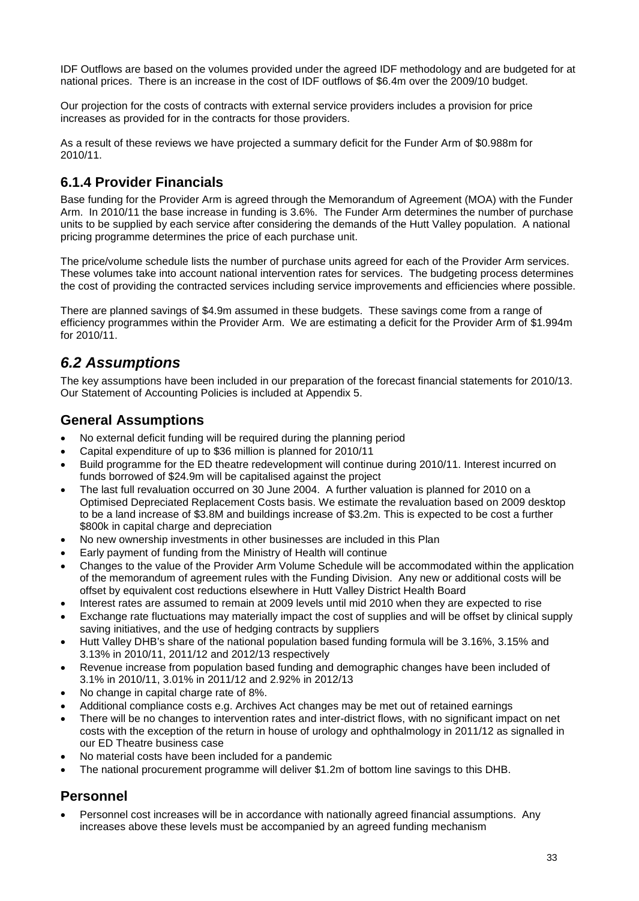IDF Outflows are based on the volumes provided under the agreed IDF methodology and are budgeted for at national prices. There is an increase in the cost of IDF outflows of $6.4m over the 2009/10 budget.

Our projection for the costs of contracts with external service providers includes a provision for price increases as provided for in the contracts for those providers.

As a result of these reviews we have projected a summary deficit for the Funder Arm of $0.988m for 2010/11.

### 6.1.4 Provider Financials

Base funding for the Provider Arm is agreed through the Memorandum of Agreement (MOA) with the Funder Arm. In 2010/11 the base increase in funding is 3.6%. The Funder Arm determines the number of purchase units to be supplied by each service after considering the demands of the Hutt Valley population. A national pricing programme determines the price of each purchase unit.

The price/volume schedule lists the number of purchase units agreed for each of the Provider Arm services. These volumes take into account national intervention rates for services. The budgeting process determines the cost of providing the contracted services including service improvements and efficiencies where possible.

There are planned savings of $4.9m assumed in these budgets. These savings come from a range of efficiency programmes within the Provider Arm. We are estimating a deficit for the Provider Arm of $1.994m for 2010/11.

## *6.2 Assumptions*

The key assumptions have been included in our preparation of the forecast financial statements for 2010/13. Our Statement of Accounting Policies is included at Appendix 5.

### General Assumptions

- No external deficit funding will be required during the planning period
- Capital expenditure of up to $36 million is planned for 2010/11
- Build programme for the ED theatre redevelopment will continue during 2010/11. Interest incurred on funds borrowed of $24.9m will be capitalised against the project
- The last full revaluation occurred on 30 June 2004. A further valuation is planned for 2010 on a Optimised Depreciated Replacement Costs basis. We estimate the revaluation based on 2009 desktop to be a land increase of $3.8M and buildings increase of $3.2m. This is expected to be cost a further $800k in capital charge and depreciation
- No new ownership investments in other businesses are included in this Plan
- Early payment of funding from the Ministry of Health will continue
- Changes to the value of the Provider Arm Volume Schedule will be accommodated within the application of the memorandum of agreement rules with the Funding Division. Any new or additional costs will be offset by equivalent cost reductions elsewhere in Hutt Valley District Health Board
- Interest rates are assumed to remain at 2009 levels until mid 2010 when they are expected to rise
- Exchange rate fluctuations may materially impact the cost of supplies and will be offset by clinical supply saving initiatives, and the use of hedging contracts by suppliers
- Hutt Valley DHB's share of the national population based funding formula will be 3.16%, 3.15% and 3.13% in 2010/11, 2011/12 and 2012/13 respectively
- Revenue increase from population based funding and demographic changes have been included of 3.1% in 2010/11, 3.01% in 2011/12 and 2.92% in 2012/13
- No change in capital charge rate of 8%.
- Additional compliance costs e.g. Archives Act changes may be met out of retained earnings
- There will be no changes to intervention rates and inter-district flows, with no significant impact on net costs with the exception of the return in house of urology and ophthalmology in 2011/12 as signalled in our ED Theatre business case
- No material costs have been included for a pandemic
- The national procurement programme will deliver $1.2m of bottom line savings to this DHB.

### Personnel

- Personnel cost increases will be in accordance with nationally agreed financial assumptions. Any increases above these levels must be accompanied by an agreed funding mechanism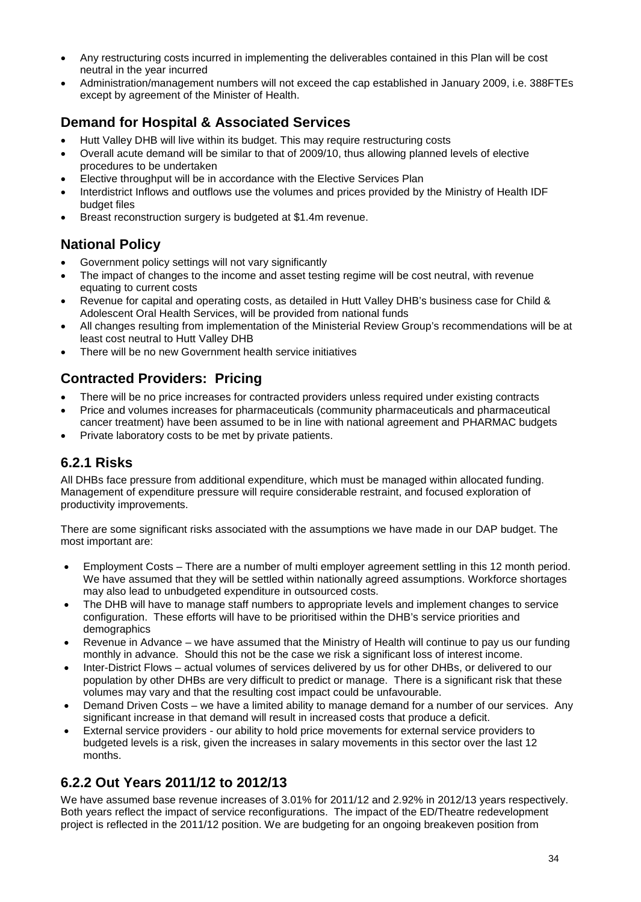- Any restructuring costs incurred in implementing the deliverables contained in this Plan will be cost neutral in the year incurred
- Administration/management numbers will not exceed the cap established in January 2009, i.e. 388FTEs except by agreement of the Minister of Health.

## Demand for Hospital & Associated Services

- Hutt Valley DHB will live within its budget. This may require restructuring costs
- Overall acute demand will be similar to that of 2009/10, thus allowing planned levels of elective procedures to be undertaken
- Elective throughput will be in accordance with the Elective Services Plan
- Interdistrict Inflows and outflows use the volumes and prices provided by the Ministry of Health IDF budget files
- Breast reconstruction surgery is budgeted at $1.4m revenue.

## National Policy

- Government policy settings will not vary significantly
- The impact of changes to the income and asset testing regime will be cost neutral, with revenue equating to current costs
- Revenue for capital and operating costs, as detailed in Hutt Valley DHB's business case for Child & Adolescent Oral Health Services, will be provided from national funds
- All changes resulting from implementation of the Ministerial Review Group's recommendations will be at least cost neutral to Hutt Valley DHB
- There will be no new Government health service initiatives

## Contracted Providers: Pricing

- There will be no price increases for contracted providers unless required under existing contracts
- Price and volumes increases for pharmaceuticals (community pharmaceuticals and pharmaceutical cancer treatment) have been assumed to be in line with national agreement and PHARMAC budgets
- Private laboratory costs to be met by private patients.

## 6.2.1 Risks

All DHBs face pressure from additional expenditure, which must be managed within allocated funding. Management of expenditure pressure will require considerable restraint, and focused exploration of productivity improvements.

There are some significant risks associated with the assumptions we have made in our DAP budget. The most important are:

- Employment Costs – There are a number of multi employer agreement settling in this 12 month period. We have assumed that they will be settled within nationally agreed assumptions. Workforce shortages may also lead to unbudgeted expenditure in outsourced costs.
- The DHB will have to manage staff numbers to appropriate levels and implement changes to service configuration. These efforts will have to be prioritised within the DHB's service priorities and demographics
- Revenue in Advance – we have assumed that the Ministry of Health will continue to pay us our funding monthly in advance. Should this not be the case we risk a significant loss of interest income.
- Inter-District Flows – actual volumes of services delivered by us for other DHBs, or delivered to our population by other DHBs are very difficult to predict or manage. There is a significant risk that these volumes may vary and that the resulting cost impact could be unfavourable.
- Demand Driven Costs – we have a limited ability to manage demand for a number of our services. Any significant increase in that demand will result in increased costs that produce a deficit.
- External service providers - our ability to hold price movements for external service providers to budgeted levels is a risk, given the increases in salary movements in this sector over the last 12 months.

## 6.2.2 Out Years 2011/12 to 2012/13

We have assumed base revenue increases of 3.01% for 2011/12 and 2.92% in 2012/13 years respectively. Both years reflect the impact of service reconfigurations. The impact of the ED/Theatre redevelopment project is reflected in the 2011/12 position. We are budgeting for an ongoing breakeven position from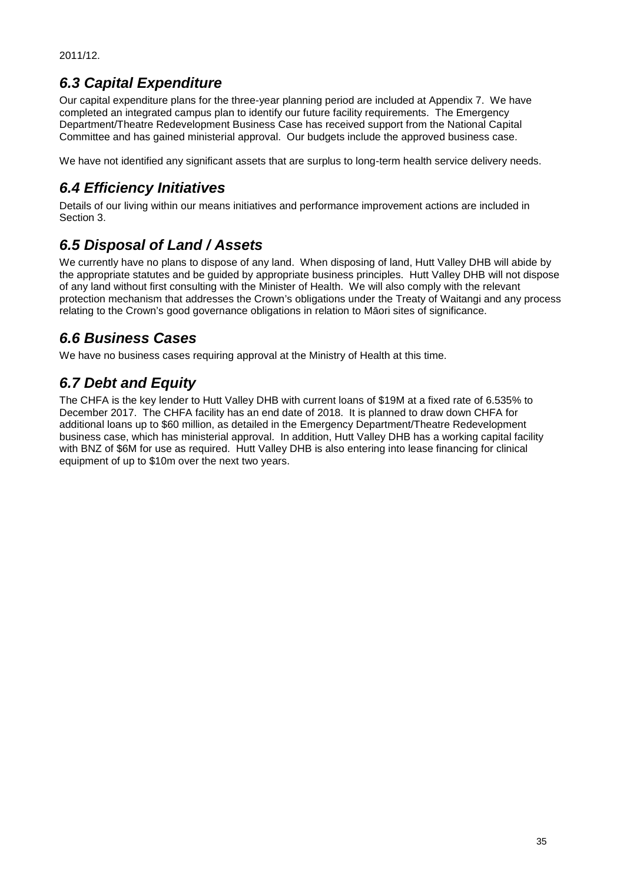2011/12.

## *6.3 Capital Expenditure*

Our capital expenditure plans for the three-year planning period are included at Appendix 7. We have completed an integrated campus plan to identify our future facility requirements. The Emergency Department/Theatre Redevelopment Business Case has received support from the National Capital Committee and has gained ministerial approval. Our budgets include the approved business case.

We have not identified any significant assets that are surplus to long-term health service delivery needs.

## *6.4 Efficiency Initiatives*

Details of our living within our means initiatives and performance improvement actions are included in Section 3.

## *6.5 Disposal of Land / Assets*

We currently have no plans to dispose of any land. When disposing of land, Hutt Valley DHB will abide by the appropriate statutes and be guided by appropriate business principles. Hutt Valley DHB will not dispose of any land without first consulting with the Minister of Health. We will also comply with the relevant protection mechanism that addresses the Crown's obligations under the Treaty of Waitangi and any process relating to the Crown's good governance obligations in relation to Māori sites of significance.

## *6.6 Business Cases*

We have no business cases requiring approval at the Ministry of Health at this time.

## *6.7 Debt and Equity*

The CHFA is the key lender to Hutt Valley DHB with current loans of $19M at a fixed rate of 6.535% to December 2017. The CHFA facility has an end date of 2018. It is planned to draw down CHFA for additional loans up to $60 million, as detailed in the Emergency Department/Theatre Redevelopment business case, which has ministerial approval. In addition, Hutt Valley DHB has a working capital facility with BNZ of $6M for use as required. Hutt Valley DHB is also entering into lease financing for clinical equipment of up to $10m over the next two years.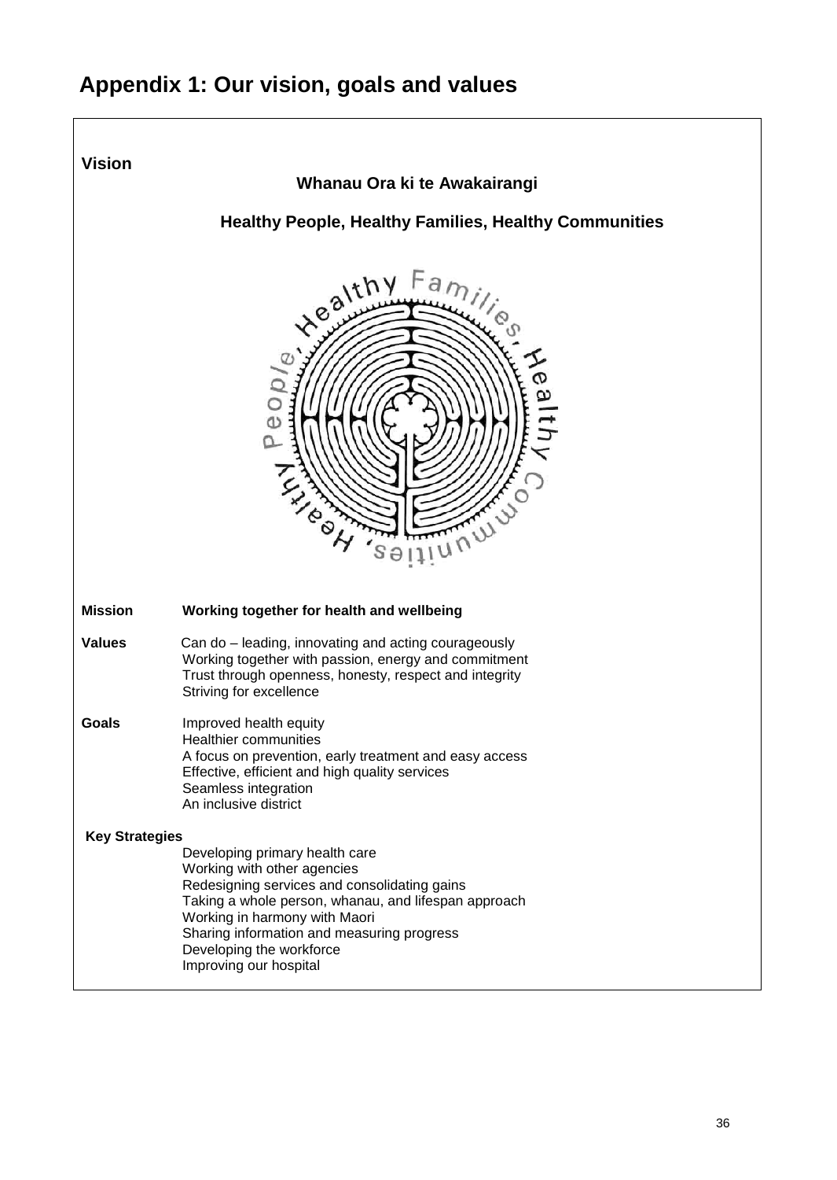# Appendix 1: Our vision, goals and values

**Vision**

**Whanau Ora ki te Awakairangi**

**Healthy People, Healthy Families, Healthy Communities**

**Mission** **Working together for health and wellbeing**

**Values**

Can do – leading, innovating and acting courageously
Working together with passion, energy and commitment
Trust through openness, honesty, respect and integrity
Striving for excellence

**Goals**

Improved health equity
Healthier communities
A focus on prevention, early treatment and easy access
Effective, efficient and high quality services
Seamless integration
An inclusive district

**Key Strategies**

Developing primary health care
Working with other agencies
Redesigning services and consolidating gains
Taking a whole person, whanau, and lifespan approach
Working in harmony with Maori
Sharing information and measuring progress
Developing the workforce
Improving our hospital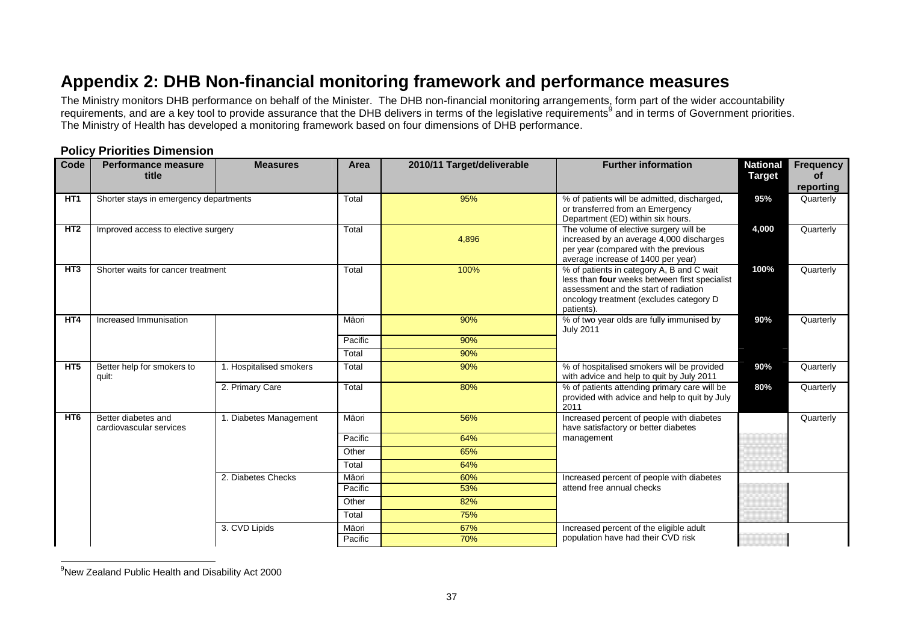# Appendix 2: DHB Non-financial monitoring framework and performance measures

The Ministry monitors DHB performance on behalf of the Minister. The DHB non-financial monitoring arrangements, form part of the wider accountability requirements, and are a key tool to provide assurance that the DHB delivers in terms of the legislative requirements[9] and in terms of Government priorities. The Ministry of Health has developed a monitoring framework based on four dimensions of DHB performance.

### Policy Priorities Dimension

| Code | Performance measure title | Measures | Area | 2010/11 Target/deliverable | Further information | National Target | Frequency of reporting |
|---|---|---|---|---|---|---|---|
| HT1 | Shorter stays in emergency departments | | Total | 95% | % of patients will be admitted, discharged, or transferred from an Emergency Department (ED) within six hours. | 95% | Quarterly |
| HT2 | Improved access to elective surgery | | Total | 4,896 | The volume of elective surgery will be increased by an average 4,000 discharges per year (compared with the previous average increase of 1400 per year) | 4,000 | Quarterly |
| HT3 | Shorter waits for cancer treatment | | Total | 100% | % of patients in category A, B and C wait less than **four** weeks between first specialist assessment and the start of radiation oncology treatment (excludes category D patients). | 100% | Quarterly |
| HT4 | Increased Immunisation | | Māori | 90% | % of two year olds are fully immunised by July 2011 | 90% | Quarterly |
| | | | Pacific | 90% | | | |
| | | | Total | 90% | | | |
| HT5 | Better help for smokers to quit: | 1. Hospitalised smokers | Total | 90% | % of hospitalised smokers will be provided with advice and help to quit by July 2011 | 90% | Quarterly |
| | | 2. Primary Care | Total | 80% | % of patients attending primary care will be provided with advice and help to quit by July 2011 | 80% | Quarterly |
| HT6 | Better diabetes and cardiovascular services | 1. Diabetes Management | Māori | 56% | Increased percent of people with diabetes have satisfactory or better diabetes management | | Quarterly |
| | | | Pacific | 64% | | | |
| | | | Other | 65% | | | |
| | | | Total | 64% | | | |
| | | 2. Diabetes Checks | Māori | 60% | Increased percent of people with diabetes attend free annual checks | | |
| | | | Pacific | 53% | | | |
| | | | Other | 82% | | | |
| | | | Total | 75% | | | |
| | | 3. CVD Lipids | Māori | 67% | Increased percent of the eligible adult population have had their CVD risk | | |
| | | | Pacific | 70% | | | |

[9] New Zealand Public Health and Disability Act 2000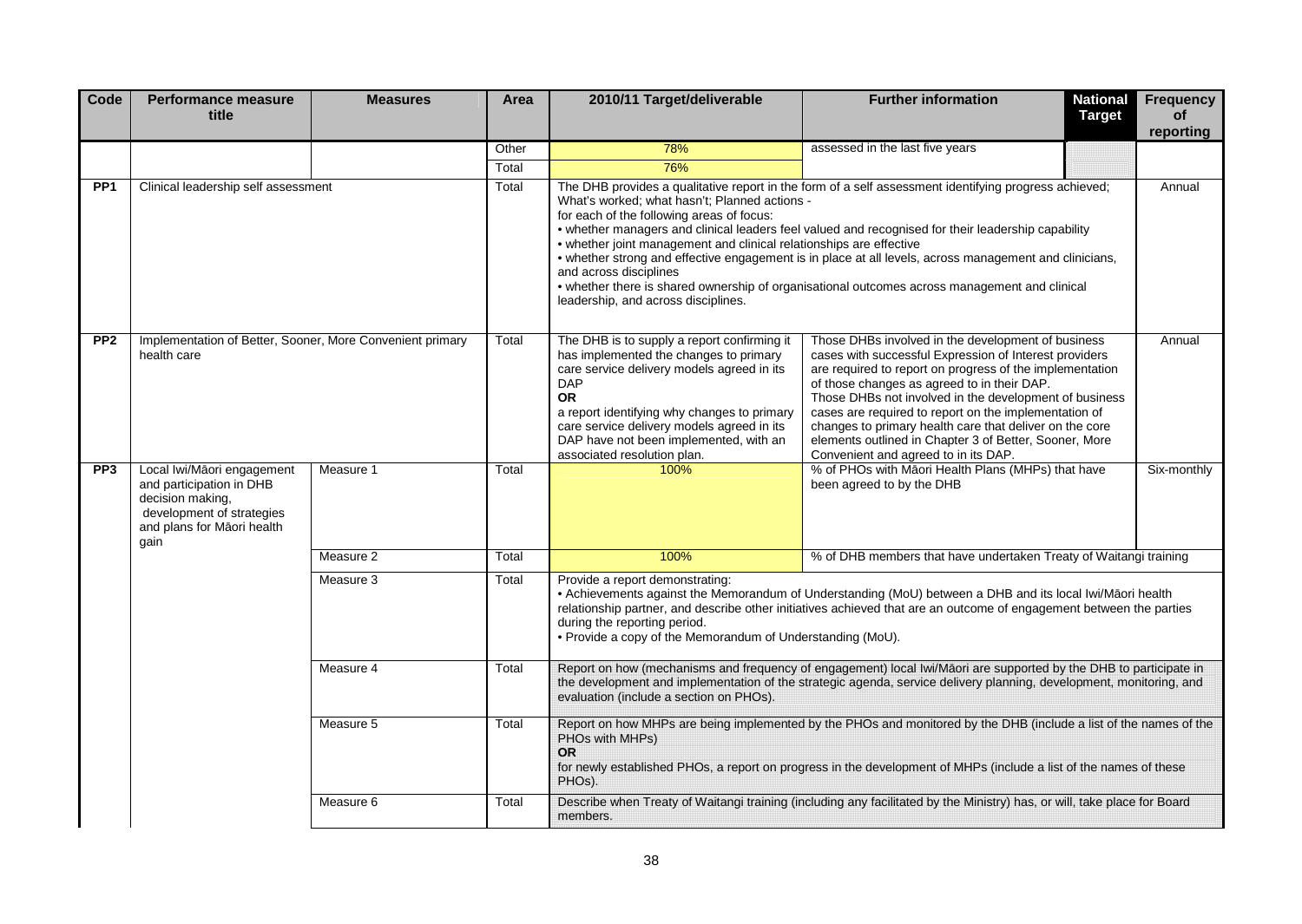| Code | Performance measure title | Measures | Area | 2010/11 Target/deliverable | Further information | National Target | Frequency of reporting |
|---|---|---|---|---|---|---|---|
| | | | Other | 78% | assessed in the last five years | | |
| | | | Total | 76% | | | |
| PP1 | Clinical leadership self assessment | | Total | The DHB provides a qualitative report in the form of a self assessment identifying progress achieved; What's worked; what hasn't; Planned actions - for each of the following areas of focus: • whether managers and clinical leaders feel valued and recognised for their leadership capability • whether joint management and clinical relationships are effective • whether strong and effective engagement is in place at all levels, across management and clinicians, and across disciplines • whether there is shared ownership of organisational outcomes across management and clinical leadership, and across disciplines. | | | Annual |
| PP2 | Implementation of Better, Sooner, More Convenient primary health care | | Total | The DHB is to supply a report confirming it has implemented the changes to primary care service delivery models agreed in its DAP **OR** a report identifying why changes to primary care service delivery models agreed in its DAP have not been implemented, with an associated resolution plan. | Those DHBs involved in the development of business cases with successful Expression of Interest providers are required to report on progress of the implementation of those changes as agreed to in their DAP. Those DHBs not involved in the development of business cases are required to report on the implementation of changes to primary health care that deliver on the core elements outlined in Chapter 3 of Better, Sooner, More Convenient and agreed to in its DAP. | | Annual |
| PP3 | Local Iwi/Māori engagement and participation in DHB decision making, development of strategies and plans for Māori health gain | Measure 1 | Total | 100% | % of PHOs with Māori Health Plans (MHPs) that have been agreed to by the DHB | | Six-monthly |
| | | Measure 2 | Total | 100% | % of DHB members that have undertaken Treaty of Waitangi training | | |
| | | Measure 3 | Total | Provide a report demonstrating: • Achievements against the Memorandum of Understanding (MoU) between a DHB and its local Iwi/Māori health relationship partner, and describe other initiatives achieved that are an outcome of engagement between the parties during the reporting period. • Provide a copy of the Memorandum of Understanding (MoU). | | | |
| | | Measure 4 | Total | Report on how (mechanisms and frequency of engagement) local Iwi/Māori are supported by the DHB to participate in the development and implementation of the strategic agenda, service delivery planning, development, monitoring, and evaluation (include a section on PHOs). | | | |
| | | Measure 5 | Total | Report on how MHPs are being implemented by the PHOs and monitored by the DHB (include a list of the names of the PHOs with MHPs) **OR** for newly established PHOs, a report on progress in the development of MHPs (include a list of the names of these PHOs). | | | |
| | | Measure 6 | Total | Describe when Treaty of Waitangi training (including any facilitated by the Ministry) has, or will, take place for Board members. | | | |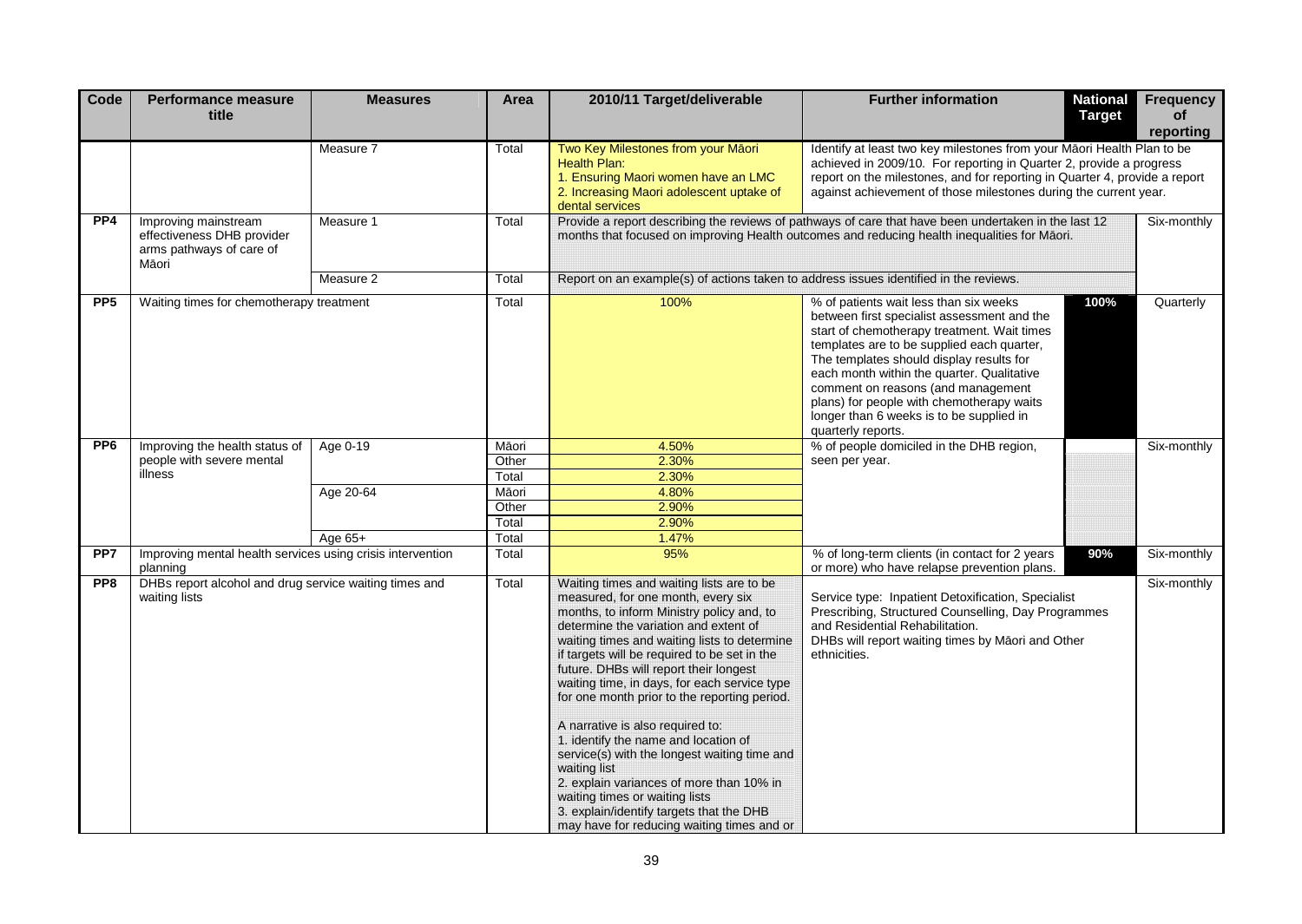| Code | Performance measure title | Measures | Area | 2010/11 Target/deliverable | Further information | National Target | Frequency of reporting |
|---|---|---|---|---|---|---|---|
| | | Measure 7 | Total | Two Key Milestones from your Māori Health Plan:<br>1. Ensuring Maori women have an LMC<br>2. Increasing Maori adolescent uptake of dental services | Identify at least two key milestones from your Māori Health Plan to be achieved in 2009/10. For reporting in Quarter 2, provide a progress report on the milestones, and for reporting in Quarter 4, provide a report against achievement of those milestones during the current year. | | |
| **PP4** | Improving mainstream effectiveness DHB provider arms pathways of care of Māori | Measure 1 | Total | Provide a report describing the reviews of pathways of care that have been undertaken in the last 12 months that focused on improving Health outcomes and reducing health inequalities for Māori. | | | Six-monthly |
| | | Measure 2 | Total | Report on an example(s) of actions taken to address issues identified in the reviews. | | | |
| **PP5** | Waiting times for chemotherapy treatment | | Total | 100% | % of patients wait less than six weeks between first specialist assessment and the start of chemotherapy treatment. Wait times templates are to be supplied each quarter, The templates should display results for each month within the quarter. Qualitative comment on reasons (and management plans) for people with chemotherapy waits longer than 6 weeks is to be supplied in quarterly reports. | 100% | Quarterly |
| **PP6** | Improving the health status of people with severe mental illness | Age 0-19 | Māori | 4.50% | % of people domiciled in the DHB region, seen per year. | | Six-monthly |
| | | | Other | 2.30% | | | |
| | | | Total | 2.30% | | | |
| | | Age 20-64 | Māori | 4.80% | | | |
| | | | Other | 2.90% | | | |
| | | | Total | 2.90% | | | |
| | | Age 65+ | Total | 1.47% | | | |
| **PP7** | Improving mental health services using crisis intervention planning | | Total | 95% | % of long-term clients (in contact for 2 years or more) who have relapse prevention plans. | 90% | Six-monthly |
| **PP8** | DHBs report alcohol and drug service waiting times and waiting lists | | Total | Waiting times and waiting lists are to be measured, for one month, every six months, to inform Ministry policy and, to determine the variation and extent of waiting times and waiting lists to determine if targets will be required to be set in the future. DHBs will report their longest waiting time, in days, for each service type for one month prior to the reporting period.<br><br>A narrative is also required to:<br>1. identify the name and location of service(s) with the longest waiting time and waiting list<br>2. explain variances of more than 10% in waiting times or waiting lists<br>3. explain/identify targets that the DHB may have for reducing waiting times and or | Service type: Inpatient Detoxification, Specialist Prescribing, Structured Counselling, Day Programmes and Residential Rehabilitation.<br>DHBs will report waiting times by Māori and Other ethnicities. | | Six-monthly |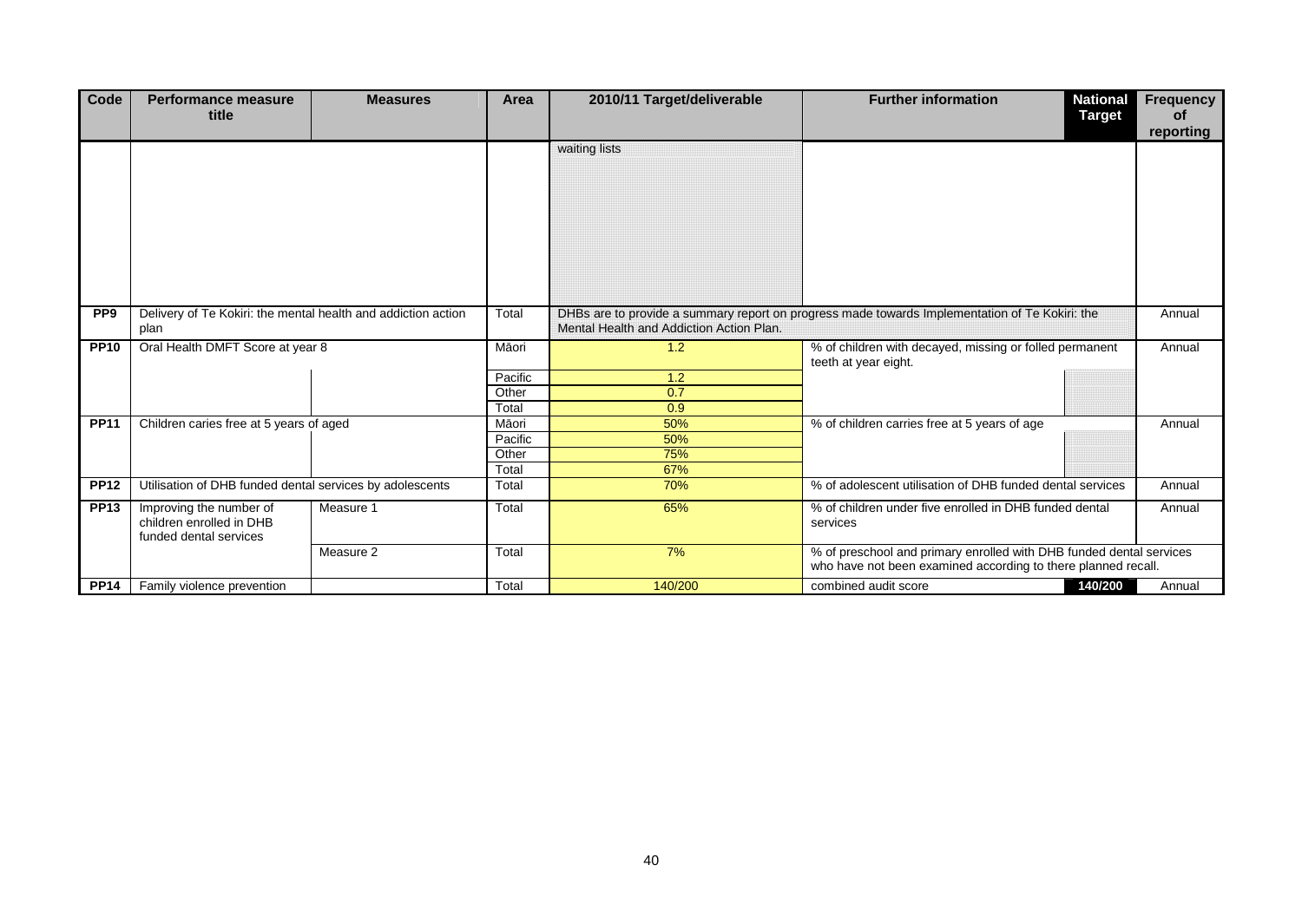| Code | Performance measure title | Measures | Area | 2010/11 Target/deliverable | Further information | National Target | Frequency of reporting |
|---|---|---|---|---|---|---|---|
| | | | | waiting lists | | | |
| PP9 | Delivery of Te Kokiri: the mental health and addiction action plan | | Total | DHBs are to provide a summary report on progress made towards Implementation of Te Kokiri: the Mental Health and Addiction Action Plan. | | | Annual |
| PP10 | Oral Health DMFT Score at year 8 | | Māori | 1.2 | % of children with decayed, missing or folled permanent teeth at year eight. | | Annual |
| | | | Pacific | 1.2 | | | |
| | | | Other | 0.7 | | | |
| | | | Total | 0.9 | | | |
| PP11 | Children caries free at 5 years of aged | | Māori | 50% | % of children carries free at 5 years of age | | Annual |
| | | | Pacific | 50% | | | |
| | | | Other | 75% | | | |
| | | | Total | 67% | | | |
| PP12 | Utilisation of DHB funded dental services by adolescents | | Total | 70% | % of adolescent utilisation of DHB funded dental services | | Annual |
| PP13 | Improving the number of children enrolled in DHB funded dental services | Measure 1 | Total | 65% | % of children under five enrolled in DHB funded dental services | | Annual |
| | | Measure 2 | Total | 7% | % of preschool and primary enrolled with DHB funded dental services who have not been examined according to there planned recall. | | |
| PP14 | Family violence prevention | | Total | 140/200 | combined audit score | 140/200 | Annual |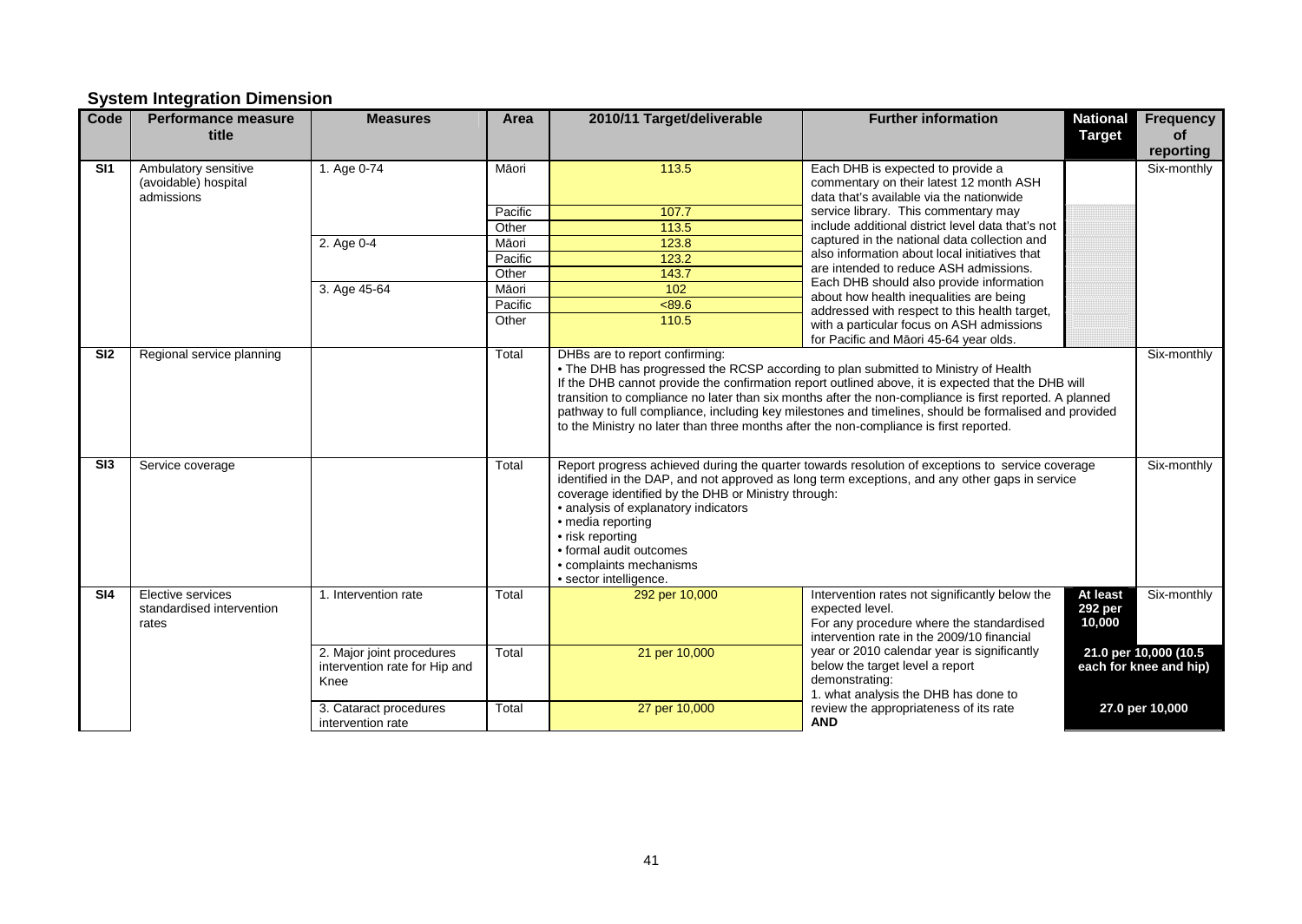## System Integration Dimension

| Code | Performance measure title | Measures | Area | 2010/11 Target/deliverable | Further information | National Target | Frequency of reporting |
|---|---|---|---|---|---|---|---|
| SI1 | Ambulatory sensitive (avoidable) hospital admissions | 1. Age 0-74 | Māori | 113.5 | Each DHB is expected to provide a commentary on their latest 12 month ASH data that's available via the nationwide service library. This commentary may include additional district level data that's not captured in the national data collection and also information about local initiatives that are intended to reduce ASH admissions. Each DHB should also provide information about how health inequalities are being addressed with respect to this health target, with a particular focus on ASH admissions for Pacific and Māori 45-64 year olds. | | Six-monthly |
| | | | Pacific | 107.7 | | | |
| | | | Other | 113.5 | | | |
| | | 2. Age 0-4 | Māori | 123.8 | | | |
| | | | Pacific | 123.2 | | | |
| | | | Other | 143.7 | | | |
| | | 3. Age 45-64 | Māori | 102 | | | |
| | | | Pacific | <89.6 | | | |
| | | | Other | 110.5 | | | |
| SI2 | Regional service planning | | Total | DHBs are to report confirming:<br>• The DHB has progressed the RCSP according to plan submitted to Ministry of Health<br>If the DHB cannot provide the confirmation report outlined above, it is expected that the DHB will transition to compliance no later than six months after the non-compliance is first reported. A planned pathway to full compliance, including key milestones and timelines, should be formalised and provided to the Ministry no later than three months after the non-compliance is first reported. | | | Six-monthly |
| SI3 | Service coverage | | Total | Report progress achieved during the quarter towards resolution of exceptions to service coverage identified in the DAP, and not approved as long term exceptions, and any other gaps in service coverage identified by the DHB or Ministry through:<br>• analysis of explanatory indicators<br>• media reporting<br>• risk reporting<br>• formal audit outcomes<br>• complaints mechanisms<br>• sector intelligence. | | | Six-monthly |
| SI4 | Elective services standardised intervention rates | 1. Intervention rate | Total | 292 per 10,000 | Intervention rates not significantly below the expected level.<br>For any procedure where the standardised intervention rate in the 2009/10 financial year or 2010 calendar year is significantly below the target level a report demonstrating:<br>1. what analysis the DHB has done to review the appropriateness of its rate<br>**AND** | **At least 292 per 10,000** | Six-monthly |
| | | 2. Major joint procedures intervention rate for Hip and Knee | Total | 21 per 10,000 | | **21.0 per 10,000 (10.5 each for knee and hip)** | |
| | | 3. Cataract procedures intervention rate | Total | 27 per 10,000 | | **27.0 per 10,000** | |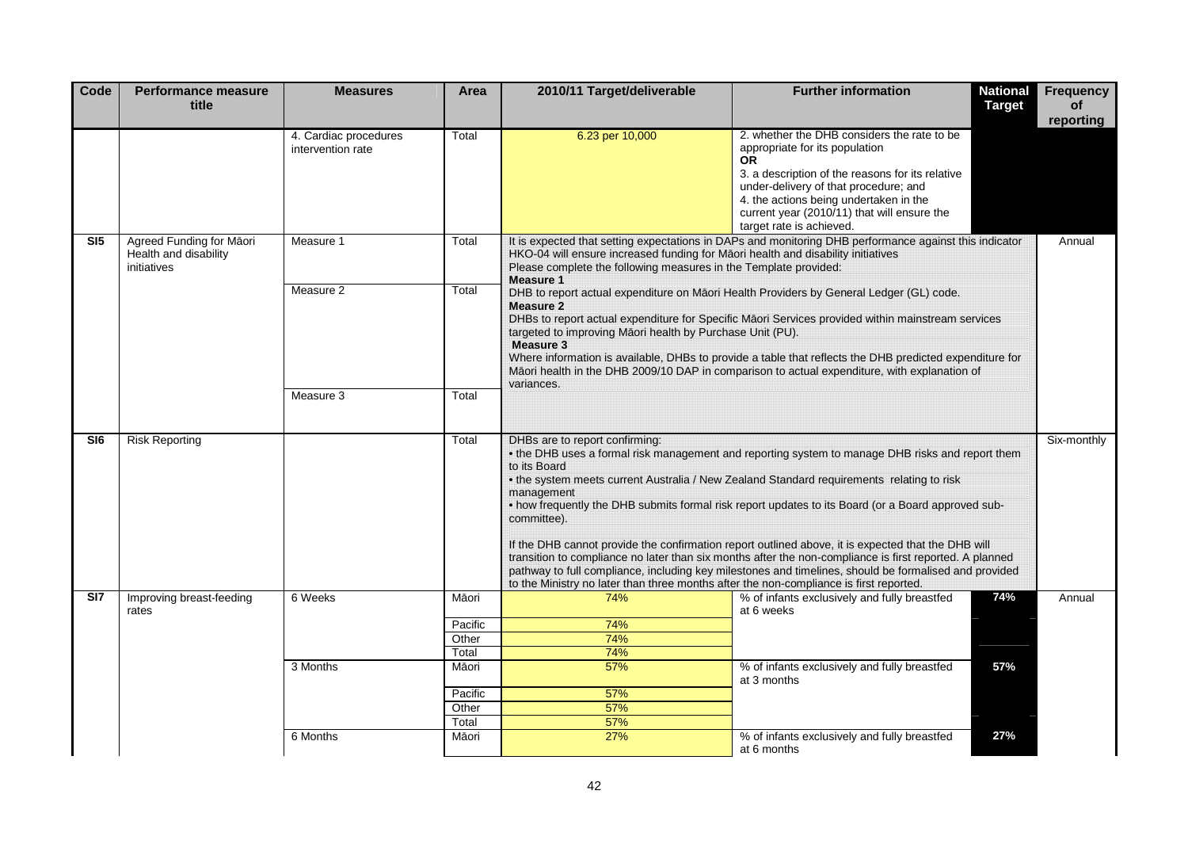| Code | Performance measure title | Measures | Area | 2010/11 Target/deliverable | Further information | National Target | Frequency of reporting |
|---|---|---|---|---|---|---|---|
| | | 4. Cardiac procedures intervention rate | Total | 6.23 per 10,000 | 2. whether the DHB considers the rate to be appropriate for its population **OR** 3. a description of the reasons for its relative under-delivery of that procedure; and 4. the actions being undertaken in the current year (2010/11) that will ensure the target rate is achieved. | | |
| **SI5** | Agreed Funding for Māori Health and disability initiatives | Measure 1 | Total | It is expected that setting expectations in DAPs and monitoring DHB performance against this indicator HKO-04 will ensure increased funding for Māori health and disability initiatives. Please complete the following measures in the Template provided: **Measure 1** DHB to report actual expenditure on Māori Health Providers by General Ledger (GL) code. **Measure 2** DHBs to report actual expenditure for Specific Māori Services provided within mainstream services targeted to improving Māori health by Purchase Unit (PU). **Measure 3** Where information is available, DHBs to provide a table that reflects the DHB predicted expenditure for Māori health in the DHB 2009/10 DAP in comparison to actual expenditure, with explanation of variances. | | | Annual |
| | | Measure 2 | Total | | | | |
| | | Measure 3 | Total | | | | |
| **SI6** | Risk Reporting | | Total | DHBs are to report confirming: • the DHB uses a formal risk management and reporting system to manage DHB risks and report them to its Board • the system meets current Australia / New Zealand Standard requirements relating to risk management • how frequently the DHB submits formal risk report updates to its Board (or a Board approved sub-committee). If the DHB cannot provide the confirmation report outlined above, it is expected that the DHB will transition to compliance no later than six months after the non-compliance is first reported. A planned pathway to full compliance, including key milestones and timelines, should be formalised and provided to the Ministry no later than three months after the non-compliance is first reported. | | | Six-monthly |
| **SI7** | Improving breast-feeding rates | 6 Weeks | Māori | 74% | % of infants exclusively and fully breastfed at 6 weeks | **74%** | Annual |
| | | | Pacific | 74% | | | |
| | | | Other | 74% | | | |
| | | | Total | 74% | | | |
| | | 3 Months | Māori | 57% | % of infants exclusively and fully breastfed at 3 months | **57%** | |
| | | | Pacific | 57% | | | |
| | | | Other | 57% | | | |
| | | | Total | 57% | | | |
| | | 6 Months | Māori | 27% | % of infants exclusively and fully breastfed at 6 months | **27%** | |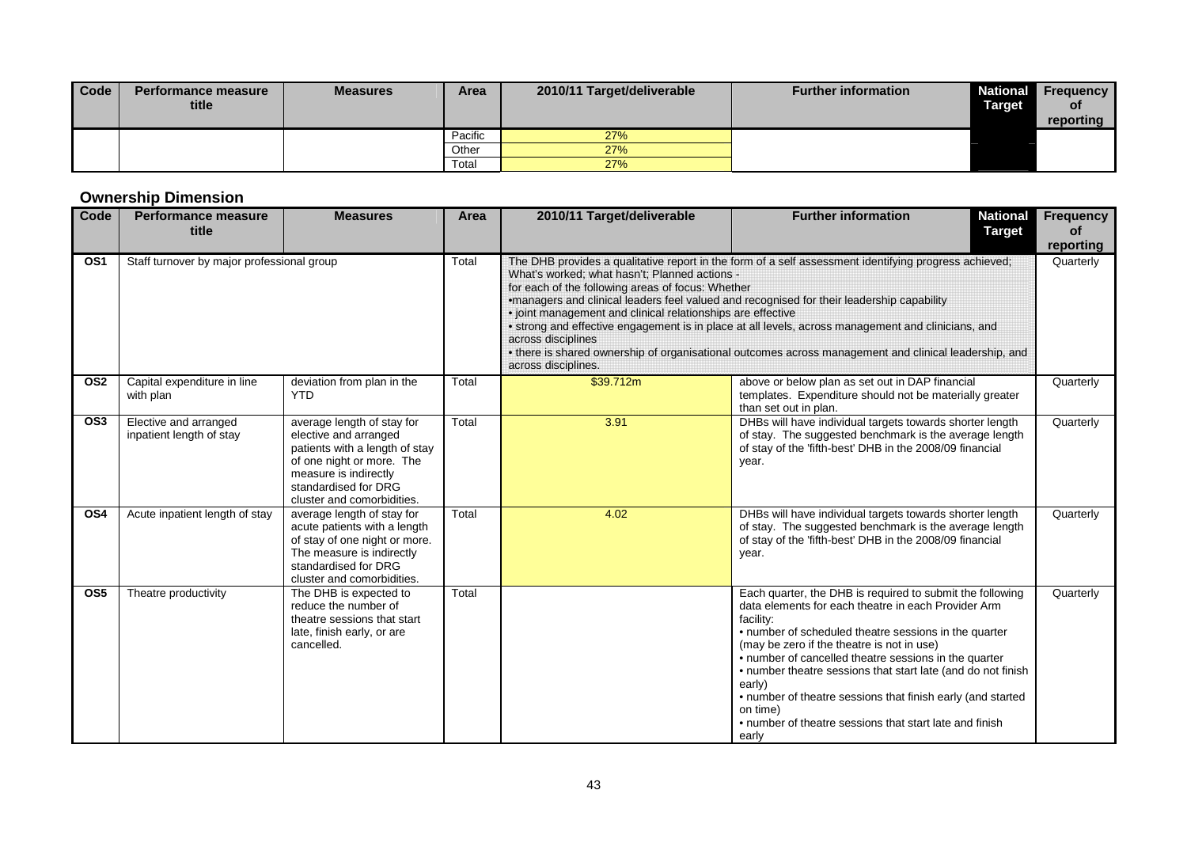| Code | Performance measure title | Measures | Area | 2010/11 Target/deliverable | Further information | National Target | Frequency of reporting |
|---|---|---|---|---|---|---|---|
| | | | Pacific | 27% | | | |
| | | | Other | 27% | | | |
| | | | Total | 27% | | | |

## Ownership Dimension

| Code | Performance measure title | Measures | Area | 2010/11 Target/deliverable | Further information | National Target | Frequency of reporting |
|---|---|---|---|---|---|---|---|
| **OS1** | Staff turnover by major professional group | | Total | The DHB provides a qualitative report in the form of a self assessment identifying progress achieved; What's worked; what hasn't; Planned actions - for each of the following areas of focus: Whether •managers and clinical leaders feel valued and recognised for their leadership capability • joint management and clinical relationships are effective • strong and effective engagement is in place at all levels, across management and clinicians, and across disciplines • there is shared ownership of organisational outcomes across management and clinical leadership, and across disciplines. | | | Quarterly |
| **OS2** | Capital expenditure in line with plan | deviation from plan in the YTD | Total | $39.712m | above or below plan as set out in DAP financial templates. Expenditure should not be materially greater than set out in plan. | | Quarterly |
| **OS3** | Elective and arranged inpatient length of stay | average length of stay for elective and arranged patients with a length of stay of one night or more. The measure is indirectly standardised for DRG cluster and comorbidities. | Total | 3.91 | DHBs will have individual targets towards shorter length of stay. The suggested benchmark is the average length of stay of the 'fifth-best' DHB in the 2008/09 financial year. | | Quarterly |
| **OS4** | Acute inpatient length of stay | average length of stay for acute patients with a length of stay of one night or more. The measure is indirectly standardised for DRG cluster and comorbidities. | Total | 4.02 | DHBs will have individual targets towards shorter length of stay. The suggested benchmark is the average length of stay of the 'fifth-best' DHB in the 2008/09 financial year. | | Quarterly |
| **OS5** | Theatre productivity | The DHB is expected to reduce the number of theatre sessions that start late, finish early, or are cancelled. | Total | | Each quarter, the DHB is required to submit the following data elements for each theatre in each Provider Arm facility:<br>• number of scheduled theatre sessions in the quarter (may be zero if the theatre is not in use)<br>• number of cancelled theatre sessions in the quarter<br>• number theatre sessions that start late (and do not finish early)<br>• number of theatre sessions that finish early (and started on time)<br>• number of theatre sessions that start late and finish early | | Quarterly |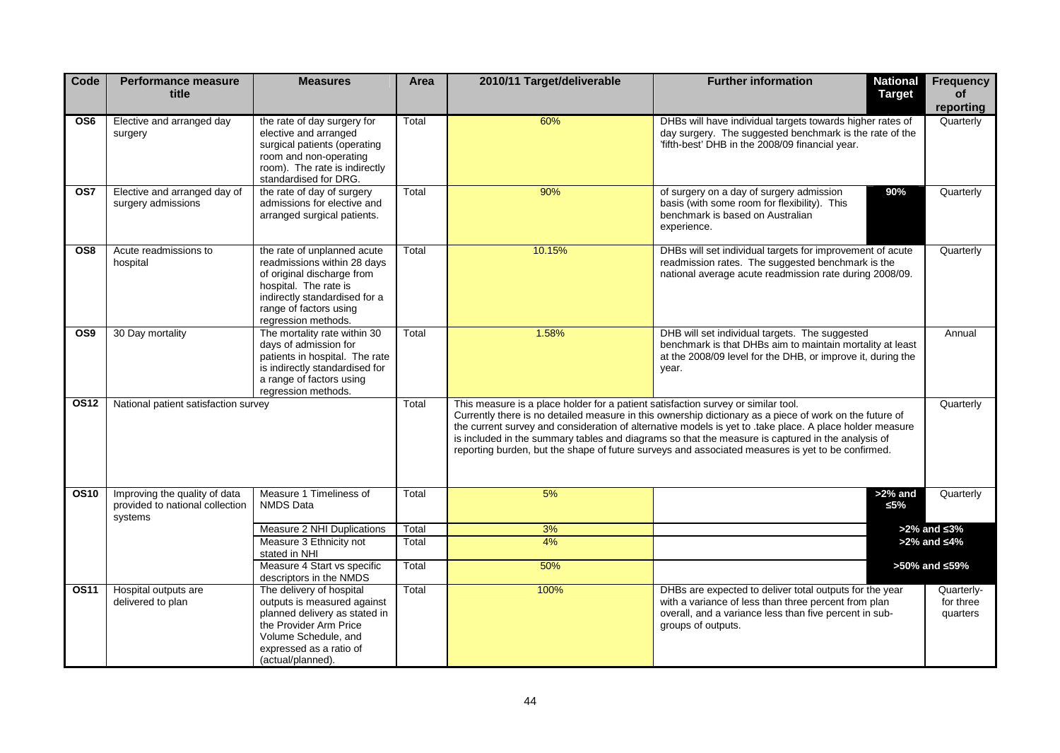| Code | Performance measure title | Measures | Area | 2010/11 Target/deliverable | Further information | National Target | Frequency of reporting |
|---|---|---|---|---|---|---|---|
| OS6 | Elective and arranged day surgery | the rate of day surgery for elective and arranged surgical patients (operating room and non-operating room). The rate is indirectly standardised for DRG. | Total | 60% | DHBs will have individual targets towards higher rates of day surgery. The suggested benchmark is the rate of the 'fifth-best' DHB in the 2008/09 financial year. | | Quarterly |
| OS7 | Elective and arranged day of surgery admissions | the rate of day of surgery admissions for elective and arranged surgical patients. | Total | 90% | of surgery on a day of surgery admission basis (with some room for flexibility). This benchmark is based on Australian experience. | 90% | Quarterly |
| OS8 | Acute readmissions to hospital | the rate of unplanned acute readmissions within 28 days of original discharge from hospital. The rate is indirectly standardised for a range of factors using regression methods. | Total | 10.15% | DHBs will set individual targets for improvement of acute readmission rates. The suggested benchmark is the national average acute readmission rate during 2008/09. | | Quarterly |
| OS9 | 30 Day mortality | The mortality rate within 30 days of admission for patients in hospital. The rate is indirectly standardised for a range of factors using regression methods. | Total | 1.58% | DHB will set individual targets. The suggested benchmark is that DHBs aim to maintain mortality at least at the 2008/09 level for the DHB, or improve it, during the year. | | Annual |
| OS12 | National patient satisfaction survey | | Total | This measure is a place holder for a patient satisfaction survey or similar tool. Currently there is no detailed measure in this ownership dictionary as a piece of work on the future of the current survey and consideration of alternative models is yet to .take place. A place holder measure is included in the summary tables and diagrams so that the measure is captured in the analysis of reporting burden, but the shape of future surveys and associated measures is yet to be confirmed. | | | Quarterly |
| OS10 | Improving the quality of data provided to national collection systems | Measure 1 Timeliness of NMDS Data | Total | 5% | | >2% and ≤5% | Quarterly |
| | | Measure 2 NHI Duplications | Total | 3% | | >2% and ≤3% | |
| | | Measure 3 Ethnicity not stated in NHI | Total | 4% | | >2% and ≤4% | |
| | | Measure 4 Start vs specific descriptors in the NMDS | Total | 50% | | >50% and ≤59% | |
| OS11 | Hospital outputs are delivered to plan | The delivery of hospital outputs is measured against planned delivery as stated in the Provider Arm Price Volume Schedule, and expressed as a ratio of (actual/planned). | Total | 100% | DHBs are expected to deliver total outputs for the year with a variance of less than three percent from plan overall, and a variance less than five percent in sub-groups of outputs. | | Quarterly- for three quarters |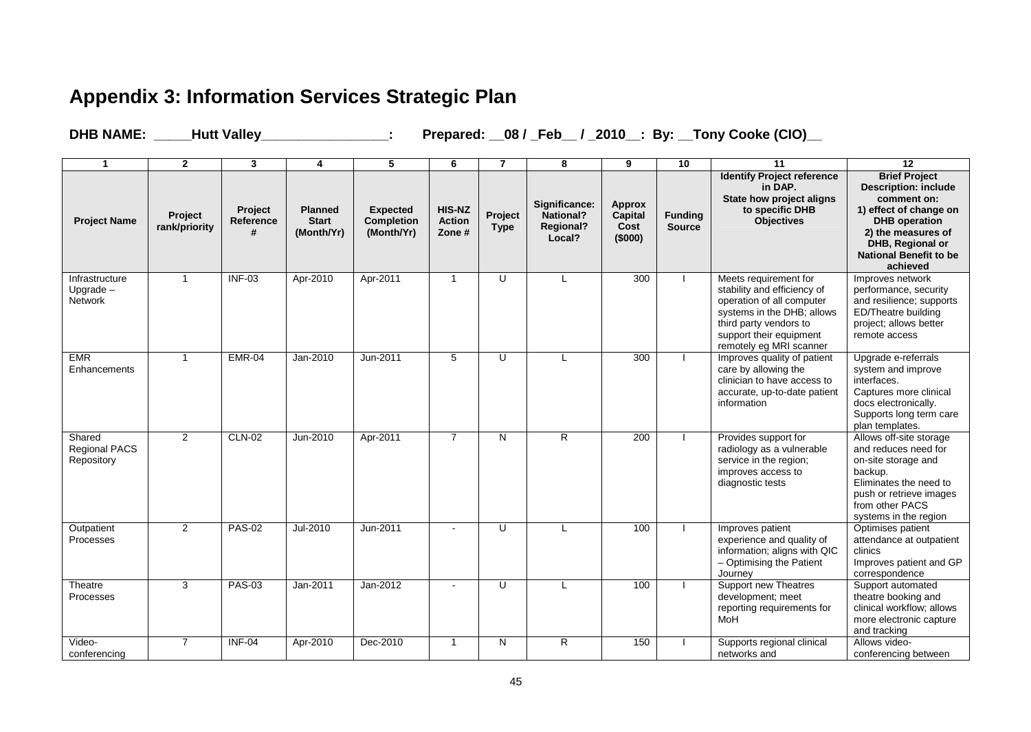## Appendix 3: Information Services Strategic Plan

**DHB NAME: \_\_\_\_\_Hutt Valley\_\_\_\_\_\_\_\_\_\_\_\_\_\_\_\_\_: Prepared: \_\_08 / \_Feb\_\_ / \_2010\_\_: By: \_\_Tony Cooke (CIO)\_\_**

| 1 | 2 | 3 | 4 | 5 | 6 | 7 | 8 | 9 | 10 | 11 | 12 |
|---|---|---|---|---|---|---|---|---|---|---|---|
| **Project Name** | **Project rank/priority** | **Project Reference #** | **Planned Start (Month/Yr)** | **Expected Completion (Month/Yr)** | **HIS-NZ Action Zone #** | **Project Type** | **Significance: National? Regional? Local?** | **Approx Capital Cost ($000)** | **Funding Source** | **Identify Project reference in DAP. State how project aligns to specific DHB Objectives** | **Brief Project Description: include comment on: 1) effect of change on DHB operation 2) the measures of DHB, Regional or National Benefit to be achieved** |
| Infrastructure Upgrade – Network | 1 | INF-03 | Apr-2010 | Apr-2011 | 1 | U | L | 300 | I | Meets requirement for stability and efficiency of operation of all computer systems in the DHB; allows third party vendors to support their equipment remotely eg MRI scanner | Improves network performance, security and resilience; supports ED/Theatre building project; allows better remote access |
| EMR Enhancements | 1 | EMR-04 | Jan-2010 | Jun-2011 | 5 | U | L | 300 | I | Improves quality of patient care by allowing the clinician to have access to accurate, up-to-date patient information | Upgrade e-referrals system and improve interfaces. Captures more clinical docs electronically. Supports long term care plan templates. |
| Shared Regional PACS Repository | 2 | CLN-02 | Jun-2010 | Apr-2011 | 7 | N | R | 200 | I | Provides support for radiology as a vulnerable service in the region; improves access to diagnostic tests | Allows off-site storage and reduces need for on-site storage and backup. Eliminates the need to push or retrieve images from other PACS systems in the region |
| Outpatient Processes | 2 | PAS-02 | Jul-2010 | Jun-2011 | - | U | L | 100 | I | Improves patient experience and quality of information; aligns with QIC – Optimising the Patient Journey | Optimises patient attendance at outpatient clinics Improves patient and GP correspondence |
| Theatre Processes | 3 | PAS-03 | Jan-2011 | Jan-2012 | - | U | L | 100 | I | Support new Theatres development; meet reporting requirements for MoH | Support automated theatre booking and clinical workflow; allows more electronic capture and tracking |
| Video-conferencing | 7 | INF-04 | Apr-2010 | Dec-2010 | 1 | N | R | 150 | I | Supports regional clinical networks and | Allows video-conferencing between |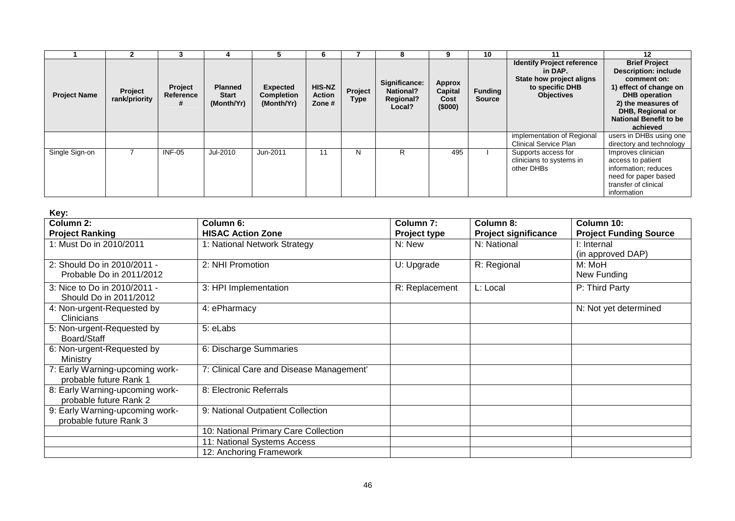| 1 | 2 | 3 | 4 | 5 | 6 | 7 | 8 | 9 | 10 | 11 | 12 |
|---|---|---|---|---|---|---|---|---|---|---|---|
| **Project Name** | **Project rank/priority** | **Project Reference #** | **Planned Start (Month/Yr)** | **Expected Completion (Month/Yr)** | **HIS-NZ Action Zone #** | **Project Type** | **Significance: National? Regional? Local?** | **Approx Capital Cost ($000)** | **Funding Source** | **Identify Project reference in DAP. State how project aligns to specific DHB Objectives** | **Brief Project Description: include comment on: 1) effect of change on DHB operation 2) the measures of DHB, Regional or National Benefit to be achieved** |
| | | | | | | | | | | implementation of Regional Clinical Service Plan | users in DHBs using one directory and technology |
| Single Sign-on | 7 | INF-05 | Jul-2010 | Jun-2011 | 11 | N | R | 495 | I | Supports access for clinicians to systems in other DHBs | Improves clinician access to patient information; reduces need for paper based transfer of clinical information |

**Key:**

| Column 2: Project Ranking | Column 6: HISAC Action Zone | Column 7: Project type | Column 8: Project significance | Column 10: Project Funding Source |
|---|---|---|---|---|
| 1: Must Do in 2010/2011 | 1: National Network Strategy | N: New | N: National | I: Internal (in approved DAP) |
| 2: Should Do in 2010/2011 - Probable Do in 2011/2012 | 2: NHI Promotion | U: Upgrade | R: Regional | M: MoH New Funding |
| 3: Nice to Do in 2010/2011 - Should Do in 2011/2012 | 3: HPI Implementation | R: Replacement | L: Local | P: Third Party |
| 4: Non-urgent-Requested by Clinicians | 4: ePharmacy | | | N: Not yet determined |
| 5: Non-urgent-Requested by Board/Staff | 5: eLabs | | | |
| 6: Non-urgent-Requested by Ministry | 6: Discharge Summaries | | | |
| 7: Early Warning-upcoming work-probable future Rank 1 | 7: Clinical Care and Disease Management' | | | |
| 8: Early Warning-upcoming work-probable future Rank 2 | 8: Electronic Referrals | | | |
| 9: Early Warning-upcoming work-probable future Rank 3 | 9: National Outpatient Collection | | | |
| | 10: National Primary Care Collection | | | |
| | 11: National Systems Access | | | |
| | 12: Anchoring Framework | | | |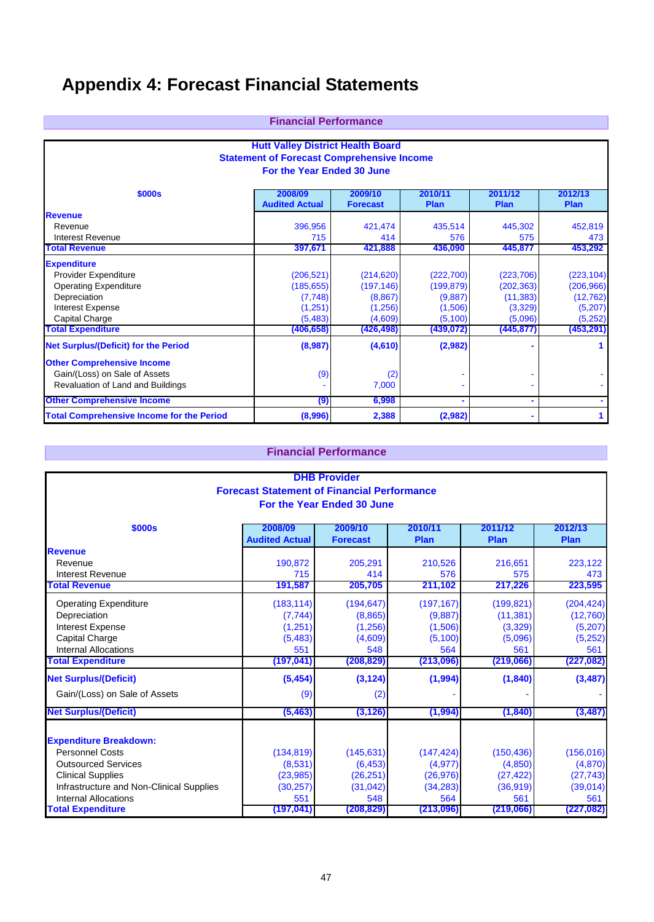# Appendix 4: Forecast Financial Statements

## Financial Performance

**Hutt Valley District Health Board**
**Statement of Forecast Comprehensive Income**
**For the Year Ended 30 June**

| $000s | 2008/09 Audited Actual | 2009/10 Forecast | 2010/11 Plan | 2011/12 Plan | 2012/13 Plan |
|---|---|---|---|---|---|
| **Revenue** | | | | | |
| Revenue | 396,956 | 421,474 | 435,514 | 445,302 | 452,819 |
| Interest Revenue | 715 | 414 | 576 | 575 | 473 |
| **Total Revenue** | **397,671** | **421,888** | **436,090** | **445,877** | **453,292** |
| **Expenditure** | | | | | |
| Provider Expenditure | (206,521) | (214,620) | (222,700) | (223,706) | (223,104) |
| Operating Expenditure | (185,655) | (197,146) | (199,879) | (202,363) | (206,966) |
| Depreciation | (7,748) | (8,867) | (9,887) | (11,383) | (12,762) |
| Interest Expense | (1,251) | (1,256) | (1,506) | (3,329) | (5,207) |
| Capital Charge | (5,483) | (4,609) | (5,100) | (5,096) | (5,252) |
| **Total Expenditure** | **(406,658)** | **(426,498)** | **(439,072)** | **(445,877)** | **(453,291)** |
| **Net Surplus/(Deficit) for the Period** | **(8,987)** | **(4,610)** | **(2,982)** | **-** | **1** |
| **Other Comprehensive Income** | | | | | |
| Gain/(Loss) on Sale of Assets | (9) | (2) | - | - | - |
| Revaluation of Land and Buildings | - | 7,000 | - | - | - |
| **Other Comprehensive Income** | **(9)** | **6,998** | **-** | **-** | **-** |
| **Total Comprehensive Income for the Period** | **(8,996)** | **2,388** | **(2,982)** | **-** | **1** |

## Financial Performance

**DHB Provider**
**Forecast Statement of Financial Performance**
**For the Year Ended 30 June**

| $000s | 2008/09 Audited Actual | 2009/10 Forecast | 2010/11 Plan | 2011/12 Plan | 2012/13 Plan |
|---|---|---|---|---|---|
| **Revenue** | | | | | |
| Revenue | 190,872 | 205,291 | 210,526 | 216,651 | 223,122 |
| Interest Revenue | 715 | 414 | 576 | 575 | 473 |
| **Total Revenue** | **191,587** | **205,705** | **211,102** | **217,226** | **223,595** |
| Operating Expenditure | (183,114) | (194,647) | (197,167) | (199,821) | (204,424) |
| Depreciation | (7,744) | (8,865) | (9,887) | (11,381) | (12,760) |
| Interest Expense | (1,251) | (1,256) | (1,506) | (3,329) | (5,207) |
| Capital Charge | (5,483) | (4,609) | (5,100) | (5,096) | (5,252) |
| Internal Allocations | 551 | 548 | 564 | 561 | 561 |
| **Total Expenditure** | **(197,041)** | **(208,829)** | **(213,096)** | **(219,066)** | **(227,082)** |
| **Net Surplus/(Deficit)** | **(5,454)** | **(3,124)** | **(1,994)** | **(1,840)** | **(3,487)** |
| Gain/(Loss) on Sale of Assets | (9) | (2) | - | - | - |
| **Net Surplus/(Deficit)** | **(5,463)** | **(3,126)** | **(1,994)** | **(1,840)** | **(3,487)** |
| **Expenditure Breakdown:** | | | | | |
| Personnel Costs | (134,819) | (145,631) | (147,424) | (150,436) | (156,016) |
| Outsourced Services | (8,531) | (6,453) | (4,977) | (4,850) | (4,870) |
| Clinical Supplies | (23,985) | (26,251) | (26,976) | (27,422) | (27,743) |
| Infrastructure and Non-Clinical Supplies | (30,257) | (31,042) | (34,283) | (36,919) | (39,014) |
| Internal Allocations | 551 | 548 | 564 | 561 | 561 |
| **Total Expenditure** | **(197,041)** | **(208,829)** | **(213,096)** | **(219,066)** | **(227,082)** |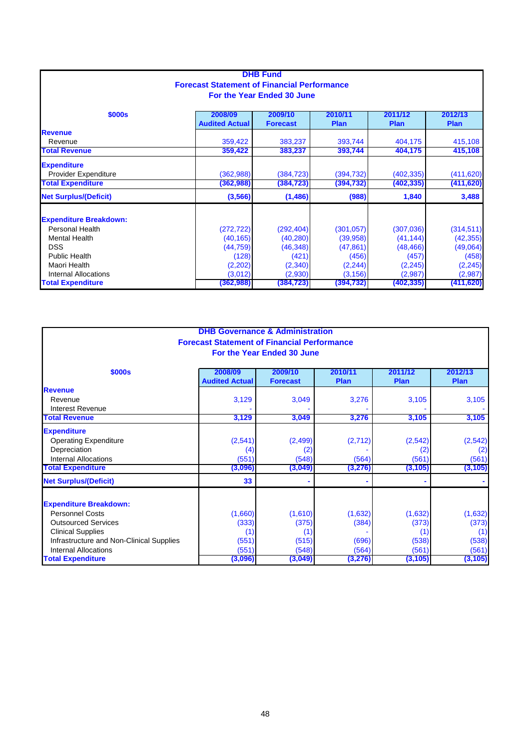**DHB Fund**
**Forecast Statement of Financial Performance**
**For the Year Ended 30 June**

| $000s | 2008/09 Audited Actual | 2009/10 Forecast | 2010/11 Plan | 2011/12 Plan | 2012/13 Plan |
|---|---|---|---|---|---|
| **Revenue** | | | | | |
| Revenue | 359,422 | 383,237 | 393,744 | 404,175 | 415,108 |
| **Total Revenue** | **359,422** | **383,237** | **393,744** | **404,175** | **415,108** |
| **Expenditure** | | | | | |
| Provider Expenditure | (362,988) | (384,723) | (394,732) | (402,335) | (411,620) |
| **Total Expenditure** | **(362,988)** | **(384,723)** | **(394,732)** | **(402,335)** | **(411,620)** |
| **Net Surplus/(Deficit)** | **(3,566)** | **(1,486)** | **(988)** | **1,840** | **3,488** |
| **Expenditure Breakdown:** | | | | | |
| Personal Health | (272,722) | (292,404) | (301,057) | (307,036) | (314,511) |
| Mental Health | (40,165) | (40,280) | (39,958) | (41,144) | (42,355) |
| DSS | (44,759) | (46,348) | (47,861) | (48,466) | (49,064) |
| Public Health | (128) | (421) | (456) | (457) | (458) |
| Maori Health | (2,202) | (2,340) | (2,244) | (2,245) | (2,245) |
| Internal Allocations | (3,012) | (2,930) | (3,156) | (2,987) | (2,987) |
| **Total Expenditure** | **(362,988)** | **(384,723)** | **(394,732)** | **(402,335)** | **(411,620)** |

**DHB Governance & Administration**
**Forecast Statement of Financial Performance**
**For the Year Ended 30 June**

| $000s | 2008/09 Audited Actual | 2009/10 Forecast | 2010/11 Plan | 2011/12 Plan | 2012/13 Plan |
|---|---|---|---|---|---|
| **Revenue** | | | | | |
| Revenue | 3,129 | 3,049 | 3,276 | 3,105 | 3,105 |
| Interest Revenue | - | - | - | - | - |
| **Total Revenue** | **3,129** | **3,049** | **3,276** | **3,105** | **3,105** |
| **Expenditure** | | | | | |
| Operating Expenditure | (2,541) | (2,499) | (2,712) | (2,542) | (2,542) |
| Depreciation | (4) | (2) | - | (2) | (2) |
| Internal Allocations | (551) | (548) | (564) | (561) | (561) |
| **Total Expenditure** | **(3,096)** | **(3,049)** | **(3,276)** | **(3,105)** | **(3,105)** |
| **Net Surplus/(Deficit)** | **33** | **-** | **-** | **-** | **-** |
| **Expenditure Breakdown:** | | | | | |
| Personnel Costs | (1,660) | (1,610) | (1,632) | (1,632) | (1,632) |
| Outsourced Services | (333) | (375) | (384) | (373) | (373) |
| Clinical Supplies | (1) | (1) | - | (1) | (1) |
| Infrastructure and Non-Clinical Supplies | (551) | (515) | (696) | (538) | (538) |
| Internal Allocations | (551) | (548) | (564) | (561) | (561) |
| **Total Expenditure** | **(3,096)** | **(3,049)** | **(3,276)** | **(3,105)** | **(3,105)** |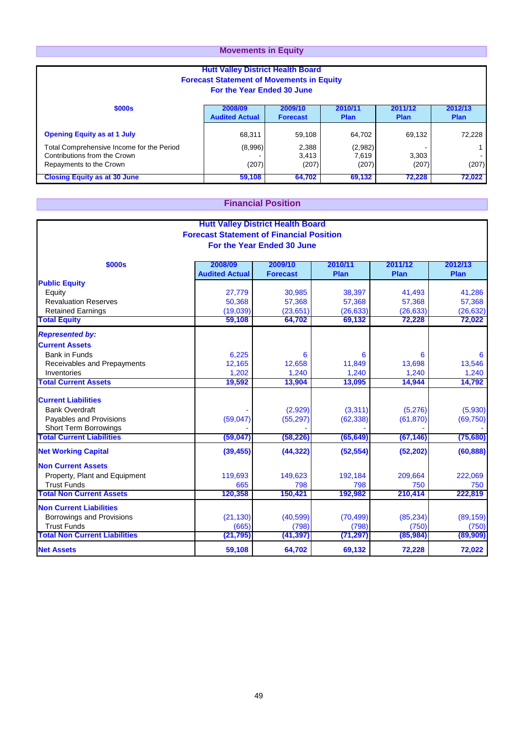## Movements in Equity

**Hutt Valley District Health Board**
**Forecast Statement of Movements in Equity**
**For the Year Ended 30 June**

| $000s | 2008/09 Audited Actual | 2009/10 Forecast | 2010/11 Plan | 2011/12 Plan | 2012/13 Plan |
|---|---|---|---|---|---|
| **Opening Equity as at 1 July** | 68,311 | 59,108 | 64,702 | 69,132 | 72,228 |
| Total Comprehensive Income for the Period | (8,996) | 2,388 | (2,982) | - | 1 |
| Contributions from the Crown | - | 3,413 | 7,619 | 3,303 | - |
| Repayments to the Crown | (207) | (207) | (207) | (207) | (207) |
| **Closing Equity as at 30 June** | **59,108** | **64,702** | **69,132** | **72,228** | **72,022** |

## Financial Position

**Hutt Valley District Health Board**
**Forecast Statement of Financial Position**
**For the Year Ended 30 June**

| $000s | 2008/09 Audited Actual | 2009/10 Forecast | 2010/11 Plan | 2011/12 Plan | 2012/13 Plan |
|---|---|---|---|---|---|
| **Public Equity** | | | | | |
| Equity | 27,779 | 30,985 | 38,397 | 41,493 | 41,286 |
| Revaluation Reserves | 50,368 | 57,368 | 57,368 | 57,368 | 57,368 |
| Retained Earnings | (19,039) | (23,651) | (26,633) | (26,633) | (26,632) |
| **Total Equity** | **59,108** | **64,702** | **69,132** | **72,228** | **72,022** |
| ***Represented by:*** | | | | | |
| **Current Assets** | | | | | |
| Bank in Funds | 6,225 | 6 | 6 | 6 | 6 |
| Receivables and Prepayments | 12,165 | 12,658 | 11,849 | 13,698 | 13,546 |
| Inventories | 1,202 | 1,240 | 1,240 | 1,240 | 1,240 |
| **Total Current Assets** | **19,592** | **13,904** | **13,095** | **14,944** | **14,792** |
| **Current Liabilities** | | | | | |
| Bank Overdraft | - | (2,929) | (3,311) | (5,276) | (5,930) |
| Payables and Provisions | (59,047) | (55,297) | (62,338) | (61,870) | (69,750) |
| Short Term Borrowings | - | - | - | - | - |
| **Total Current Liabilities** | **(59,047)** | **(58,226)** | **(65,649)** | **(67,146)** | **(75,680)** |
| **Net Working Capital** | **(39,455)** | **(44,322)** | **(52,554)** | **(52,202)** | **(60,888)** |
| **Non Current Assets** | | | | | |
| Property, Plant and Equipment | 119,693 | 149,623 | 192,184 | 209,664 | 222,069 |
| Trust Funds | 665 | 798 | 798 | 750 | 750 |
| **Total Non Current Assets** | **120,358** | **150,421** | **192,982** | **210,414** | **222,819** |
| **Non Current Liabilities** | | | | | |
| Borrowings and Provisions | (21,130) | (40,599) | (70,499) | (85,234) | (89,159) |
| Trust Funds | (665) | (798) | (798) | (750) | (750) |
| **Total Non Current Liabilities** | **(21,795)** | **(41,397)** | **(71,297)** | **(85,984)** | **(89,909)** |
| **Net Assets** | **59,108** | **64,702** | **69,132** | **72,228** | **72,022** |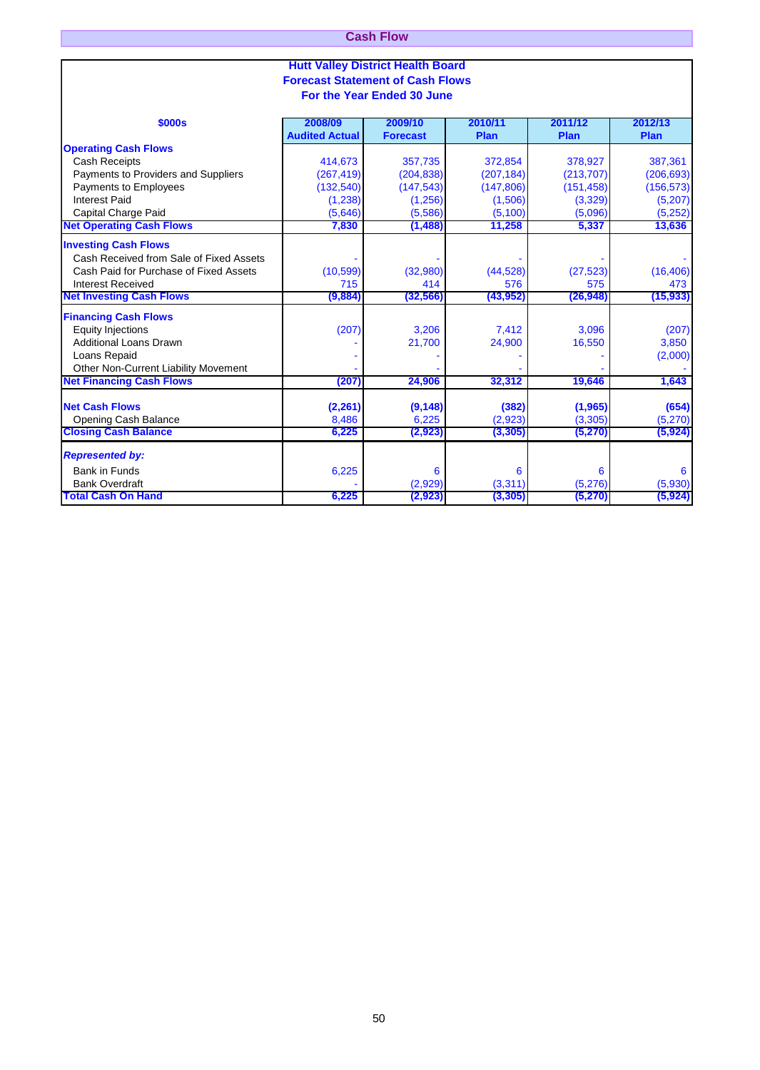## Cash Flow

### Hutt Valley District Health Board
### Forecast Statement of Cash Flows
### For the Year Ended 30 June

| $000s | 2008/09 Audited Actual | 2009/10 Forecast | 2010/11 Plan | 2011/12 Plan | 2012/13 Plan |
|---|---|---|---|---|---|
| **Operating Cash Flows** | | | | | |
| Cash Receipts | 414,673 | 357,735 | 372,854 | 378,927 | 387,361 |
| Payments to Providers and Suppliers | (267,419) | (204,838) | (207,184) | (213,707) | (206,693) |
| Payments to Employees | (132,540) | (147,543) | (147,806) | (151,458) | (156,573) |
| Interest Paid | (1,238) | (1,256) | (1,506) | (3,329) | (5,207) |
| Capital Charge Paid | (5,646) | (5,586) | (5,100) | (5,096) | (5,252) |
| **Net Operating Cash Flows** | **7,830** | **(1,488)** | **11,258** | **5,337** | **13,636** |
| **Investing Cash Flows** | | | | | |
| Cash Received from Sale of Fixed Assets | - | - | - | - | - |
| Cash Paid for Purchase of Fixed Assets | (10,599) | (32,980) | (44,528) | (27,523) | (16,406) |
| Interest Received | 715 | 414 | 576 | 575 | 473 |
| **Net Investing Cash Flows** | **(9,884)** | **(32,566)** | **(43,952)** | **(26,948)** | **(15,933)** |
| **Financing Cash Flows** | | | | | |
| Equity Injections | (207) | 3,206 | 7,412 | 3,096 | (207) |
| Additional Loans Drawn | - | 21,700 | 24,900 | 16,550 | 3,850 |
| Loans Repaid | - | - | - | - | (2,000) |
| Other Non-Current Liability Movement | - | - | - | - | - |
| **Net Financing Cash Flows** | **(207)** | **24,906** | **32,312** | **19,646** | **1,643** |
| **Net Cash Flows** | **(2,261)** | **(9,148)** | **(382)** | **(1,965)** | **(654)** |
| Opening Cash Balance | 8,486 | 6,225 | (2,923) | (3,305) | (5,270) |
| **Closing Cash Balance** | **6,225** | **(2,923)** | **(3,305)** | **(5,270)** | **(5,924)** |
| ***Represented by:*** | | | | | |
| Bank in Funds | 6,225 | 6 | 6 | 6 | 6 |
| Bank Overdraft | - | (2,929) | (3,311) | (5,276) | (5,930) |
| **Total Cash On Hand** | **6,225** | **(2,923)** | **(3,305)** | **(5,270)** | **(5,924)** |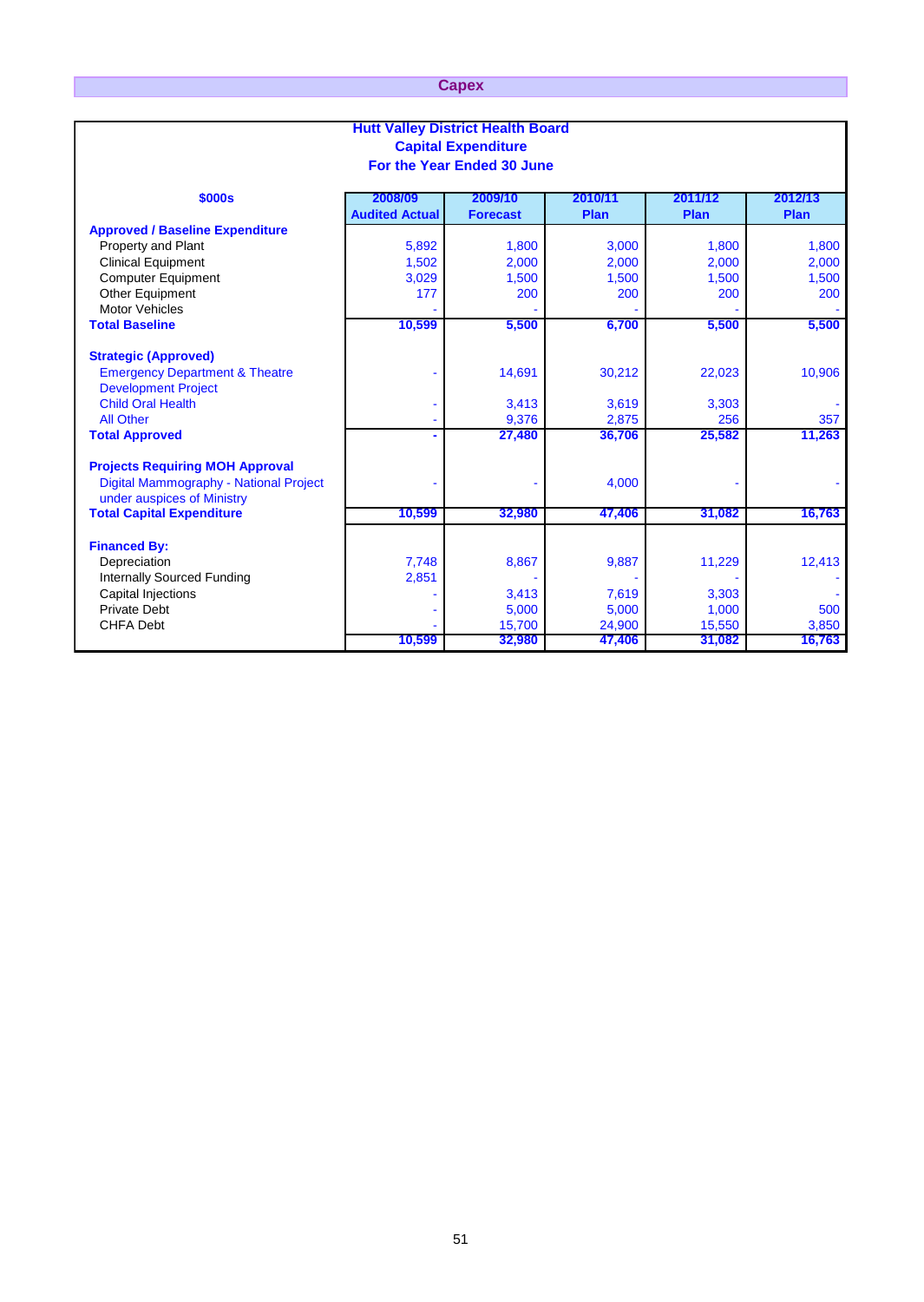## Capex

### Hutt Valley District Health Board
### Capital Expenditure
### For the Year Ended 30 June

| $000s | 2008/09 Audited Actual | 2009/10 Forecast | 2010/11 Plan | 2011/12 Plan | 2012/13 Plan |
|---|---|---|---|---|---|
| **Approved / Baseline Expenditure** | | | | | |
| Property and Plant | 5,892 | 1,800 | 3,000 | 1,800 | 1,800 |
| Clinical Equipment | 1,502 | 2,000 | 2,000 | 2,000 | 2,000 |
| Computer Equipment | 3,029 | 1,500 | 1,500 | 1,500 | 1,500 |
| Other Equipment | 177 | 200 | 200 | 200 | 200 |
| Motor Vehicles | - | - | - | - | - |
| **Total Baseline** | **10,599** | **5,500** | **6,700** | **5,500** | **5,500** |
| **Strategic (Approved)** | | | | | |
| Emergency Department & Theatre Development Project | - | 14,691 | 30,212 | 22,023 | 10,906 |
| Child Oral Health | - | 3,413 | 3,619 | 3,303 | - |
| All Other | - | 9,376 | 2,875 | 256 | 357 |
| **Total Approved** | **-** | **27,480** | **36,706** | **25,582** | **11,263** |
| **Projects Requiring MOH Approval** | | | | | |
| Digital Mammography - National Project under auspices of Ministry | - | - | 4,000 | - | - |
| **Total Capital Expenditure** | **10,599** | **32,980** | **47,406** | **31,082** | **16,763** |
| **Financed By:** | | | | | |
| Depreciation | 7,748 | 8,867 | 9,887 | 11,229 | 12,413 |
| Internally Sourced Funding | 2,851 | - | - | - | - |
| Capital Injections | - | 3,413 | 7,619 | 3,303 | - |
| Private Debt | - | 5,000 | 5,000 | 1,000 | 500 |
| CHFA Debt | - | 15,700 | 24,900 | 15,550 | 3,850 |
| | **10,599** | **32,980** | **47,406** | **31,082** | **16,763** |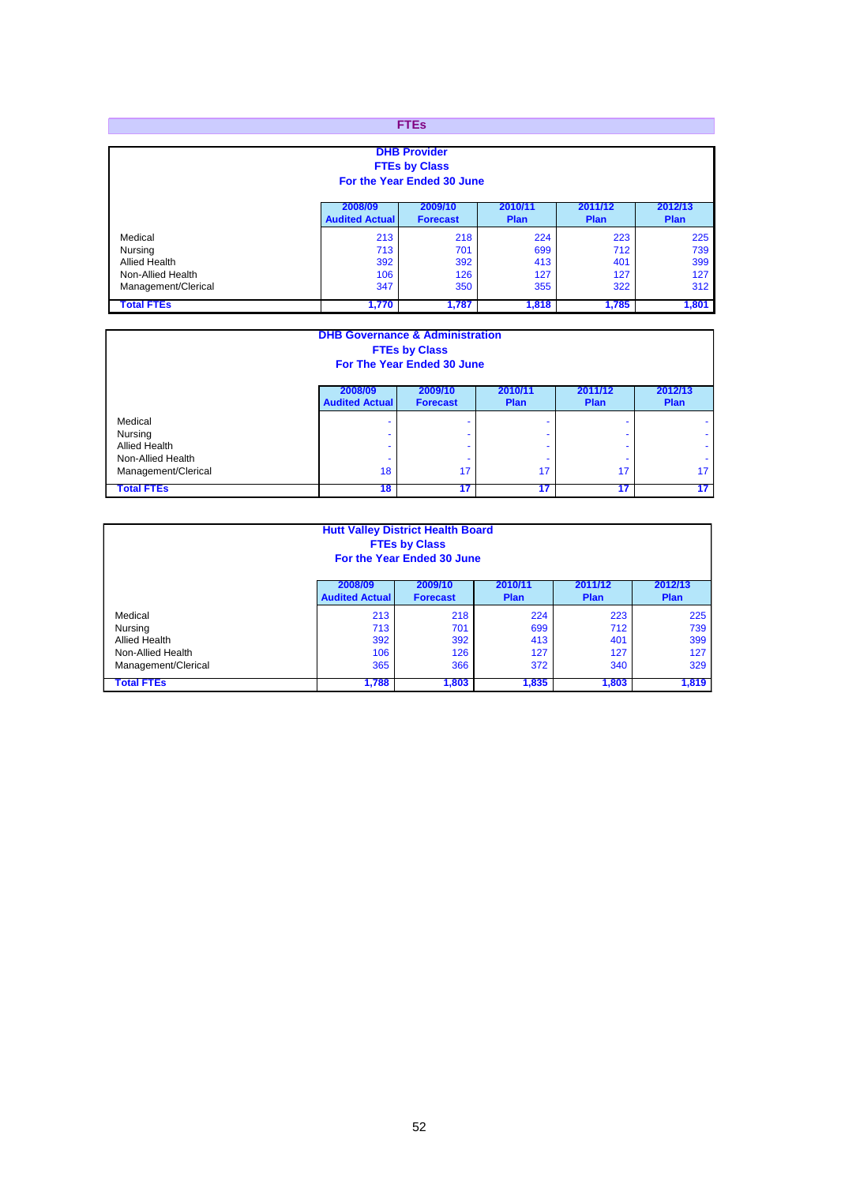## FTEs

### DHB Provider
**FTEs by Class**
**For the Year Ended 30 June**

| | 2008/09 Audited Actual | 2009/10 Forecast | 2010/11 Plan | 2011/12 Plan | 2012/13 Plan |
|---|---|---|---|---|---|
| Medical | 213 | 218 | 224 | 223 | 225 |
| Nursing | 713 | 701 | 699 | 712 | 739 |
| Allied Health | 392 | 392 | 413 | 401 | 399 |
| Non-Allied Health | 106 | 126 | 127 | 127 | 127 |
| Management/Clerical | 347 | 350 | 355 | 322 | 312 |
| **Total FTEs** | **1,770** | **1,787** | **1,818** | **1,785** | **1,801** |

### DHB Governance & Administration
**FTEs by Class**
**For The Year Ended 30 June**

| | 2008/09 Audited Actual | 2009/10 Forecast | 2010/11 Plan | 2011/12 Plan | 2012/13 Plan |
|---|---|---|---|---|---|
| Medical | - | - | - | - | - |
| Nursing | - | - | - | - | - |
| Allied Health | - | - | - | - | - |
| Non-Allied Health | - | - | - | - | - |
| Management/Clerical | 18 | 17 | 17 | 17 | 17 |
| **Total FTEs** | **18** | **17** | **17** | **17** | **17** |

### Hutt Valley District Health Board
**FTEs by Class**
**For the Year Ended 30 June**

| | 2008/09 Audited Actual | 2009/10 Forecast | 2010/11 Plan | 2011/12 Plan | 2012/13 Plan |
|---|---|---|---|---|---|
| Medical | 213 | 218 | 224 | 223 | 225 |
| Nursing | 713 | 701 | 699 | 712 | 739 |
| Allied Health | 392 | 392 | 413 | 401 | 399 |
| Non-Allied Health | 106 | 126 | 127 | 127 | 127 |
| Management/Clerical | 365 | 366 | 372 | 340 | 329 |
| **Total FTEs** | **1,788** | **1,803** | **1,835** | **1,803** | **1,819** |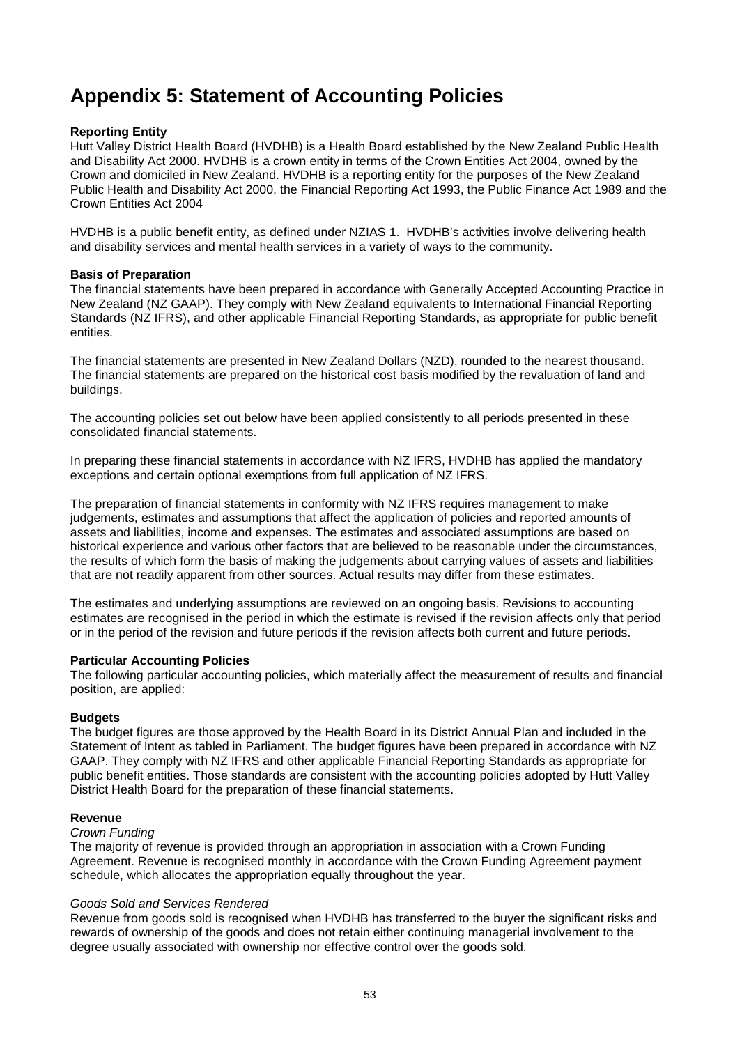# Appendix 5: Statement of Accounting Policies

**Reporting Entity**

Hutt Valley District Health Board (HVDHB) is a Health Board established by the New Zealand Public Health and Disability Act 2000. HVDHB is a crown entity in terms of the Crown Entities Act 2004, owned by the Crown and domiciled in New Zealand. HVDHB is a reporting entity for the purposes of the New Zealand Public Health and Disability Act 2000, the Financial Reporting Act 1993, the Public Finance Act 1989 and the Crown Entities Act 2004

HVDHB is a public benefit entity, as defined under NZIAS 1. HVDHB's activities involve delivering health and disability services and mental health services in a variety of ways to the community.

**Basis of Preparation**

The financial statements have been prepared in accordance with Generally Accepted Accounting Practice in New Zealand (NZ GAAP). They comply with New Zealand equivalents to International Financial Reporting Standards (NZ IFRS), and other applicable Financial Reporting Standards, as appropriate for public benefit entities.

The financial statements are presented in New Zealand Dollars (NZD), rounded to the nearest thousand. The financial statements are prepared on the historical cost basis modified by the revaluation of land and buildings.

The accounting policies set out below have been applied consistently to all periods presented in these consolidated financial statements.

In preparing these financial statements in accordance with NZ IFRS, HVDHB has applied the mandatory exceptions and certain optional exemptions from full application of NZ IFRS.

The preparation of financial statements in conformity with NZ IFRS requires management to make judgements, estimates and assumptions that affect the application of policies and reported amounts of assets and liabilities, income and expenses. The estimates and associated assumptions are based on historical experience and various other factors that are believed to be reasonable under the circumstances, the results of which form the basis of making the judgements about carrying values of assets and liabilities that are not readily apparent from other sources. Actual results may differ from these estimates.

The estimates and underlying assumptions are reviewed on an ongoing basis. Revisions to accounting estimates are recognised in the period in which the estimate is revised if the revision affects only that period or in the period of the revision and future periods if the revision affects both current and future periods.

**Particular Accounting Policies**

The following particular accounting policies, which materially affect the measurement of results and financial position, are applied:

**Budgets**

The budget figures are those approved by the Health Board in its District Annual Plan and included in the Statement of Intent as tabled in Parliament. The budget figures have been prepared in accordance with NZ GAAP. They comply with NZ IFRS and other applicable Financial Reporting Standards as appropriate for public benefit entities. Those standards are consistent with the accounting policies adopted by Hutt Valley District Health Board for the preparation of these financial statements.

**Revenue**

*Crown Funding*

The majority of revenue is provided through an appropriation in association with a Crown Funding Agreement. Revenue is recognised monthly in accordance with the Crown Funding Agreement payment schedule, which allocates the appropriation equally throughout the year.

*Goods Sold and Services Rendered*

Revenue from goods sold is recognised when HVDHB has transferred to the buyer the significant risks and rewards of ownership of the goods and does not retain either continuing managerial involvement to the degree usually associated with ownership nor effective control over the goods sold.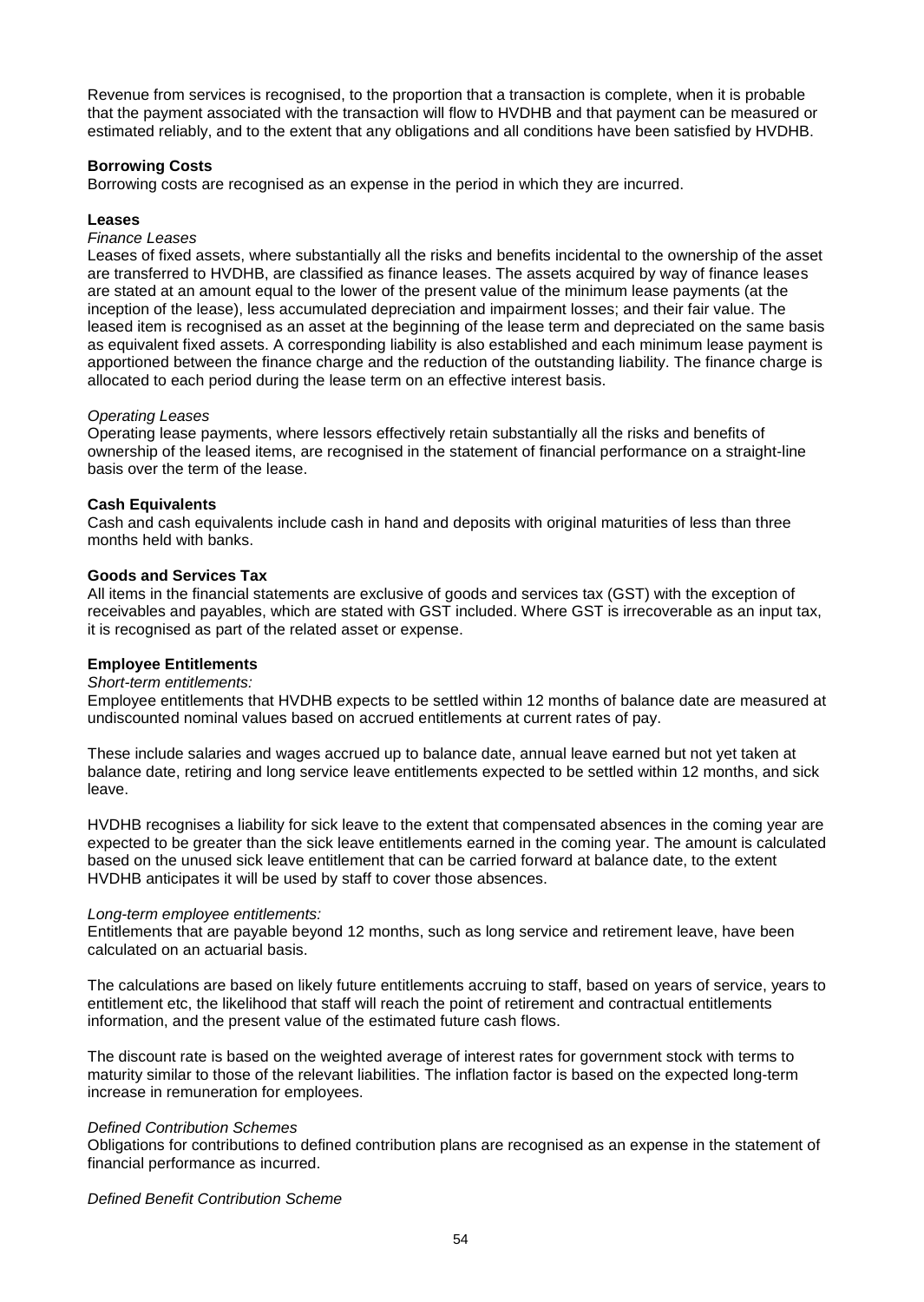Revenue from services is recognised, to the proportion that a transaction is complete, when it is probable that the payment associated with the transaction will flow to HVDHB and that payment can be measured or estimated reliably, and to the extent that any obligations and all conditions have been satisfied by HVDHB.

**Borrowing Costs**

Borrowing costs are recognised as an expense in the period in which they are incurred.

**Leases**

*Finance Leases*

Leases of fixed assets, where substantially all the risks and benefits incidental to the ownership of the asset are transferred to HVDHB, are classified as finance leases. The assets acquired by way of finance leases are stated at an amount equal to the lower of the present value of the minimum lease payments (at the inception of the lease), less accumulated depreciation and impairment losses; and their fair value. The leased item is recognised as an asset at the beginning of the lease term and depreciated on the same basis as equivalent fixed assets. A corresponding liability is also established and each minimum lease payment is apportioned between the finance charge and the reduction of the outstanding liability. The finance charge is allocated to each period during the lease term on an effective interest basis.

*Operating Leases*

Operating lease payments, where lessors effectively retain substantially all the risks and benefits of ownership of the leased items, are recognised in the statement of financial performance on a straight-line basis over the term of the lease.

**Cash Equivalents**

Cash and cash equivalents include cash in hand and deposits with original maturities of less than three months held with banks.

**Goods and Services Tax**

All items in the financial statements are exclusive of goods and services tax (GST) with the exception of receivables and payables, which are stated with GST included. Where GST is irrecoverable as an input tax, it is recognised as part of the related asset or expense.

**Employee Entitlements**

*Short-term entitlements:*

Employee entitlements that HVDHB expects to be settled within 12 months of balance date are measured at undiscounted nominal values based on accrued entitlements at current rates of pay.

These include salaries and wages accrued up to balance date, annual leave earned but not yet taken at balance date, retiring and long service leave entitlements expected to be settled within 12 months, and sick leave.

HVDHB recognises a liability for sick leave to the extent that compensated absences in the coming year are expected to be greater than the sick leave entitlements earned in the coming year. The amount is calculated based on the unused sick leave entitlement that can be carried forward at balance date, to the extent HVDHB anticipates it will be used by staff to cover those absences.

*Long-term employee entitlements:*

Entitlements that are payable beyond 12 months, such as long service and retirement leave, have been calculated on an actuarial basis.

The calculations are based on likely future entitlements accruing to staff, based on years of service, years to entitlement etc, the likelihood that staff will reach the point of retirement and contractual entitlements information, and the present value of the estimated future cash flows.

The discount rate is based on the weighted average of interest rates for government stock with terms to maturity similar to those of the relevant liabilities. The inflation factor is based on the expected long-term increase in remuneration for employees.

*Defined Contribution Schemes*

Obligations for contributions to defined contribution plans are recognised as an expense in the statement of financial performance as incurred.

*Defined Benefit Contribution Scheme*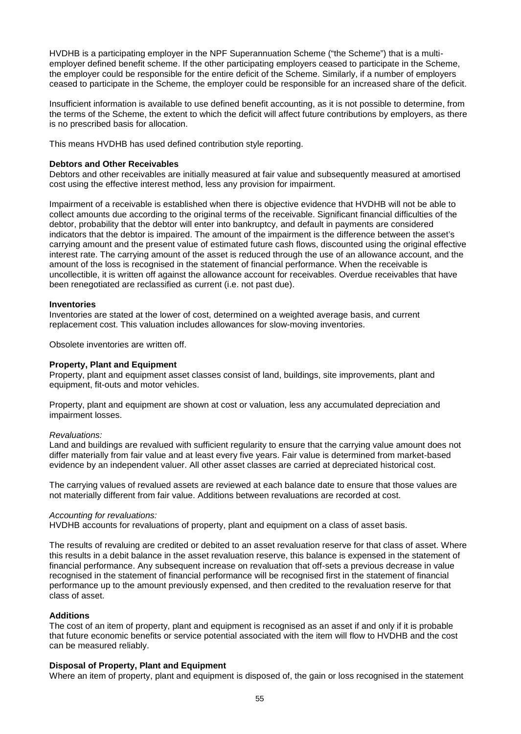HVDHB is a participating employer in the NPF Superannuation Scheme ("the Scheme") that is a multi-employer defined benefit scheme. If the other participating employers ceased to participate in the Scheme, the employer could be responsible for the entire deficit of the Scheme. Similarly, if a number of employers ceased to participate in the Scheme, the employer could be responsible for an increased share of the deficit.

Insufficient information is available to use defined benefit accounting, as it is not possible to determine, from the terms of the Scheme, the extent to which the deficit will affect future contributions by employers, as there is no prescribed basis for allocation.

This means HVDHB has used defined contribution style reporting.

**Debtors and Other Receivables**

Debtors and other receivables are initially measured at fair value and subsequently measured at amortised cost using the effective interest method, less any provision for impairment.

Impairment of a receivable is established when there is objective evidence that HVDHB will not be able to collect amounts due according to the original terms of the receivable. Significant financial difficulties of the debtor, probability that the debtor will enter into bankruptcy, and default in payments are considered indicators that the debtor is impaired. The amount of the impairment is the difference between the asset's carrying amount and the present value of estimated future cash flows, discounted using the original effective interest rate. The carrying amount of the asset is reduced through the use of an allowance account, and the amount of the loss is recognised in the statement of financial performance. When the receivable is uncollectible, it is written off against the allowance account for receivables. Overdue receivables that have been renegotiated are reclassified as current (i.e. not past due).

**Inventories**

Inventories are stated at the lower of cost, determined on a weighted average basis, and current replacement cost. This valuation includes allowances for slow-moving inventories.

Obsolete inventories are written off.

**Property, Plant and Equipment**

Property, plant and equipment asset classes consist of land, buildings, site improvements, plant and equipment, fit-outs and motor vehicles.

Property, plant and equipment are shown at cost or valuation, less any accumulated depreciation and impairment losses.

*Revaluations:*

Land and buildings are revalued with sufficient regularity to ensure that the carrying value amount does not differ materially from fair value and at least every five years. Fair value is determined from market-based evidence by an independent valuer. All other asset classes are carried at depreciated historical cost.

The carrying values of revalued assets are reviewed at each balance date to ensure that those values are not materially different from fair value. Additions between revaluations are recorded at cost.

*Accounting for revaluations:*

HVDHB accounts for revaluations of property, plant and equipment on a class of asset basis.

The results of revaluing are credited or debited to an asset revaluation reserve for that class of asset. Where this results in a debit balance in the asset revaluation reserve, this balance is expensed in the statement of financial performance. Any subsequent increase on revaluation that off-sets a previous decrease in value recognised in the statement of financial performance will be recognised first in the statement of financial performance up to the amount previously expensed, and then credited to the revaluation reserve for that class of asset.

**Additions**

The cost of an item of property, plant and equipment is recognised as an asset if and only if it is probable that future economic benefits or service potential associated with the item will flow to HVDHB and the cost can be measured reliably.

**Disposal of Property, Plant and Equipment**

Where an item of property, plant and equipment is disposed of, the gain or loss recognised in the statement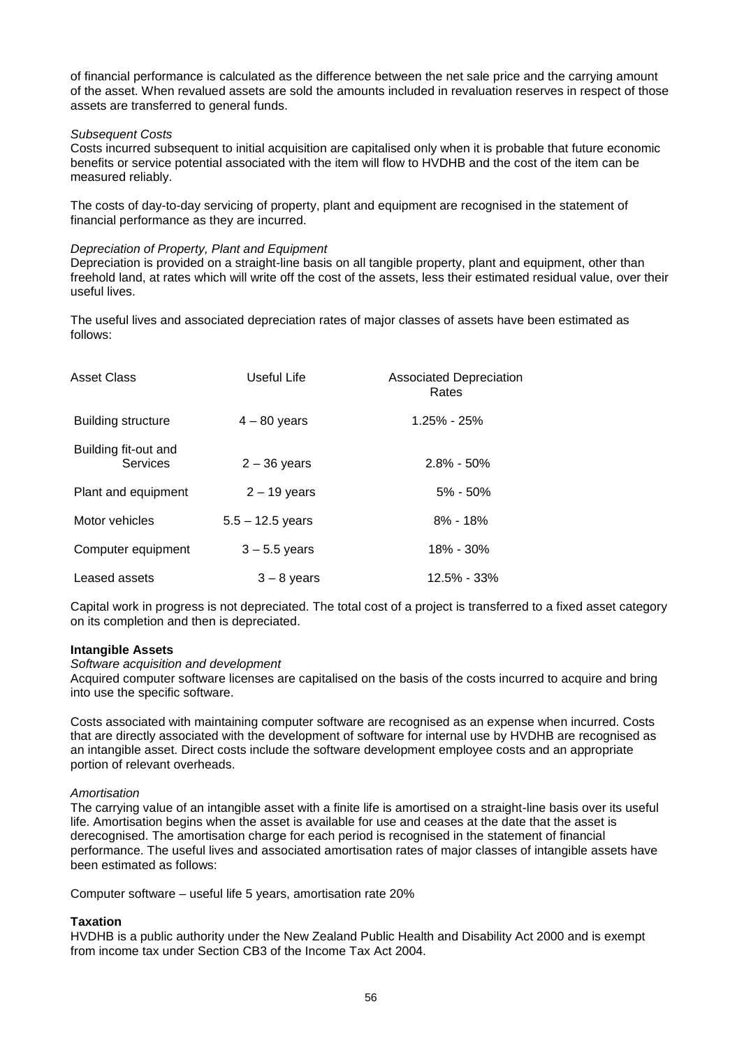of financial performance is calculated as the difference between the net sale price and the carrying amount of the asset. When revalued assets are sold the amounts included in revaluation reserves in respect of those assets are transferred to general funds.

*Subsequent Costs*

Costs incurred subsequent to initial acquisition are capitalised only when it is probable that future economic benefits or service potential associated with the item will flow to HVDHB and the cost of the item can be measured reliably.

The costs of day-to-day servicing of property, plant and equipment are recognised in the statement of financial performance as they are incurred.

*Depreciation of Property, Plant and Equipment*

Depreciation is provided on a straight-line basis on all tangible property, plant and equipment, other than freehold land, at rates which will write off the cost of the assets, less their estimated residual value, over their useful lives.

The useful lives and associated depreciation rates of major classes of assets have been estimated as follows:

| Asset Class | Useful Life | Associated Depreciation Rates |
|---|---|---|
| Building structure | 4 – 80 years | 1.25% - 25% |
| Building fit-out and Services | 2 – 36 years | 2.8% - 50% |
| Plant and equipment | 2 – 19 years | 5% - 50% |
| Motor vehicles | 5.5 – 12.5 years | 8% - 18% |
| Computer equipment | 3 – 5.5 years | 18% - 30% |
| Leased assets | 3 – 8 years | 12.5% - 33% |

Capital work in progress is not depreciated. The total cost of a project is transferred to a fixed asset category on its completion and then is depreciated.

**Intangible Assets**

*Software acquisition and development*

Acquired computer software licenses are capitalised on the basis of the costs incurred to acquire and bring into use the specific software.

Costs associated with maintaining computer software are recognised as an expense when incurred. Costs that are directly associated with the development of software for internal use by HVDHB are recognised as an intangible asset. Direct costs include the software development employee costs and an appropriate portion of relevant overheads.

*Amortisation*

The carrying value of an intangible asset with a finite life is amortised on a straight-line basis over its useful life. Amortisation begins when the asset is available for use and ceases at the date that the asset is derecognised. The amortisation charge for each period is recognised in the statement of financial performance. The useful lives and associated amortisation rates of major classes of intangible assets have been estimated as follows:

Computer software – useful life 5 years, amortisation rate 20%

**Taxation**

HVDHB is a public authority under the New Zealand Public Health and Disability Act 2000 and is exempt from income tax under Section CB3 of the Income Tax Act 2004.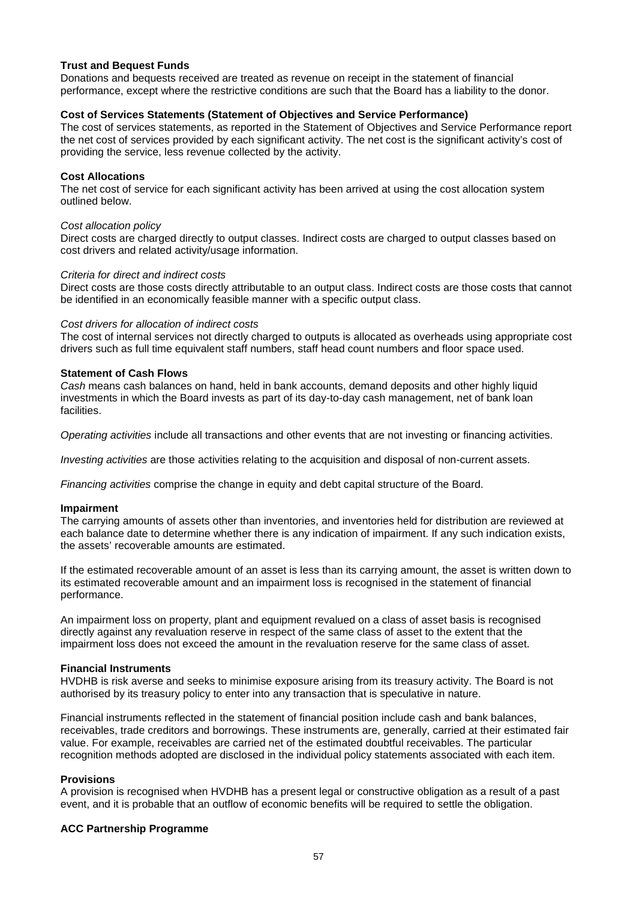**Trust and Bequest Funds**
Donations and bequests received are treated as revenue on receipt in the statement of financial performance, except where the restrictive conditions are such that the Board has a liability to the donor.

**Cost of Services Statements (Statement of Objectives and Service Performance)**
The cost of services statements, as reported in the Statement of Objectives and Service Performance report the net cost of services provided by each significant activity. The net cost is the significant activity's cost of providing the service, less revenue collected by the activity.

**Cost Allocations**
The net cost of service for each significant activity has been arrived at using the cost allocation system outlined below.

*Cost allocation policy*
Direct costs are charged directly to output classes. Indirect costs are charged to output classes based on cost drivers and related activity/usage information.

*Criteria for direct and indirect costs*
Direct costs are those costs directly attributable to an output class. Indirect costs are those costs that cannot be identified in an economically feasible manner with a specific output class.

*Cost drivers for allocation of indirect costs*
The cost of internal services not directly charged to outputs is allocated as overheads using appropriate cost drivers such as full time equivalent staff numbers, staff head count numbers and floor space used.

**Statement of Cash Flows**
*Cash* means cash balances on hand, held in bank accounts, demand deposits and other highly liquid investments in which the Board invests as part of its day-to-day cash management, net of bank loan facilities.

*Operating activities* include all transactions and other events that are not investing or financing activities.

*Investing activities* are those activities relating to the acquisition and disposal of non-current assets.

*Financing activities* comprise the change in equity and debt capital structure of the Board.

**Impairment**
The carrying amounts of assets other than inventories, and inventories held for distribution are reviewed at each balance date to determine whether there is any indication of impairment. If any such indication exists, the assets' recoverable amounts are estimated.

If the estimated recoverable amount of an asset is less than its carrying amount, the asset is written down to its estimated recoverable amount and an impairment loss is recognised in the statement of financial performance.

An impairment loss on property, plant and equipment revalued on a class of asset basis is recognised directly against any revaluation reserve in respect of the same class of asset to the extent that the impairment loss does not exceed the amount in the revaluation reserve for the same class of asset.

**Financial Instruments**
HVDHB is risk averse and seeks to minimise exposure arising from its treasury activity. The Board is not authorised by its treasury policy to enter into any transaction that is speculative in nature.

Financial instruments reflected in the statement of financial position include cash and bank balances, receivables, trade creditors and borrowings. These instruments are, generally, carried at their estimated fair value. For example, receivables are carried net of the estimated doubtful receivables. The particular recognition methods adopted are disclosed in the individual policy statements associated with each item.

**Provisions**
A provision is recognised when HVDHB has a present legal or constructive obligation as a result of a past event, and it is probable that an outflow of economic benefits will be required to settle the obligation.

**ACC Partnership Programme**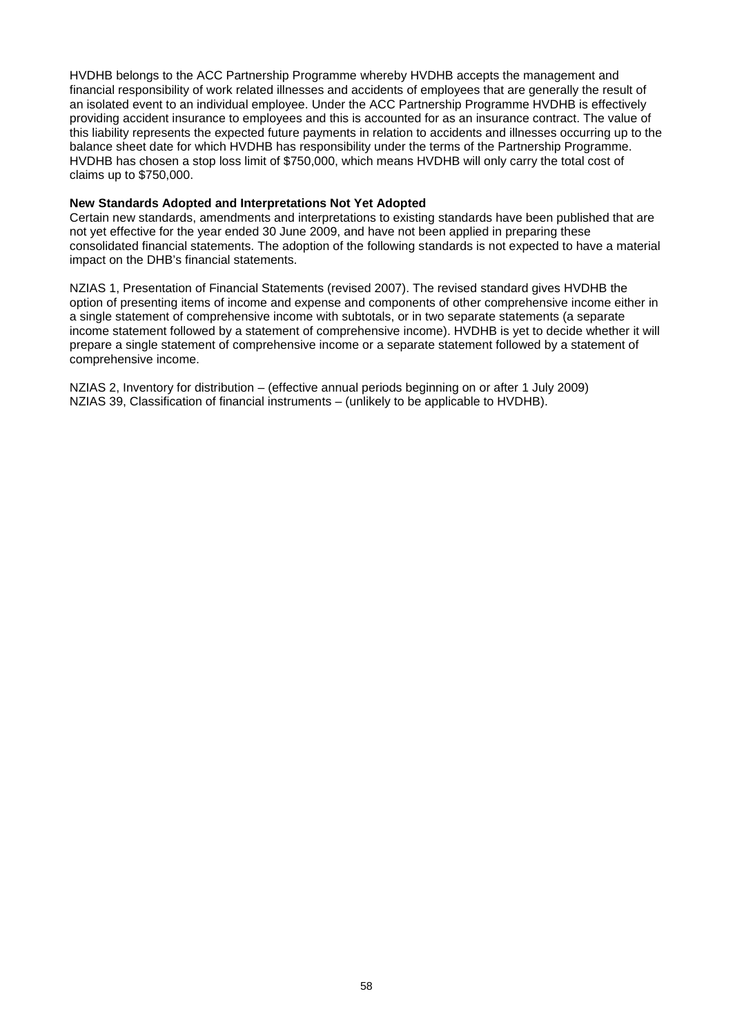HVDHB belongs to the ACC Partnership Programme whereby HVDHB accepts the management and financial responsibility of work related illnesses and accidents of employees that are generally the result of an isolated event to an individual employee. Under the ACC Partnership Programme HVDHB is effectively providing accident insurance to employees and this is accounted for as an insurance contract. The value of this liability represents the expected future payments in relation to accidents and illnesses occurring up to the balance sheet date for which HVDHB has responsibility under the terms of the Partnership Programme. HVDHB has chosen a stop loss limit of $750,000, which means HVDHB will only carry the total cost of claims up to $750,000.

**New Standards Adopted and Interpretations Not Yet Adopted**

Certain new standards, amendments and interpretations to existing standards have been published that are not yet effective for the year ended 30 June 2009, and have not been applied in preparing these consolidated financial statements. The adoption of the following standards is not expected to have a material impact on the DHB's financial statements.

NZIAS 1, Presentation of Financial Statements (revised 2007). The revised standard gives HVDHB the option of presenting items of income and expense and components of other comprehensive income either in a single statement of comprehensive income with subtotals, or in two separate statements (a separate income statement followed by a statement of comprehensive income). HVDHB is yet to decide whether it will prepare a single statement of comprehensive income or a separate statement followed by a statement of comprehensive income.

NZIAS 2, Inventory for distribution – (effective annual periods beginning on or after 1 July 2009)
NZIAS 39, Classification of financial instruments – (unlikely to be applicable to HVDHB).